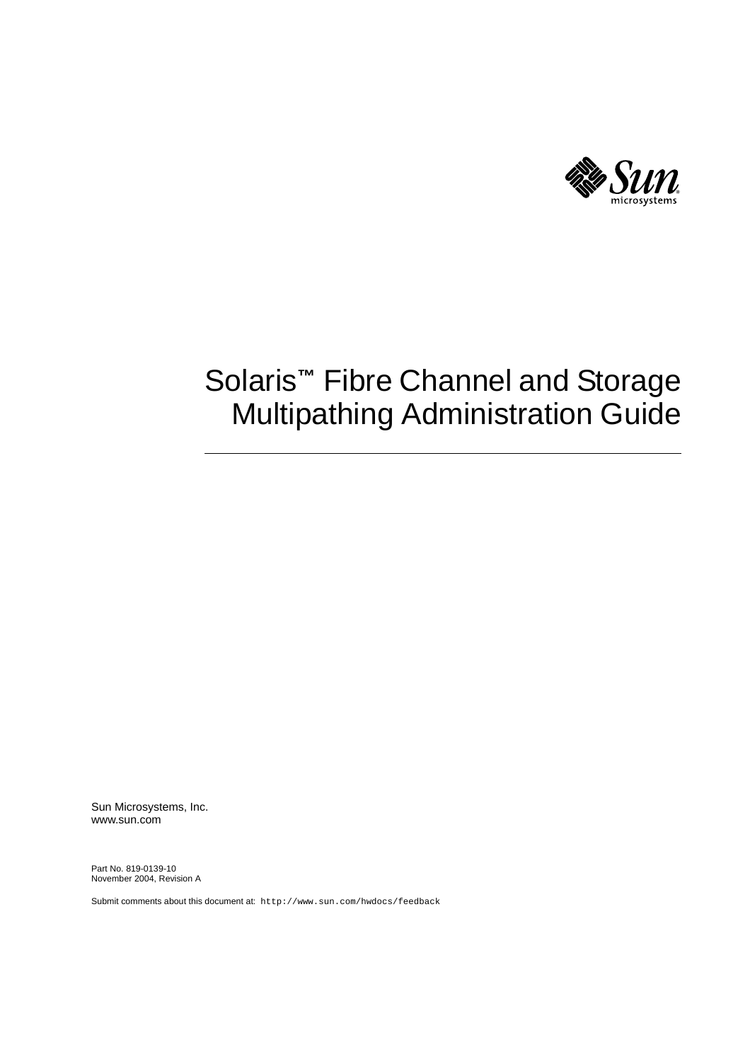# Solaris™ Fibre Channel and Storage Multipathing Administration Guide

Sun Microsystems, Inc.
www.sun.com

Part No. 819-0139-10
November 2004, Revision A

Submit comments about this document at: `http://www.sun.com/hwdocs/feedback`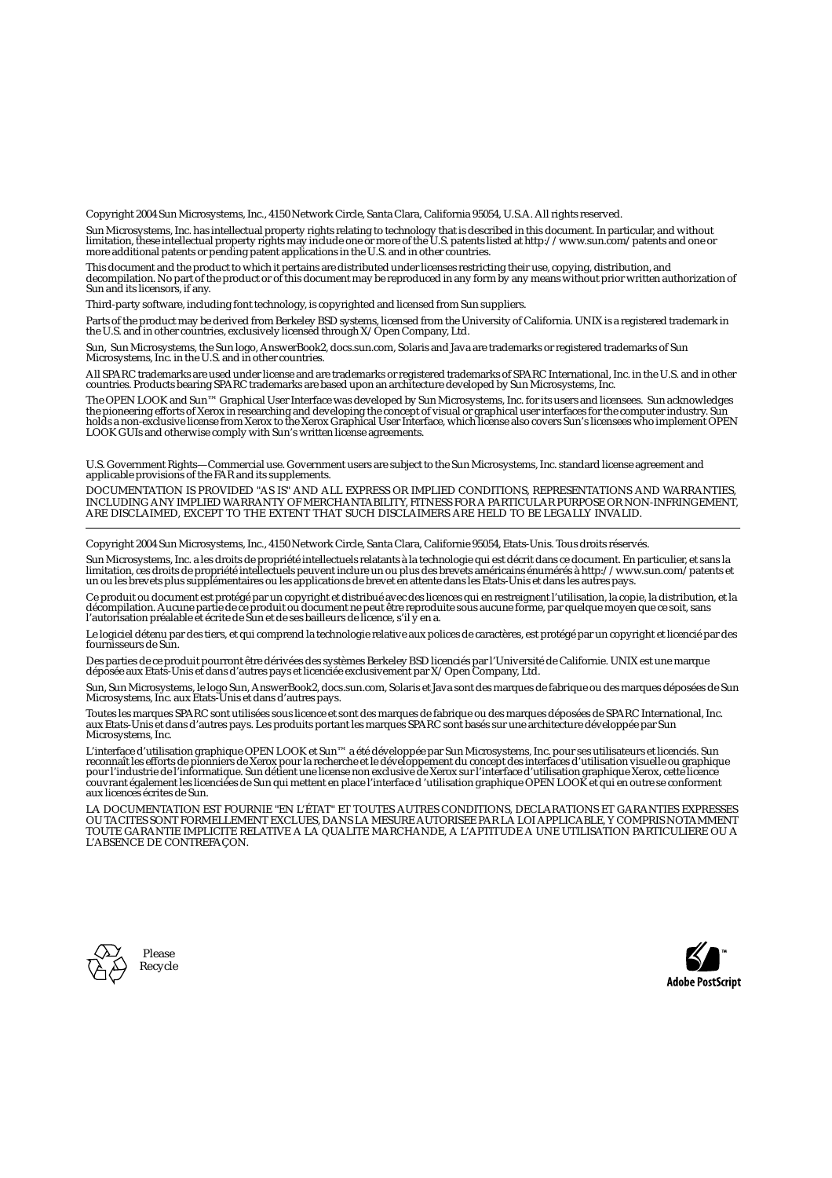Copyright 2004 Sun Microsystems, Inc., 4150 Network Circle, Santa Clara, California 95054, U.S.A. All rights reserved.

Sun Microsystems, Inc. has intellectual property rights relating to technology that is described in this document. In particular, and without limitation, these intellectual property rights may include one or more of the U.S. patents listed at http://www.sun.com/patents and one or more additional patents or pending patent applications in the U.S. and in other countries.

This document and the product to which it pertains are distributed under licenses restricting their use, copying, distribution, and decompilation. No part of the product or of this document may be reproduced in any form by any means without prior written authorization of Sun and its licensors, if any.

Third-party software, including font technology, is copyrighted and licensed from Sun suppliers.

Parts of the product may be derived from Berkeley BSD systems, licensed from the University of California. UNIX is a registered trademark in the U.S. and in other countries, exclusively licensed through X/Open Company, Ltd.

Sun, Sun Microsystems, the Sun logo, AnswerBook2, docs.sun.com, Solaris and Java are trademarks or registered trademarks of Sun Microsystems, Inc. in the U.S. and in other countries.

All SPARC trademarks are used under license and are trademarks or registered trademarks of SPARC International, Inc. in the U.S. and in other countries. Products bearing SPARC trademarks are based upon an architecture developed by Sun Microsystems, Inc.

The OPEN LOOK and Sun™ Graphical User Interface was developed by Sun Microsystems, Inc. for its users and licensees. Sun acknowledges the pioneering efforts of Xerox in researching and developing the concept of visual or graphical user interfaces for the computer industry. Sun holds a non-exclusive license from Xerox to the Xerox Graphical User Interface, which license also covers Sun's licensees who implement OPEN LOOK GUIs and otherwise comply with Sun's written license agreements.

U.S. Government Rights—Commercial use. Government users are subject to the Sun Microsystems, Inc. standard license agreement and applicable provisions of the FAR and its supplements.

DOCUMENTATION IS PROVIDED "AS IS" AND ALL EXPRESS OR IMPLIED CONDITIONS, REPRESENTATIONS AND WARRANTIES, INCLUDING ANY IMPLIED WARRANTY OF MERCHANTABILITY, FITNESS FOR A PARTICULAR PURPOSE OR NON-INFRINGEMENT, ARE DISCLAIMED, EXCEPT TO THE EXTENT THAT SUCH DISCLAIMERS ARE HELD TO BE LEGALLY INVALID.

---

Copyright 2004 Sun Microsystems, Inc., 4150 Network Circle, Santa Clara, Californie 95054, Etats-Unis. Tous droits réservés.

Sun Microsystems, Inc. a les droits de propriété intellectuels relatants à la technologie qui est décrit dans ce document. En particulier, et sans la limitation, ces droits de propriété intellectuels peuvent inclure un ou plus des brevets américains énumérés à http://www.sun.com/patents et un ou les brevets plus supplémentaires ou les applications de brevet en attente dans les Etats-Unis et dans les autres pays.

Ce produit ou document est protégé par un copyright et distribué avec des licences qui en restreignent l'utilisation, la copie, la distribution, et la décompilation. Aucune partie de ce produit ou document ne peut être reproduite sous aucune forme, par quelque moyen que ce soit, sans l'autorisation préalable et écrite de Sun et de ses bailleurs de licence, s'il y en a.

Le logiciel détenu par des tiers, et qui comprend la technologie relative aux polices de caractères, est protégé par un copyright et licencié par des fournisseurs de Sun.

Des parties de ce produit pourront être dérivées des systèmes Berkeley BSD licenciés par l'Université de Californie. UNIX est une marque déposée aux Etats-Unis et dans d'autres pays et licenciée exclusivement par X/Open Company, Ltd.

Sun, Sun Microsystems, le logo Sun, AnswerBook2, docs.sun.com, Solaris et Java sont des marques de fabrique ou des marques déposées de Sun Microsystems, Inc. aux Etats-Unis et dans d'autres pays.

Toutes les marques SPARC sont utilisées sous licence et sont des marques de fabrique ou des marques déposées de SPARC International, Inc. aux Etats-Unis et dans d'autres pays. Les produits portant les marques SPARC sont basés sur une architecture développée par Sun Microsystems, Inc.

L'interface d'utilisation graphique OPEN LOOK et Sun™ a été développée par Sun Microsystems, Inc. pour ses utilisateurs et licenciés. Sun reconnaît les efforts de pionniers de Xerox pour la recherche et le développement du concept des interfaces d'utilisation visuelle ou graphique pour l'industrie de l'informatique. Sun détient une license non exclusive de Xerox sur l'interface d'utilisation graphique Xerox, cette licence couvrant également les licenciées de Sun qui mettent en place l'interface d 'utilisation graphique OPEN LOOK et qui en outre se conforment aux licences écrites de Sun.

LA DOCUMENTATION EST FOURNIE "EN L'ÉTAT" ET TOUTES AUTRES CONDITIONS, DECLARATIONS ET GARANTIES EXPRESSES OU TACITES SONT FORMELLEMENT EXCLUES, DANS LA MESURE AUTORISEE PAR LA LOI APPLICABLE, Y COMPRIS NOTAMMENT TOUTE GARANTIE IMPLICITE RELATIVE A LA QUALITE MARCHANDE, A L'APTITUDE A UNE UTILISATION PARTICULIERE OU A L'ABSENCE DE CONTREFAÇON.

Please Recycle

Adobe PostScript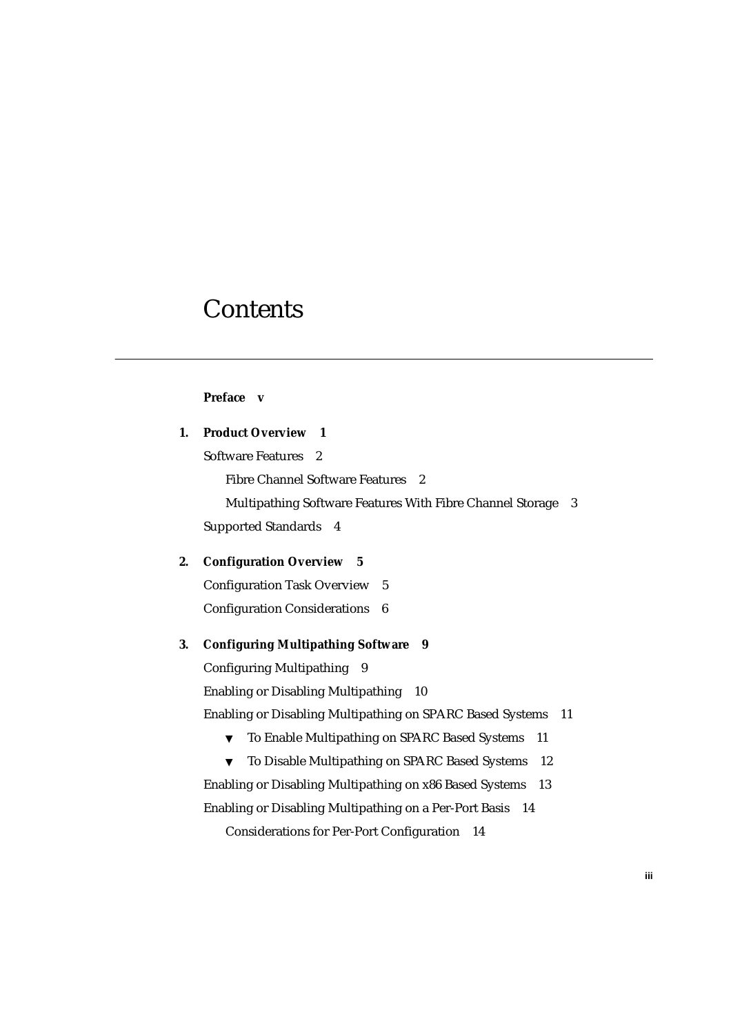# Contents

**Preface v**

**1. Product Overview 1**

Software Features 2

- Fibre Channel Software Features 2
- Multipathing Software Features With Fibre Channel Storage 3

Supported Standards 4

**2. Configuration Overview 5**

Configuration Task Overview 5

Configuration Considerations 6

**3. Configuring Multipathing Software 9**

Configuring Multipathing 9

Enabling or Disabling Multipathing 10

Enabling or Disabling Multipathing on SPARC Based Systems 11

- ▼ To Enable Multipathing on SPARC Based Systems 11
- ▼ To Disable Multipathing on SPARC Based Systems 12

Enabling or Disabling Multipathing on x86 Based Systems 13

Enabling or Disabling Multipathing on a Per-Port Basis 14

- Considerations for Per-Port Configuration 14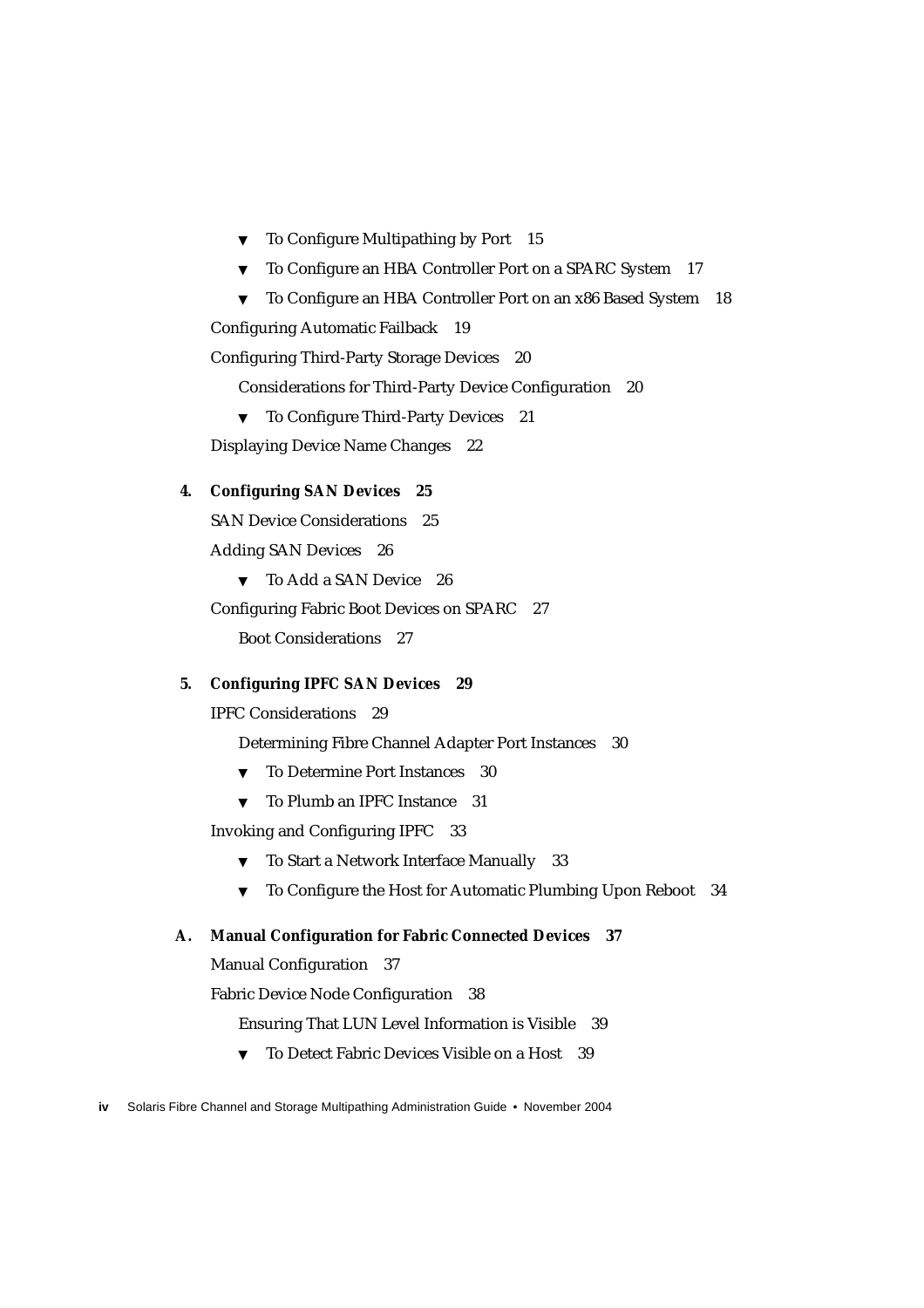- ▼ To Configure Multipathing by Port 15
- ▼ To Configure an HBA Controller Port on a SPARC System 17
- ▼ To Configure an HBA Controller Port on an x86 Based System 18

Configuring Automatic Failback 19

Configuring Third-Party Storage Devices 20

Considerations for Third-Party Device Configuration 20

- ▼ To Configure Third-Party Devices 21

Displaying Device Name Changes 22

**4. Configuring SAN Devices 25**

SAN Device Considerations 25

Adding SAN Devices 26

- ▼ To Add a SAN Device 26

Configuring Fabric Boot Devices on SPARC 27

Boot Considerations 27

**5. Configuring IPFC SAN Devices 29**

IPFC Considerations 29

Determining Fibre Channel Adapter Port Instances 30

- ▼ To Determine Port Instances 30
- ▼ To Plumb an IPFC Instance 31

Invoking and Configuring IPFC 33

- ▼ To Start a Network Interface Manually 33
- ▼ To Configure the Host for Automatic Plumbing Upon Reboot 34

**A. Manual Configuration for Fabric Connected Devices 37**

Manual Configuration 37

Fabric Device Node Configuration 38

Ensuring That LUN Level Information is Visible 39

- ▼ To Detect Fabric Devices Visible on a Host 39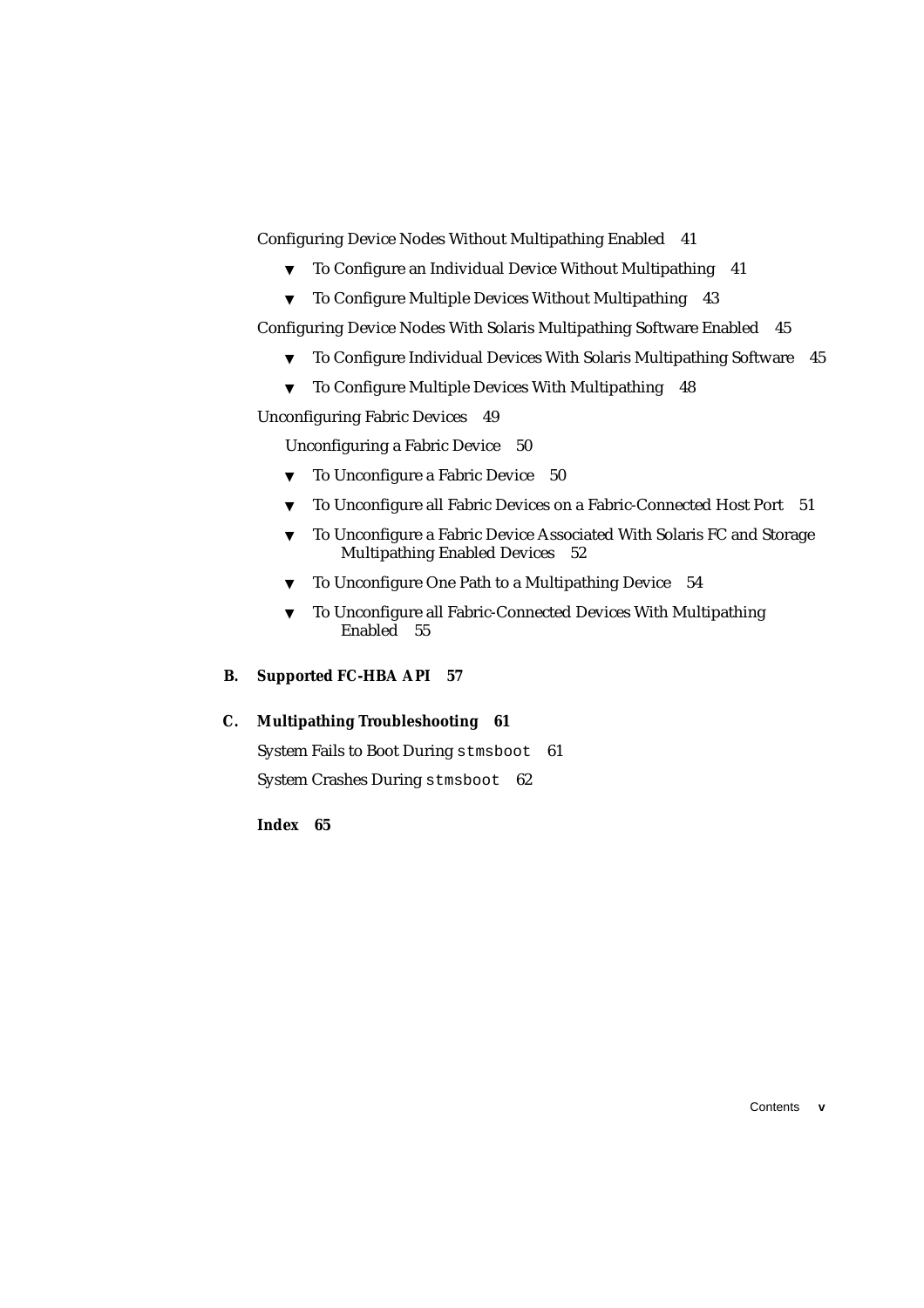Configuring Device Nodes Without Multipathing Enabled 41

- ▼ To Configure an Individual Device Without Multipathing 41
- ▼ To Configure Multiple Devices Without Multipathing 43

Configuring Device Nodes With Solaris Multipathing Software Enabled 45

- ▼ To Configure Individual Devices With Solaris Multipathing Software 45
- ▼ To Configure Multiple Devices With Multipathing 48

Unconfiguring Fabric Devices 49

Unconfiguring a Fabric Device 50

- ▼ To Unconfigure a Fabric Device 50
- ▼ To Unconfigure all Fabric Devices on a Fabric-Connected Host Port 51
- ▼ To Unconfigure a Fabric Device Associated With Solaris FC and Storage Multipathing Enabled Devices 52
- ▼ To Unconfigure One Path to a Multipathing Device 54
- ▼ To Unconfigure all Fabric-Connected Devices With Multipathing Enabled 55

**B. Supported FC-HBA API 57**

**C. Multipathing Troubleshooting 61**

System Fails to Boot During `stmsboot` 61

System Crashes During `stmsboot` 62

**Index 65**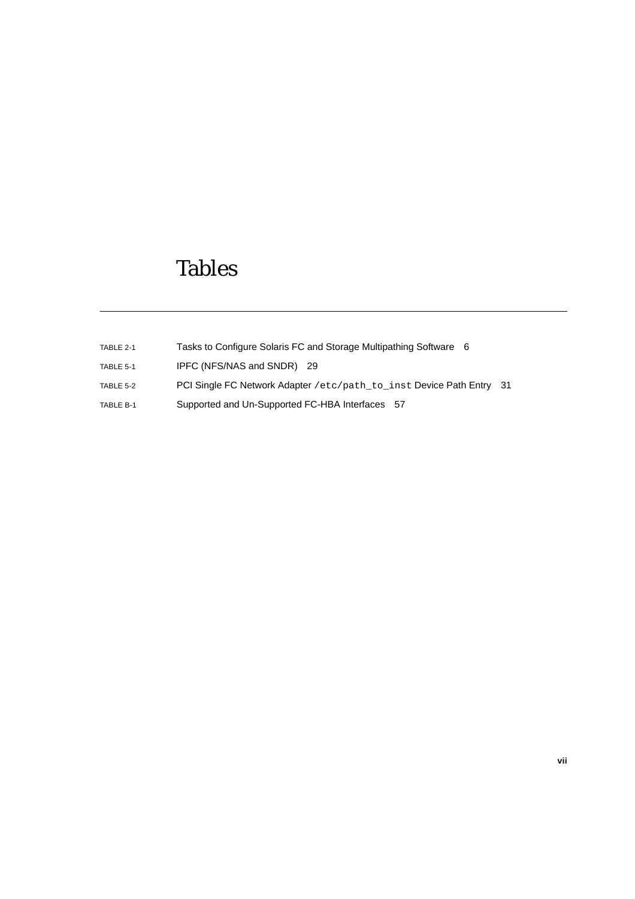# Tables

TABLE 2-1 Tasks to Configure Solaris FC and Storage Multipathing Software 6

TABLE 5-1 IPFC (NFS/NAS and SNDR) 29

TABLE 5-2 PCI Single FC Network Adapter `/etc/path_to_inst` Device Path Entry 31

TABLE B-1 Supported and Un-Supported FC-HBA Interfaces 57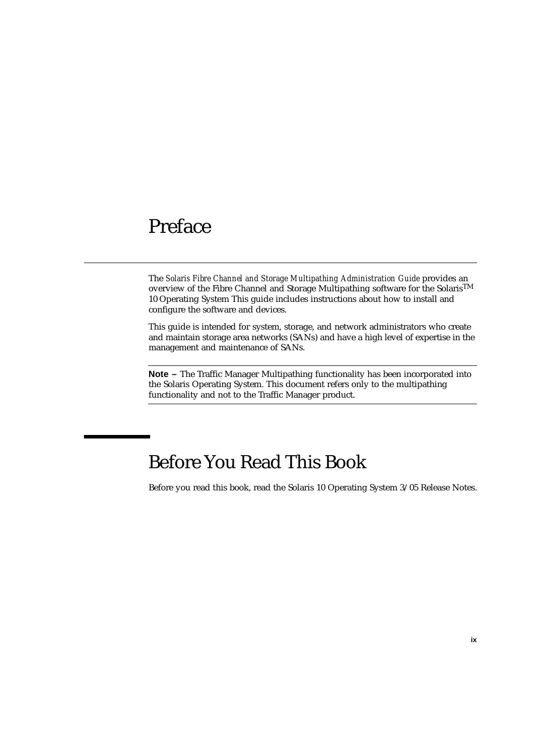# Preface

The *Solaris Fibre Channel and Storage Multipathing Administration Guide* provides an overview of the Fibre Channel and Storage Multipathing software for the Solaris™ 10 Operating System This guide includes instructions about how to install and configure the software and devices.

This guide is intended for system, storage, and network administrators who create and maintain storage area networks (SANs) and have a high level of expertise in the management and maintenance of SANs.

---

**Note –** The Traffic Manager Multipathing functionality has been incorporated into the Solaris Operating System. This document refers only to the multipathing functionality and not to the Traffic Manager product.

---

## Before You Read This Book

Before you read this book, read the Solaris 10 Operating System 3/05 Release Notes.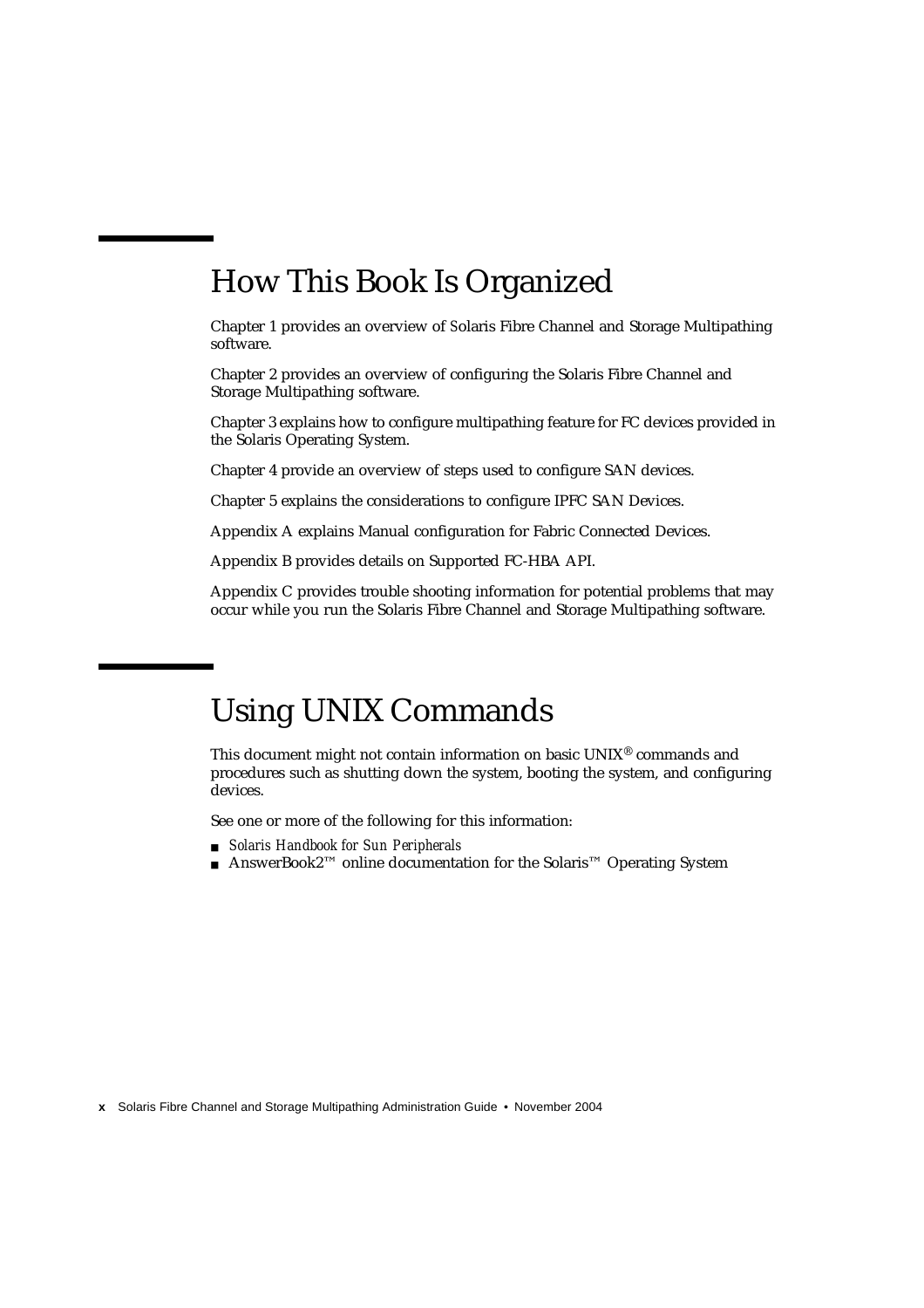## How This Book Is Organized

Chapter 1 provides an overview of Solaris Fibre Channel and Storage Multipathing software.

Chapter 2 provides an overview of configuring the Solaris Fibre Channel and Storage Multipathing software.

Chapter 3 explains how to configure multipathing feature for FC devices provided in the Solaris Operating System.

Chapter 4 provide an overview of steps used to configure SAN devices.

Chapter 5 explains the considerations to configure IPFC SAN Devices.

Appendix A explains Manual configuration for Fabric Connected Devices.

Appendix B provides details on Supported FC-HBA API.

Appendix C provides trouble shooting information for potential problems that may occur while you run the Solaris Fibre Channel and Storage Multipathing software.

## Using UNIX Commands

This document might not contain information on basic UNIX® commands and procedures such as shutting down the system, booting the system, and configuring devices.

See one or more of the following for this information:

- *Solaris Handbook for Sun Peripherals*
- AnswerBook2™ online documentation for the Solaris™ Operating System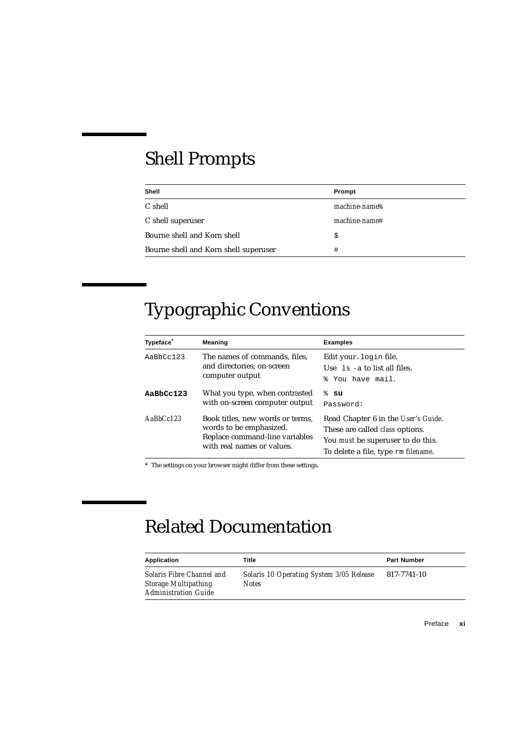## Shell Prompts

| Shell | Prompt |
| --- | --- |
| C shell | *machine-name*% |
| C shell superuser | *machine-name*# |
| Bourne shell and Korn shell | `$` |
| Bourne shell and Korn shell superuser | `#` |

## Typographic Conventions

| Typeface* | Meaning | Examples |
| --- | --- | --- |
| `AaBbCc123` | The names of commands, files, and directories; on-screen computer output | Edit your `.login` file.<br>Use `ls -a` to list all files.<br>`% You have mail.` |
| **`AaBbCc123`** | What you type, when contrasted with on-screen computer output | `%` **`su`**<br>`Password:` |
| *AaBbCc123* | Book titles, new words or terms, words to be emphasized. Replace command-line variables with real names or values. | Read Chapter 6 in the *User's Guide*.<br>These are called *class* options.<br>You *must* be superuser to do this.<br>To delete a file, type `rm` *filename*. |

* The settings on your browser might differ from these settings.

## Related Documentation

| Application | Title | Part Number |
| --- | --- | --- |
| *Solaris Fibre Channel and Storage Multipathing Administration Guide* | *Solaris 10 Operating System 3/05 Release Notes* | 817-7741-10 |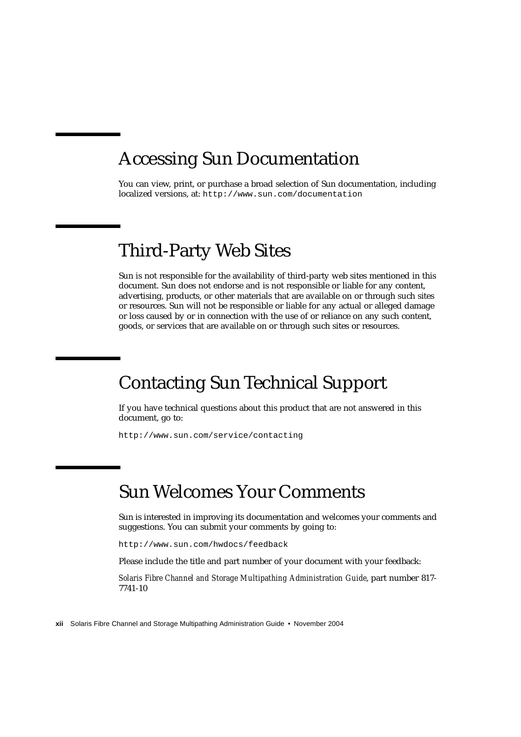## Accessing Sun Documentation

You can view, print, or purchase a broad selection of Sun documentation, including localized versions, at: `http://www.sun.com/documentation`

## Third-Party Web Sites

Sun is not responsible for the availability of third-party web sites mentioned in this document. Sun does not endorse and is not responsible or liable for any content, advertising, products, or other materials that are available on or through such sites or resources. Sun will not be responsible or liable for any actual or alleged damage or loss caused by or in connection with the use of or reliance on any such content, goods, or services that are available on or through such sites or resources.

## Contacting Sun Technical Support

If you have technical questions about this product that are not answered in this document, go to:

`http://www.sun.com/service/contacting`

## Sun Welcomes Your Comments

Sun is interested in improving its documentation and welcomes your comments and suggestions. You can submit your comments by going to:

`http://www.sun.com/hwdocs/feedback`

Please include the title and part number of your document with your feedback:

*Solaris Fibre Channel and Storage Multipathing Administration Guide*, part number 817-7741-10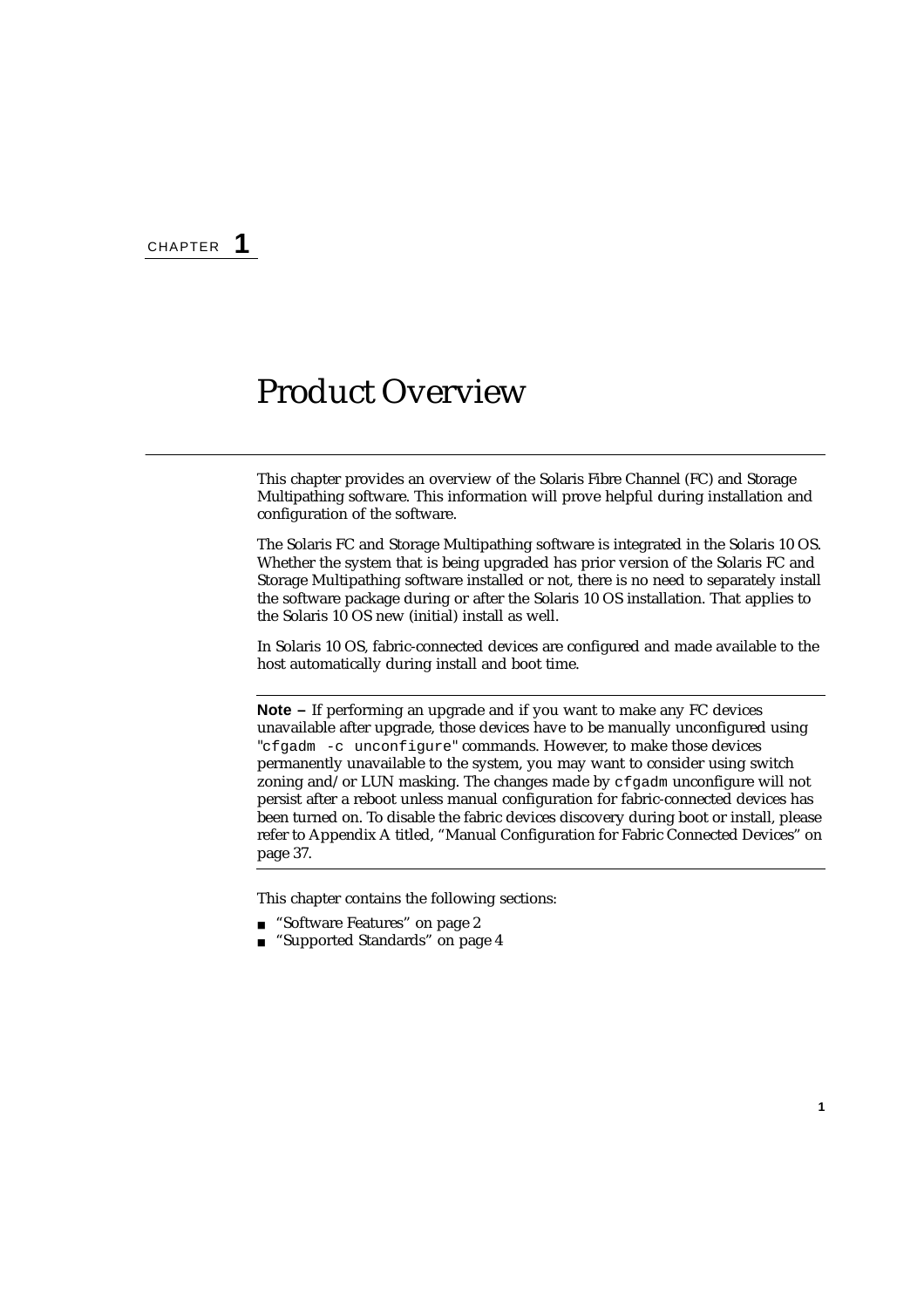CHAPTER **1**

# Product Overview

This chapter provides an overview of the Solaris Fibre Channel (FC) and Storage Multipathing software. This information will prove helpful during installation and configuration of the software.

The Solaris FC and Storage Multipathing software is integrated in the Solaris 10 OS. Whether the system that is being upgraded has prior version of the Solaris FC and Storage Multipathing software installed or not, there is no need to separately install the software package during or after the Solaris 10 OS installation. That applies to the Solaris 10 OS new (initial) install as well.

In Solaris 10 OS, fabric-connected devices are configured and made available to the host automatically during install and boot time.

---

**Note –** If performing an upgrade and if you want to make any FC devices unavailable after upgrade, those devices have to be manually unconfigured using "`cfgadm -c unconfigure`" commands. However, to make those devices permanently unavailable to the system, you may want to consider using switch zoning and/or LUN masking. The changes made by `cfgadm` unconfigure will not persist after a reboot unless manual configuration for fabric-connected devices has been turned on. To disable the fabric devices discovery during boot or install, please refer to Appendix A titled, "Manual Configuration for Fabric Connected Devices" on page 37.

---

This chapter contains the following sections:

- "Software Features" on page 2
- "Supported Standards" on page 4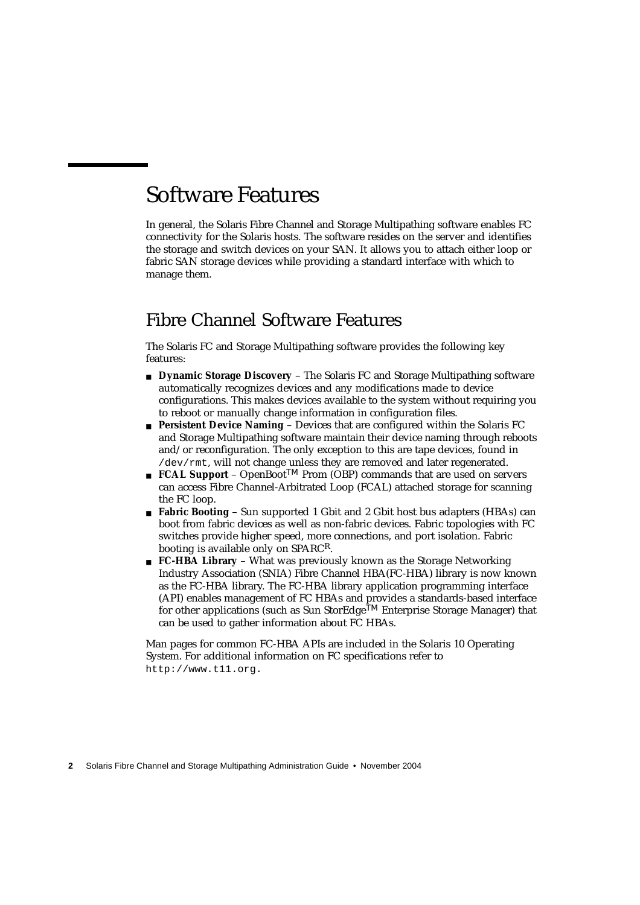# Software Features

In general, the Solaris Fibre Channel and Storage Multipathing software enables FC connectivity for the Solaris hosts. The software resides on the server and identifies the storage and switch devices on your SAN. It allows you to attach either loop or fabric SAN storage devices while providing a standard interface with which to manage them.

## Fibre Channel Software Features

The Solaris FC and Storage Multipathing software provides the following key features:

- **Dynamic Storage Discovery** – The Solaris FC and Storage Multipathing software automatically recognizes devices and any modifications made to device configurations. This makes devices available to the system without requiring you to reboot or manually change information in configuration files.
- **Persistent Device Naming** – Devices that are configured within the Solaris FC and Storage Multipathing software maintain their device naming through reboots and/or reconfiguration. The only exception to this are tape devices, found in `/dev/rmt`, will not change unless they are removed and later regenerated.
- **FCAL Support** – OpenBoot™ Prom (OBP) commands that are used on servers can access Fibre Channel-Arbitrated Loop (FCAL) attached storage for scanning the FC loop.
- **Fabric Booting** – Sun supported 1 Gbit and 2 Gbit host bus adapters (HBAs) can boot from fabric devices as well as non-fabric devices. Fabric topologies with FC switches provide higher speed, more connections, and port isolation. Fabric booting is available only on SPARC®.
- **FC-HBA Library** – What was previously known as the Storage Networking Industry Association (SNIA) Fibre Channel HBA(FC-HBA) library is now known as the FC-HBA library. The FC-HBA library application programming interface (API) enables management of FC HBAs and provides a standards-based interface for other applications (such as Sun StorEdge™ Enterprise Storage Manager) that can be used to gather information about FC HBAs.

Man pages for common FC-HBA APIs are included in the Solaris 10 Operating System. For additional information on FC specifications refer to `http://www.t11.org`.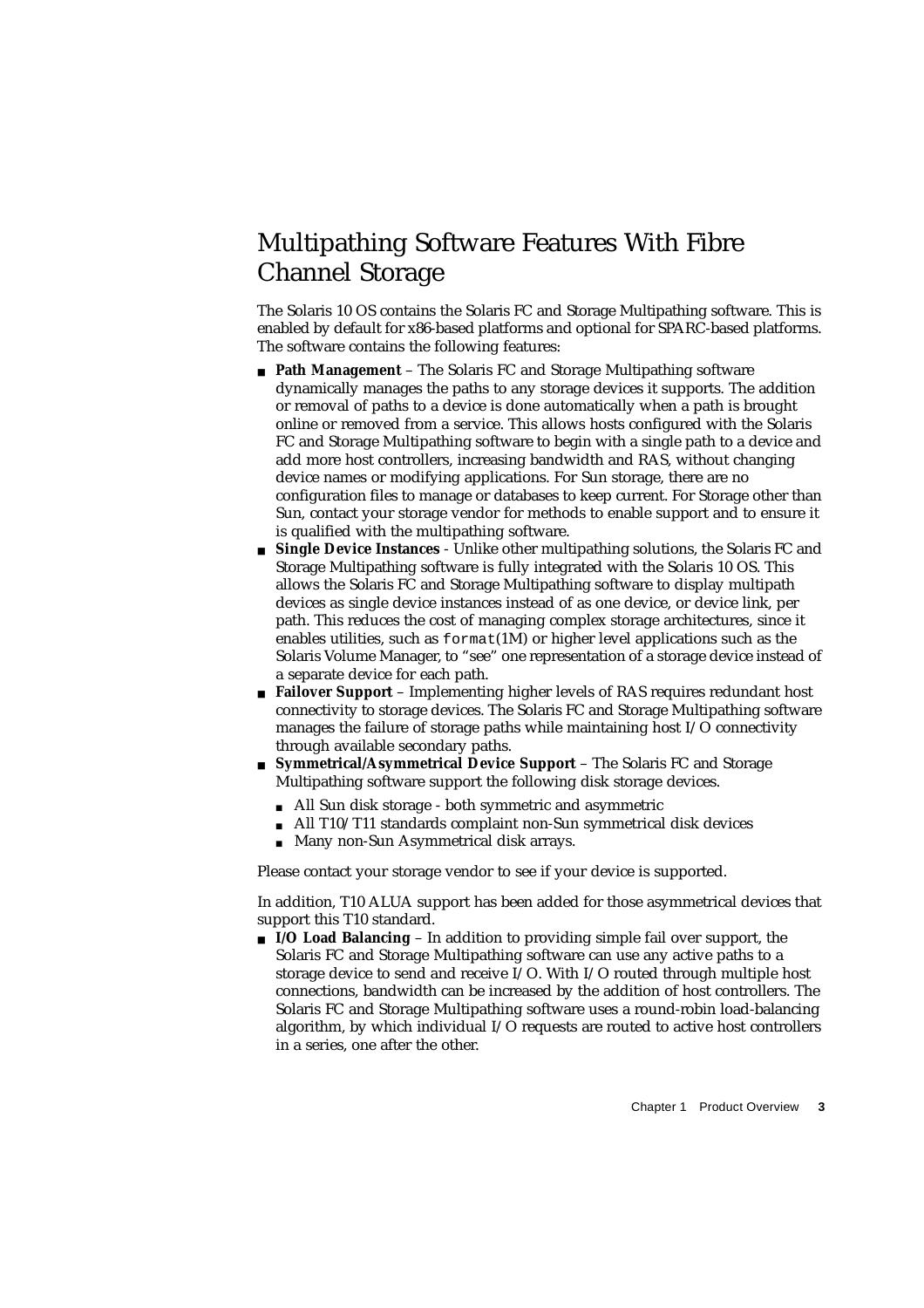## Multipathing Software Features With Fibre Channel Storage

The Solaris 10 OS contains the Solaris FC and Storage Multipathing software. This is enabled by default for x86-based platforms and optional for SPARC-based platforms. The software contains the following features:

- **Path Management** – The Solaris FC and Storage Multipathing software dynamically manages the paths to any storage devices it supports. The addition or removal of paths to a device is done automatically when a path is brought online or removed from a service. This allows hosts configured with the Solaris FC and Storage Multipathing software to begin with a single path to a device and add more host controllers, increasing bandwidth and RAS, without changing device names or modifying applications. For Sun storage, there are no configuration files to manage or databases to keep current. For Storage other than Sun, contact your storage vendor for methods to enable support and to ensure it is qualified with the multipathing software.
- **Single Device Instances** - Unlike other multipathing solutions, the Solaris FC and Storage Multipathing software is fully integrated with the Solaris 10 OS. This allows the Solaris FC and Storage Multipathing software to display multipath devices as single device instances instead of as one device, or device link, per path. This reduces the cost of managing complex storage architectures, since it enables utilities, such as `format`(1M) or higher level applications such as the Solaris Volume Manager, to "see" one representation of a storage device instead of a separate device for each path.
- **Failover Support** – Implementing higher levels of RAS requires redundant host connectivity to storage devices. The Solaris FC and Storage Multipathing software manages the failure of storage paths while maintaining host I/O connectivity through available secondary paths.
- **Symmetrical/Asymmetrical Device Support** – The Solaris FC and Storage Multipathing software support the following disk storage devices.
  - All Sun disk storage - both symmetric and asymmetric
  - All T10/T11 standards complaint non-Sun symmetrical disk devices
  - Many non-Sun Asymmetrical disk arrays.

Please contact your storage vendor to see if your device is supported.

In addition, T10 ALUA support has been added for those asymmetrical devices that support this T10 standard.

- **I/O Load Balancing** – In addition to providing simple fail over support, the Solaris FC and Storage Multipathing software can use any active paths to a storage device to send and receive I/O. With I/O routed through multiple host connections, bandwidth can be increased by the addition of host controllers. The Solaris FC and Storage Multipathing software uses a round-robin load-balancing algorithm, by which individual I/O requests are routed to active host controllers in a series, one after the other.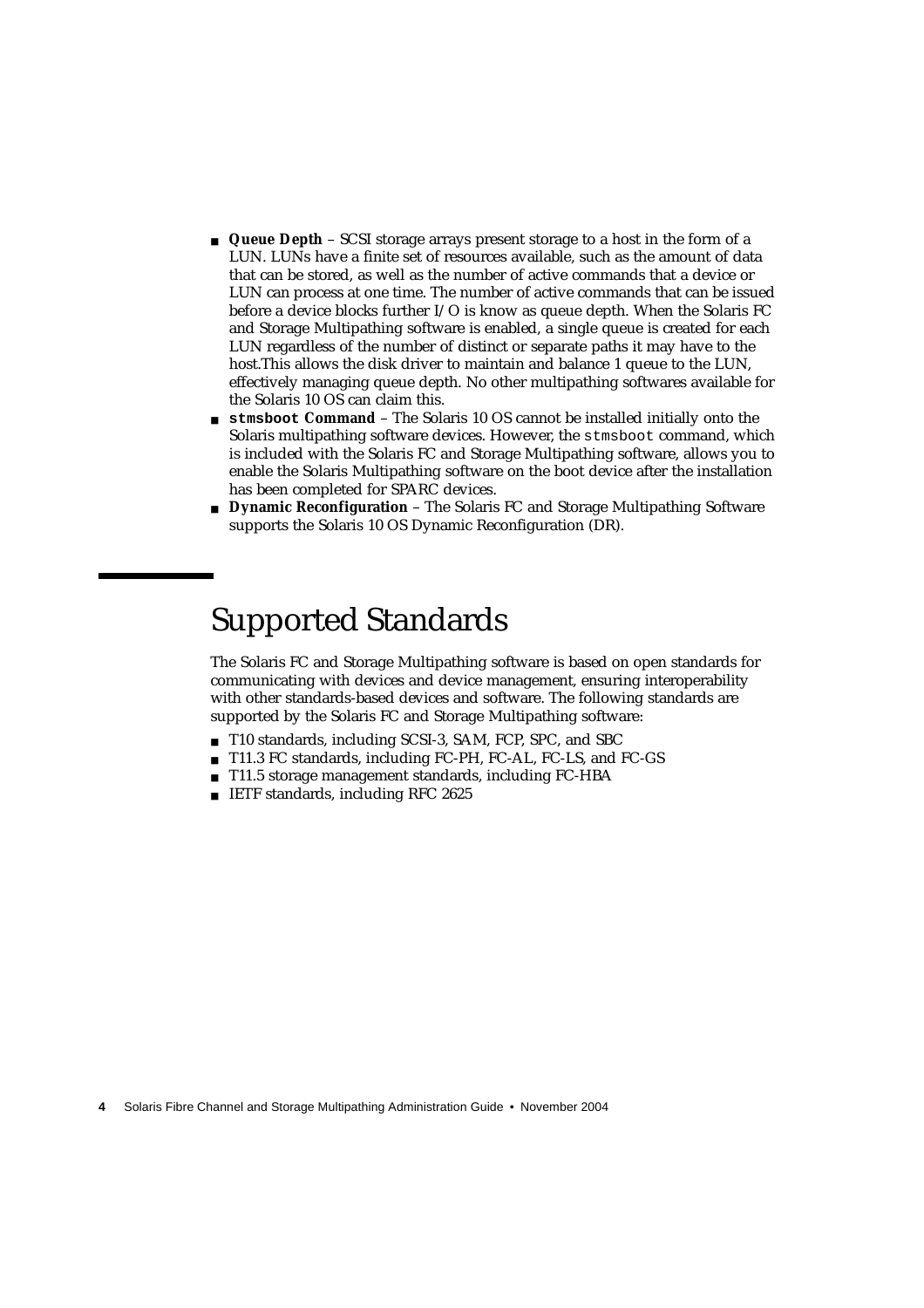- **Queue Depth** – SCSI storage arrays present storage to a host in the form of a LUN. LUNs have a finite set of resources available, such as the amount of data that can be stored, as well as the number of active commands that a device or LUN can process at one time. The number of active commands that can be issued before a device blocks further I/O is know as queue depth. When the Solaris FC and Storage Multipathing software is enabled, a single queue is created for each LUN regardless of the number of distinct or separate paths it may have to the host.This allows the disk driver to maintain and balance 1 queue to the LUN, effectively managing queue depth. No other multipathing softwares available for the Solaris 10 OS can claim this.
- **`stmsboot` Command** – The Solaris 10 OS cannot be installed initially onto the Solaris multipathing software devices. However, the `stmsboot` command, which is included with the Solaris FC and Storage Multipathing software, allows you to enable the Solaris Multipathing software on the boot device after the installation has been completed for SPARC devices.
- **Dynamic Reconfiguration** – The Solaris FC and Storage Multipathing Software supports the Solaris 10 OS Dynamic Reconfiguration (DR).

# Supported Standards

The Solaris FC and Storage Multipathing software is based on open standards for communicating with devices and device management, ensuring interoperability with other standards-based devices and software. The following standards are supported by the Solaris FC and Storage Multipathing software:

- T10 standards, including SCSI-3, SAM, FCP, SPC, and SBC
- T11.3 FC standards, including FC-PH, FC-AL, FC-LS, and FC-GS
- T11.5 storage management standards, including FC-HBA
- IETF standards, including RFC 2625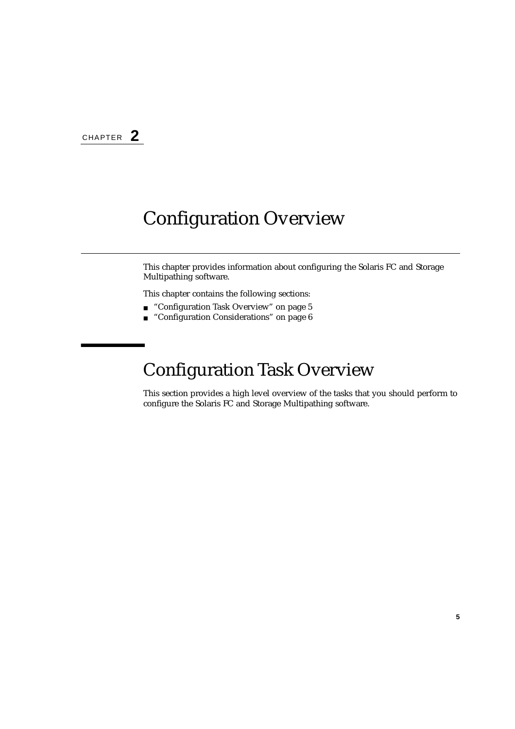CHAPTER **2**

# Configuration Overview

This chapter provides information about configuring the Solaris FC and Storage Multipathing software.

This chapter contains the following sections:

- "Configuration Task Overview" on page 5
- "Configuration Considerations" on page 6

## Configuration Task Overview

This section provides a high level overview of the tasks that you should perform to configure the Solaris FC and Storage Multipathing software.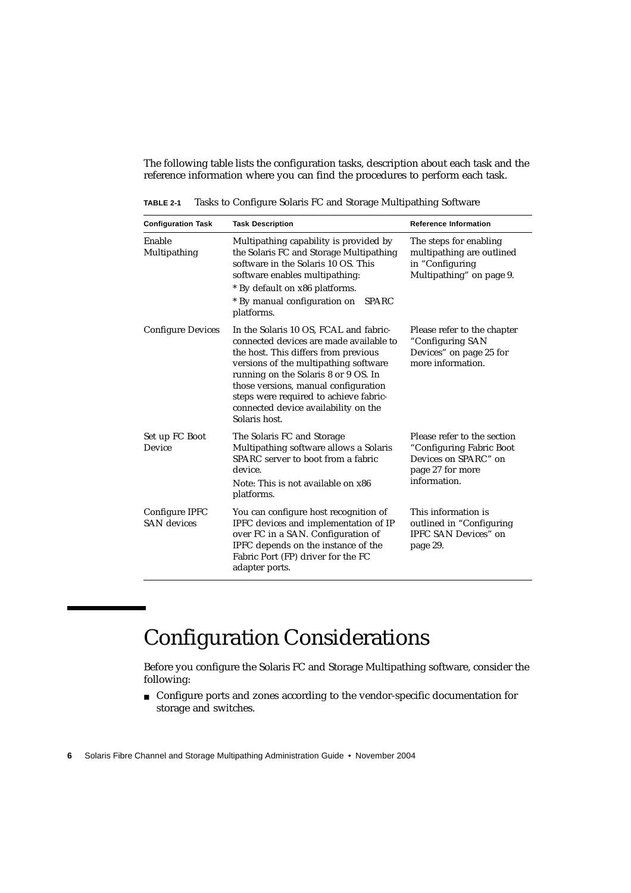The following table lists the configuration tasks, description about each task and the reference information where you can find the procedures to perform each task.

**TABLE 2-1** Tasks to Configure Solaris FC and Storage Multipathing Software

| Configuration Task | Task Description | Reference Information |
|---|---|---|
| Enable Multipathing | Multipathing capability is provided by the Solaris FC and Storage Multipathing software in the Solaris 10 OS. This software enables multipathing:<br>* By default on x86 platforms.<br>* By manual configuration on SPARC platforms. | The steps for enabling multipathing are outlined in "Configuring Multipathing" on page 9. |
| Configure Devices | In the Solaris 10 OS, FCAL and fabric-connected devices are made available to the host. This differs from previous versions of the multipathing software running on the Solaris 8 or 9 OS. In those versions, manual configuration steps were required to achieve fabric-connected device availability on the Solaris host. | Please refer to the chapter "Configuring SAN Devices" on page 25 for more information. |
| Set up FC Boot Device | The Solaris FC and Storage Multipathing software allows a Solaris SPARC server to boot from a fabric device.<br>Note: This is not available on x86 platforms. | Please refer to the section "Configuring Fabric Boot Devices on SPARC" on page 27 for more information. |
| Configure IPFC SAN devices | You can configure host recognition of IPFC devices and implementation of IP over FC in a SAN. Configuration of IPFC depends on the instance of the Fabric Port (FP) driver for the FC adapter ports. | This information is outlined in "Configuring IPFC SAN Devices" on page 29. |

# Configuration Considerations

Before you configure the Solaris FC and Storage Multipathing software, consider the following:

- Configure ports and zones according to the vendor-specific documentation for storage and switches.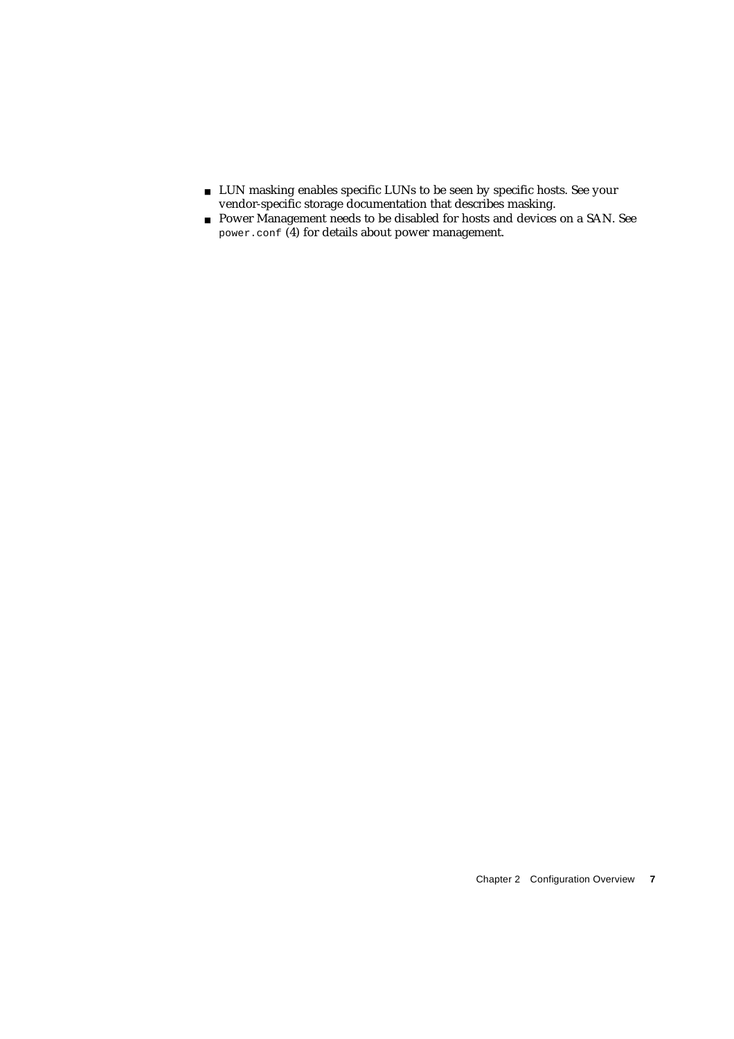- LUN masking enables specific LUNs to be seen by specific hosts. See your vendor-specific storage documentation that describes masking.
- Power Management needs to be disabled for hosts and devices on a SAN. See `power.conf` (4) for details about power management.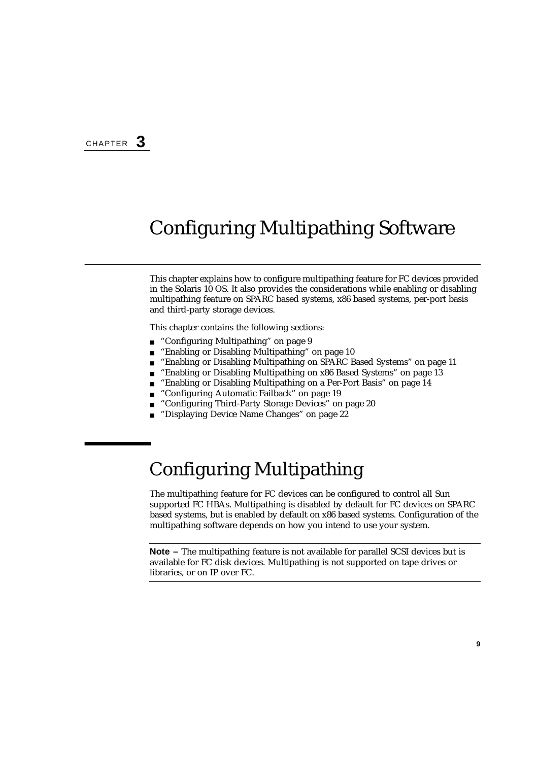CHAPTER **3**

# Configuring Multipathing Software

This chapter explains how to configure multipathing feature for FC devices provided in the Solaris 10 OS. It also provides the considerations while enabling or disabling multipathing feature on SPARC based systems, x86 based systems, per-port basis and third-party storage devices.

This chapter contains the following sections:

- "Configuring Multipathing" on page 9
- "Enabling or Disabling Multipathing" on page 10
- "Enabling or Disabling Multipathing on SPARC Based Systems" on page 11
- "Enabling or Disabling Multipathing on x86 Based Systems" on page 13
- "Enabling or Disabling Multipathing on a Per-Port Basis" on page 14
- "Configuring Automatic Failback" on page 19
- "Configuring Third-Party Storage Devices" on page 20
- "Displaying Device Name Changes" on page 22

## Configuring Multipathing

The multipathing feature for FC devices can be configured to control all Sun supported FC HBAs. Multipathing is disabled by default for FC devices on SPARC based systems, but is enabled by default on x86 based systems. Configuration of the multipathing software depends on how you intend to use your system.

---

**Note –** The multipathing feature is not available for parallel SCSI devices but is available for FC disk devices. Multipathing is not supported on tape drives or libraries, or on IP over FC.

---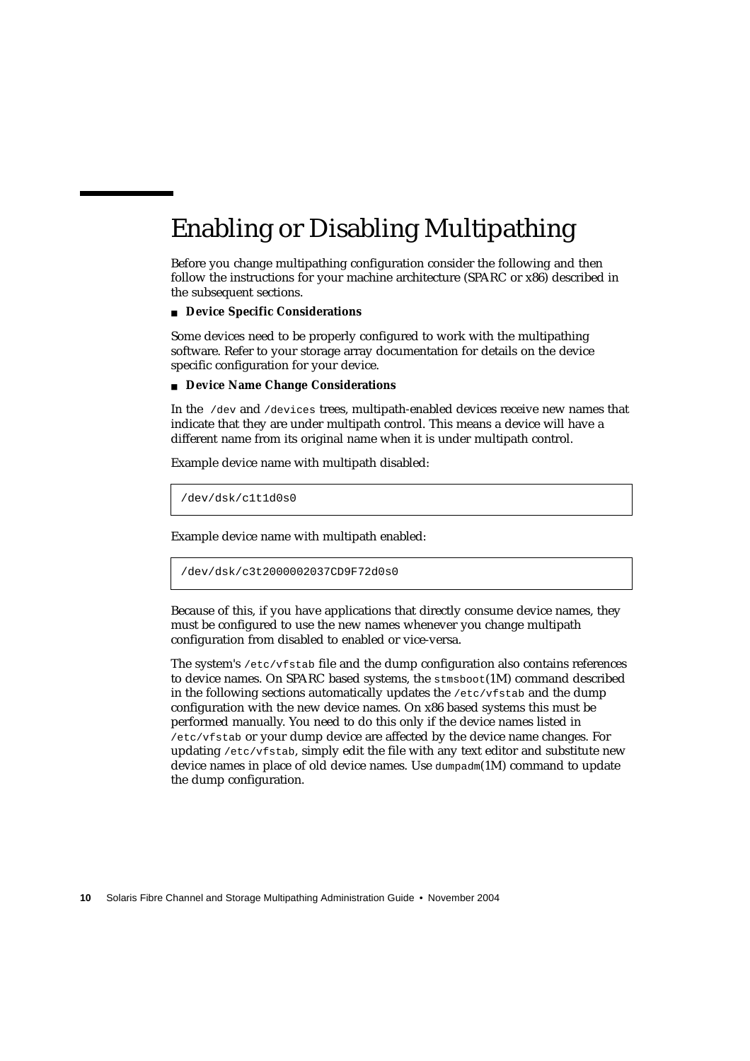# Enabling or Disabling Multipathing

Before you change multipathing configuration consider the following and then follow the instructions for your machine architecture (SPARC or x86) described in the subsequent sections.

- **Device Specific Considerations**

Some devices need to be properly configured to work with the multipathing software. Refer to your storage array documentation for details on the device specific configuration for your device.

- **Device Name Change Considerations**

In the `/dev` and `/devices` trees, multipath-enabled devices receive new names that indicate that they are under multipath control. This means a device will have a different name from its original name when it is under multipath control.

Example device name with multipath disabled:

```
/dev/dsk/c1t1d0s0
```

Example device name with multipath enabled:

```
/dev/dsk/c3t2000002037CD9F72d0s0
```

Because of this, if you have applications that directly consume device names, they must be configured to use the new names whenever you change multipath configuration from disabled to enabled or vice-versa.

The system's `/etc/vfstab` file and the dump configuration also contains references to device names. On SPARC based systems, the `stmsboot`(1M) command described in the following sections automatically updates the `/etc/vfstab` and the dump configuration with the new device names. On x86 based systems this must be performed manually. You need to do this only if the device names listed in `/etc/vfstab` or your dump device are affected by the device name changes. For updating `/etc/vfstab`, simply edit the file with any text editor and substitute new device names in place of old device names. Use `dumpadm`(1M) command to update the dump configuration.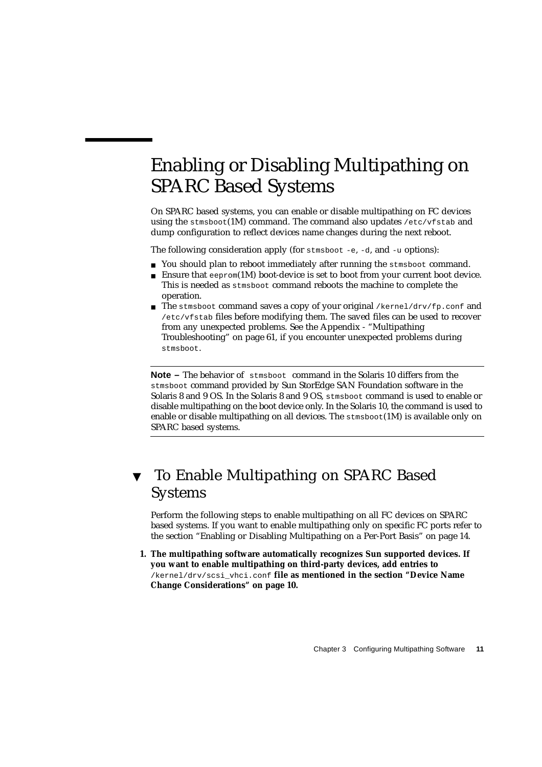# Enabling or Disabling Multipathing on SPARC Based Systems

On SPARC based systems, you can enable or disable multipathing on FC devices using the `stmsboot`(1M) command. The command also updates `/etc/vfstab` and dump configuration to reflect devices name changes during the next reboot.

The following consideration apply (for `stmsboot -e`, `-d`, and `-u` options):

- You should plan to reboot immediately after running the `stmsboot` command.
- Ensure that `eeprom`(1M) boot-device is set to boot from your current boot device. This is needed as `stmsboot` command reboots the machine to complete the operation.
- The `stmsboot` command saves a copy of your original `/kernel/drv/fp.conf` and `/etc/vfstab` files before modifying them. The saved files can be used to recover from any unexpected problems. See the Appendix - "Multipathing Troubleshooting" on page 61, if you encounter unexpected problems during `stmsboot`.

---

**Note –** The behavior of `stmsboot` command in the Solaris 10 differs from the `stmsboot` command provided by Sun StorEdge SAN Foundation software in the Solaris 8 and 9 OS. In the Solaris 8 and 9 OS, `stmsboot` command is used to enable or disable multipathing on the boot device only. In the Solaris 10, the command is used to enable or disable multipathing on all devices. The `stmsboot`(1M) is available only on SPARC based systems.

---

## ▼ To Enable Multipathing on SPARC Based Systems

Perform the following steps to enable multipathing on all FC devices on SPARC based systems. If you want to enable multipathing only on specific FC ports refer to the section "Enabling or Disabling Multipathing on a Per-Port Basis" on page 14.

1. **The multipathing software automatically recognizes Sun supported devices. If you want to enable multipathing on third-party devices, add entries to** `/kernel/drv/scsi_vhci.conf` **file as mentioned in the section "Device Name Change Considerations" on page 10.**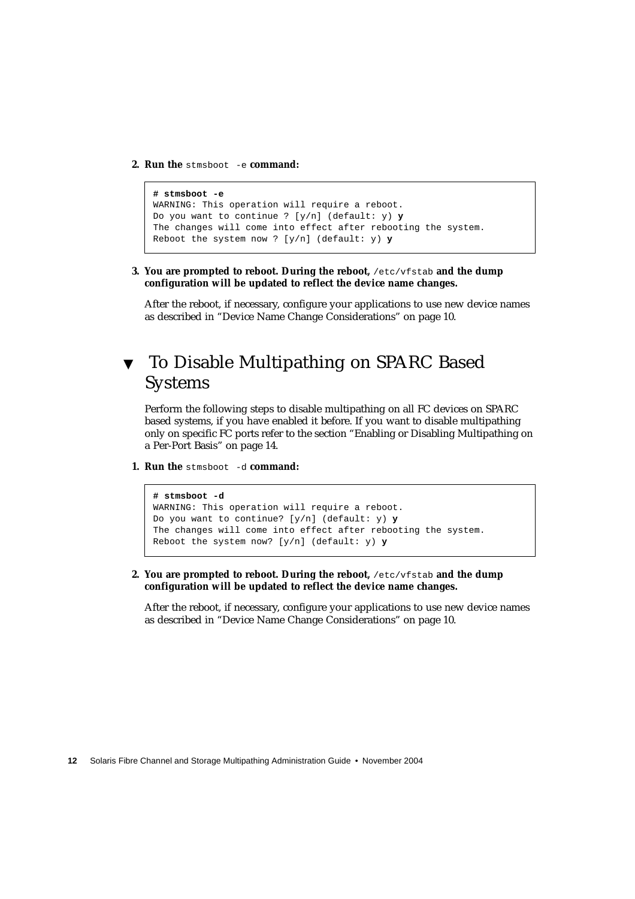2. **Run the** `stmsboot -e` **command:**

```
# stmsboot -e
WARNING: This operation will require a reboot.
Do you want to continue ? [y/n] (default: y) y
The changes will come into effect after rebooting the system.
Reboot the system now ? [y/n] (default: y) y
```

3. **You are prompted to reboot. During the reboot,** `/etc/vfstab` **and the dump configuration will be updated to reflect the device name changes.**

   After the reboot, if necessary, configure your applications to use new device names as described in "Device Name Change Considerations" on page 10.

## ▼ To Disable Multipathing on SPARC Based Systems

Perform the following steps to disable multipathing on all FC devices on SPARC based systems, if you have enabled it before. If you want to disable multipathing only on specific FC ports refer to the section "Enabling or Disabling Multipathing on a Per-Port Basis" on page 14.

1. **Run the** `stmsboot -d` **command:**

```
# stmsboot -d
WARNING: This operation will require a reboot.
Do you want to continue? [y/n] (default: y) y
The changes will come into effect after rebooting the system.
Reboot the system now? [y/n] (default: y) y
```

2. **You are prompted to reboot. During the reboot,** `/etc/vfstab` **and the dump configuration will be updated to reflect the device name changes.**

   After the reboot, if necessary, configure your applications to use new device names as described in "Device Name Change Considerations" on page 10.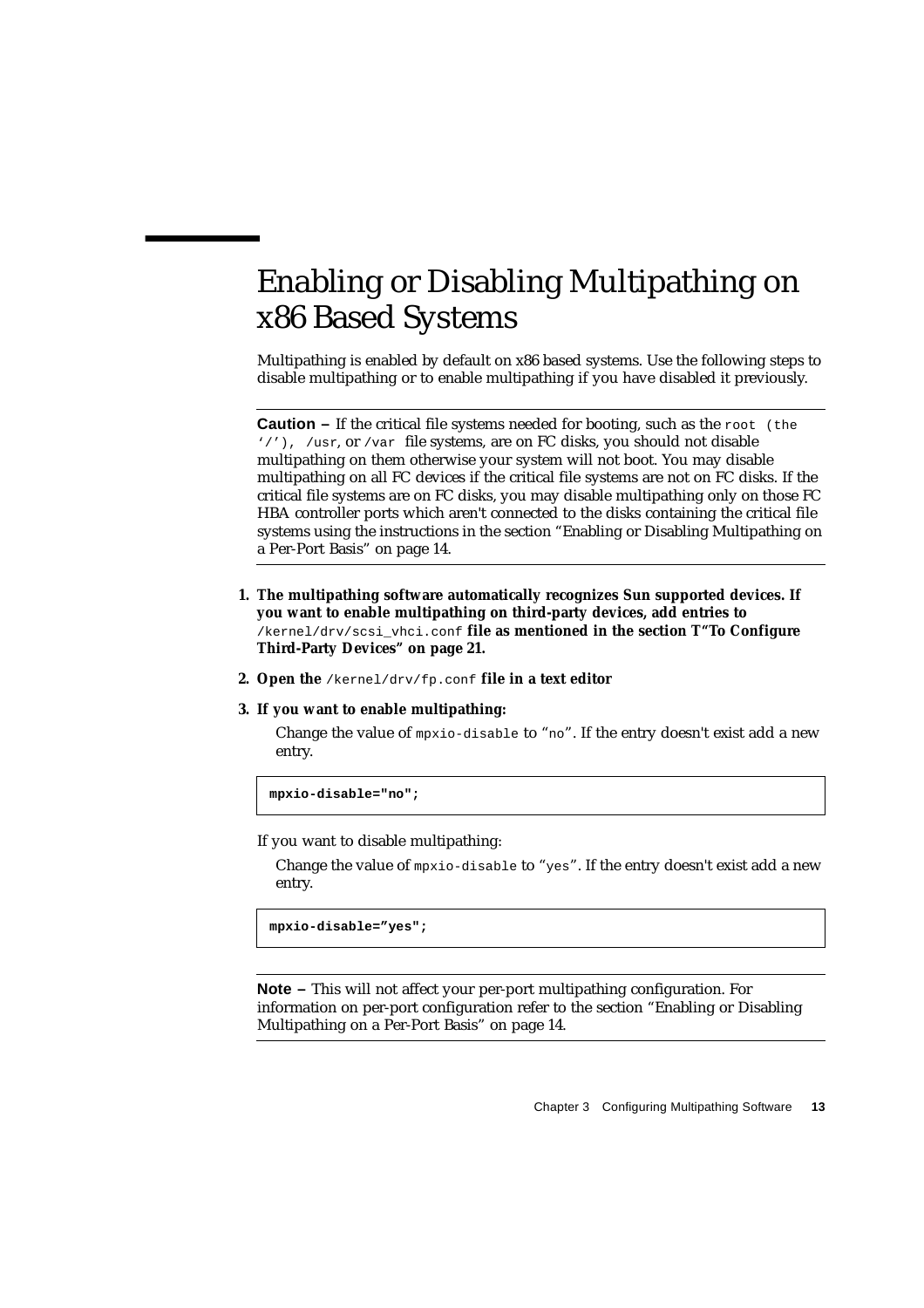# Enabling or Disabling Multipathing on x86 Based Systems

Multipathing is enabled by default on x86 based systems. Use the following steps to disable multipathing or to enable multipathing if you have disabled it previously.

---

**Caution –** If the critical file systems needed for booting, such as the `root (the '/')`, `/usr`, or `/var` file systems, are on FC disks, you should not disable multipathing on them otherwise your system will not boot. You may disable multipathing on all FC devices if the critical file systems are not on FC disks. If the critical file systems are on FC disks, you may disable multipathing only on those FC HBA controller ports which aren't connected to the disks containing the critical file systems using the instructions in the section "Enabling or Disabling Multipathing on a Per-Port Basis" on page 14.

---

1. **The multipathing software automatically recognizes Sun supported devices. If you want to enable multipathing on third-party devices, add entries to** `/kernel/drv/scsi_vhci.conf` **file as mentioned in the section T"To Configure Third-Party Devices" on page 21.**

2. **Open the** `/kernel/drv/fp.conf` **file in a text editor**

3. **If you want to enable multipathing:**

   Change the value of `mpxio-disable` to "`no`". If the entry doesn't exist add a new entry.

```
mpxio-disable="no";
```

If you want to disable multipathing:

   Change the value of `mpxio-disable` to "`yes`". If the entry doesn't exist add a new entry.

```
mpxio-disable="yes";
```

---

**Note –** This will not affect your per-port multipathing configuration. For information on per-port configuration refer to the section "Enabling or Disabling Multipathing on a Per-Port Basis" on page 14.

---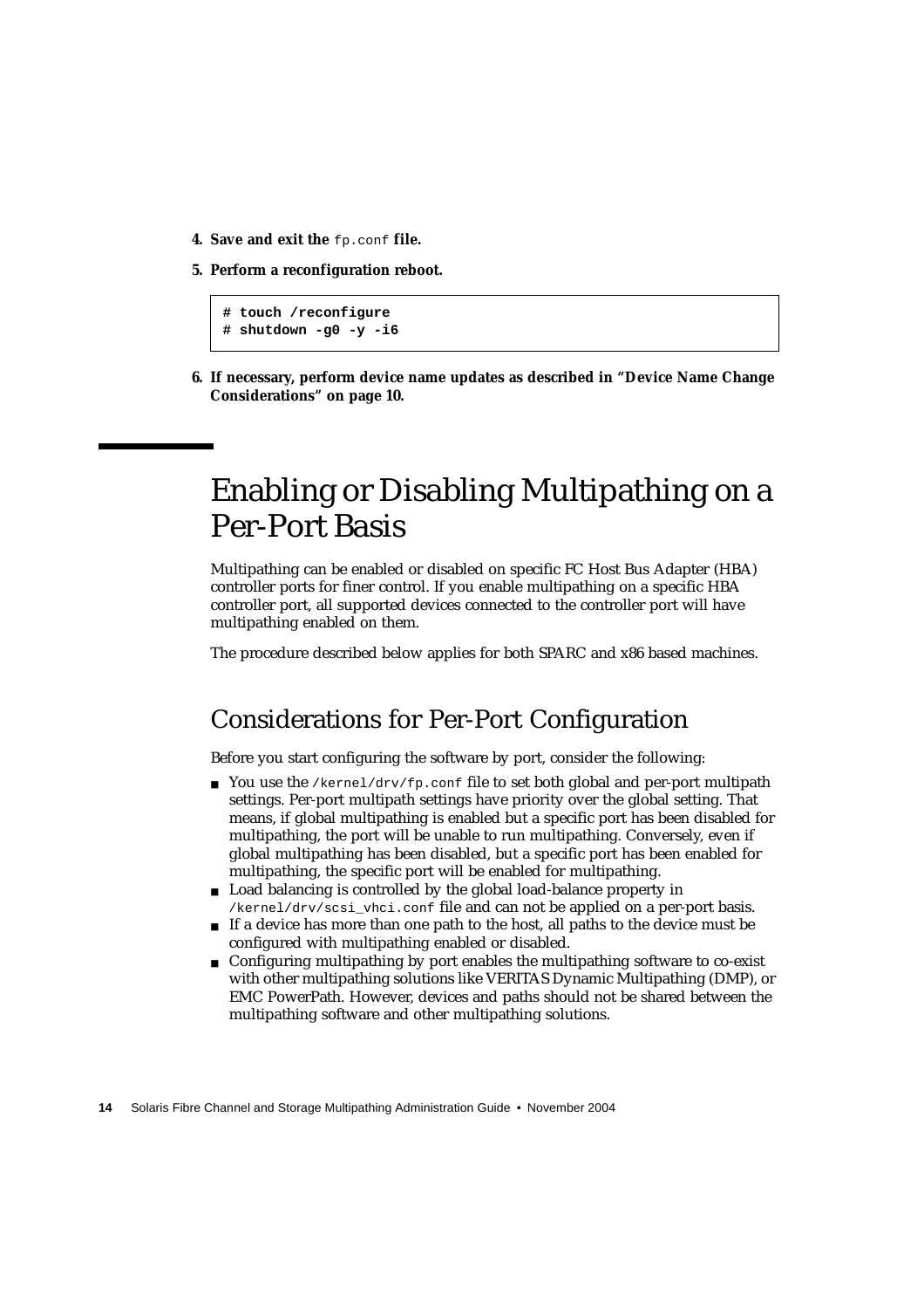4. **Save and exit the** `fp.conf` **file.**

5. **Perform a reconfiguration reboot.**

```
# touch /reconfigure
# shutdown -g0 -y -i6
```

6. **If necessary, perform device name updates as described in "Device Name Change Considerations" on page 10.**

# Enabling or Disabling Multipathing on a Per-Port Basis

Multipathing can be enabled or disabled on specific FC Host Bus Adapter (HBA) controller ports for finer control. If you enable multipathing on a specific HBA controller port, all supported devices connected to the controller port will have multipathing enabled on them.

The procedure described below applies for both SPARC and x86 based machines.

## Considerations for Per-Port Configuration

Before you start configuring the software by port, consider the following:

- You use the `/kernel/drv/fp.conf` file to set both global and per-port multipath settings. Per-port multipath settings have priority over the global setting. That means, if global multipathing is enabled but a specific port has been disabled for multipathing, the port will be unable to run multipathing. Conversely, even if global multipathing has been disabled, but a specific port has been enabled for multipathing, the specific port will be enabled for multipathing.
- Load balancing is controlled by the global load-balance property in `/kernel/drv/scsi_vhci.conf` file and can not be applied on a per-port basis.
- If a device has more than one path to the host, all paths to the device must be configured with multipathing enabled or disabled.
- Configuring multipathing by port enables the multipathing software to co-exist with other multipathing solutions like VERITAS Dynamic Multipathing (DMP), or EMC PowerPath. However, devices and paths should not be shared between the multipathing software and other multipathing solutions.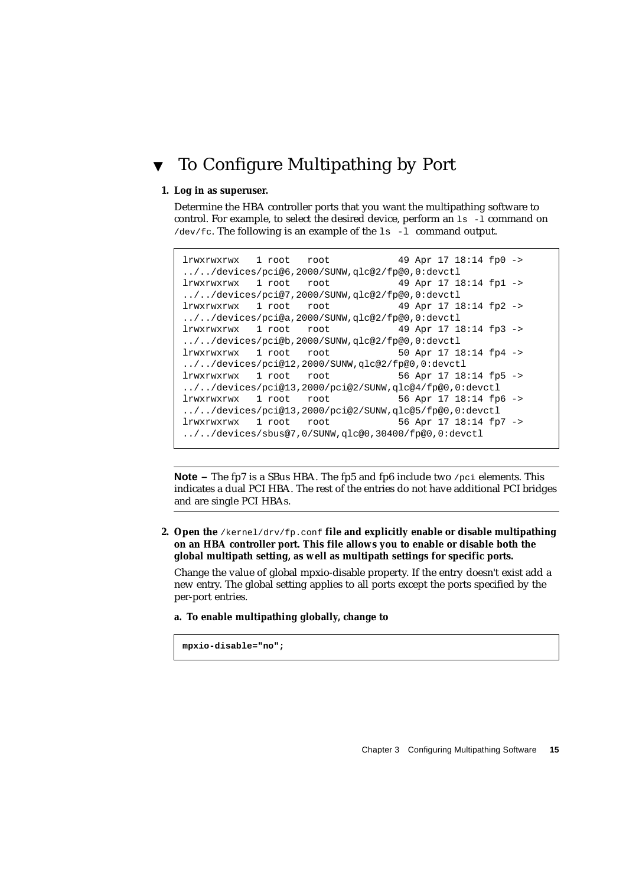## ▼ To Configure Multipathing by Port

**1. Log in as superuser.**

Determine the HBA controller ports that you want the multipathing software to control. For example, to select the desired device, perform an `ls -l` command on `/dev/fc`. The following is an example of the `ls -l` command output.

```
lrwxrwxrwx   1 root   root           49 Apr 17 18:14 fp0 ->
../../devices/pci@6,2000/SUNW,qlc@2/fp@0,0:devctl
lrwxrwxrwx   1 root   root           49 Apr 17 18:14 fp1 ->
../../devices/pci@7,2000/SUNW,qlc@2/fp@0,0:devctl
lrwxrwxrwx   1 root   root           49 Apr 17 18:14 fp2 ->
../../devices/pci@a,2000/SUNW,qlc@2/fp@0,0:devctl
lrwxrwxrwx   1 root   root           49 Apr 17 18:14 fp3 ->
../../devices/pci@b,2000/SUNW,qlc@2/fp@0,0:devctl
lrwxrwxrwx   1 root   root           50 Apr 17 18:14 fp4 ->
../../devices/pci@12,2000/SUNW,qlc@2/fp@0,0:devctl
lrwxrwxrwx   1 root   root           56 Apr 17 18:14 fp5 ->
../../devices/pci@13,2000/pci@2/SUNW,qlc@4/fp@0,0:devctl
lrwxrwxrwx   1 root   root           56 Apr 17 18:14 fp6 ->
../../devices/pci@13,2000/pci@2/SUNW,qlc@5/fp@0,0:devctl
lrwxrwxrwx   1 root   root           56 Apr 17 18:14 fp7 ->
../../devices/sbus@7,0/SUNW,qlc@0,30400/fp@0,0:devctl
```

---

**Note –** The fp7 is a SBus HBA. The fp5 and fp6 include two `/pci` elements. This indicates a dual PCI HBA. The rest of the entries do not have additional PCI bridges and are single PCI HBAs.

---

**2. Open the `/kernel/drv/fp.conf` file and explicitly enable or disable multipathing on an HBA controller port. This file allows you to enable or disable both the global multipath setting, as well as multipath settings for specific ports.**

Change the value of global mpxio-disable property. If the entry doesn't exist add a new entry. The global setting applies to all ports except the ports specified by the per-port entries.

**a. To enable multipathing globally, change to**

```
mpxio-disable="no";
```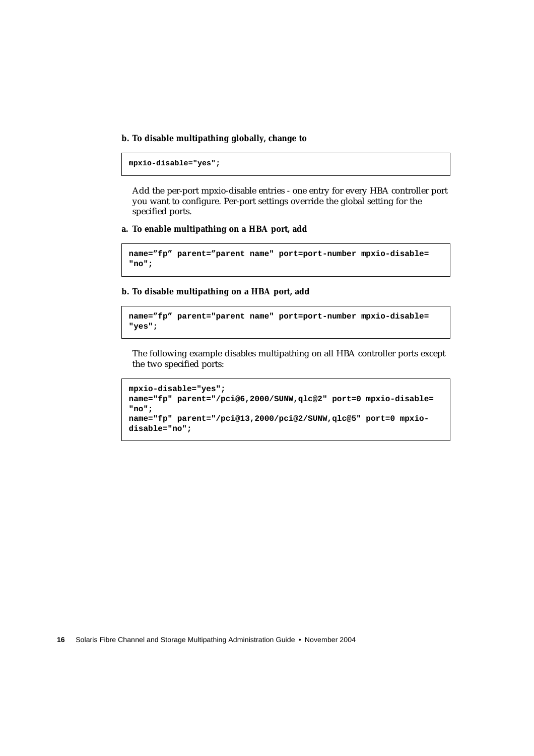**b. To disable multipathing globally, change to**

```
mpxio-disable="yes";
```

Add the per-port mpxio-disable entries - one entry for every HBA controller port you want to configure. Per-port settings override the global setting for the specified ports.

**a. To enable multipathing on a HBA port, add**

```
name="fp" parent="parent name" port=port-number mpxio-disable=
"no";
```

**b. To disable multipathing on a HBA port, add**

```
name="fp" parent="parent name" port=port-number mpxio-disable=
"yes";
```

The following example disables multipathing on all HBA controller ports except the two specified ports:

```
mpxio-disable="yes";
name="fp" parent="/pci@6,2000/SUNW,qlc@2" port=0 mpxio-disable=
"no";
name="fp" parent="/pci@13,2000/pci@2/SUNW,qlc@5" port=0 mpxio-
disable="no";
```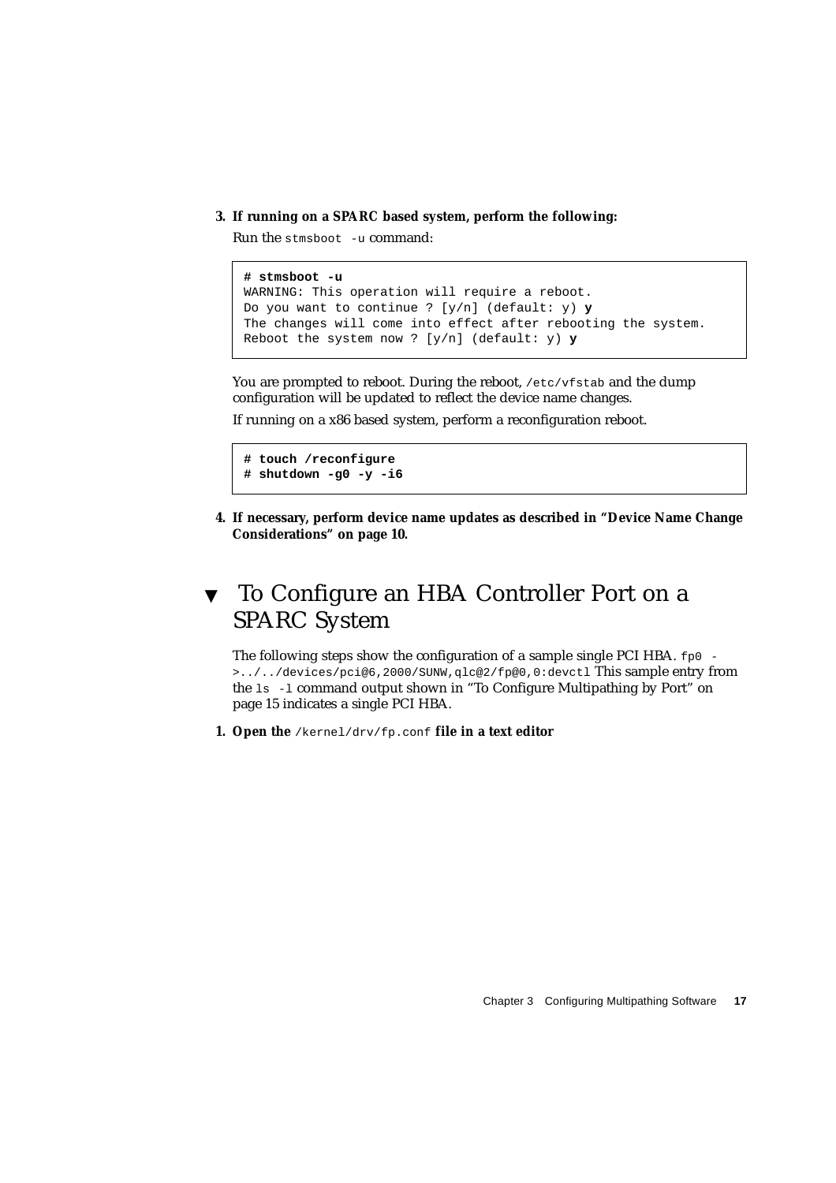3. **If running on a SPARC based system, perform the following:**

   Run the `stmsboot -u` command:

```
# stmsboot -u
WARNING: This operation will require a reboot.
Do you want to continue ? [y/n] (default: y) y
The changes will come into effect after rebooting the system.
Reboot the system now ? [y/n] (default: y) y
```

   You are prompted to reboot. During the reboot, `/etc/vfstab` and the dump configuration will be updated to reflect the device name changes.

   If running on a x86 based system, perform a reconfiguration reboot.

```
# touch /reconfigure
# shutdown -g0 -y -i6
```

4. **If necessary, perform device name updates as described in "Device Name Change Considerations" on page 10.**

## ▼ To Configure an HBA Controller Port on a SPARC System

The following steps show the configuration of a sample single PCI HBA. `fp0 ->../../devices/pci@6,2000/SUNW,qlc@2/fp@0,0:devctl` This sample entry from the `ls -l` command output shown in "To Configure Multipathing by Port" on page 15 indicates a single PCI HBA.

1. **Open the `/kernel/drv/fp.conf` file in a text editor**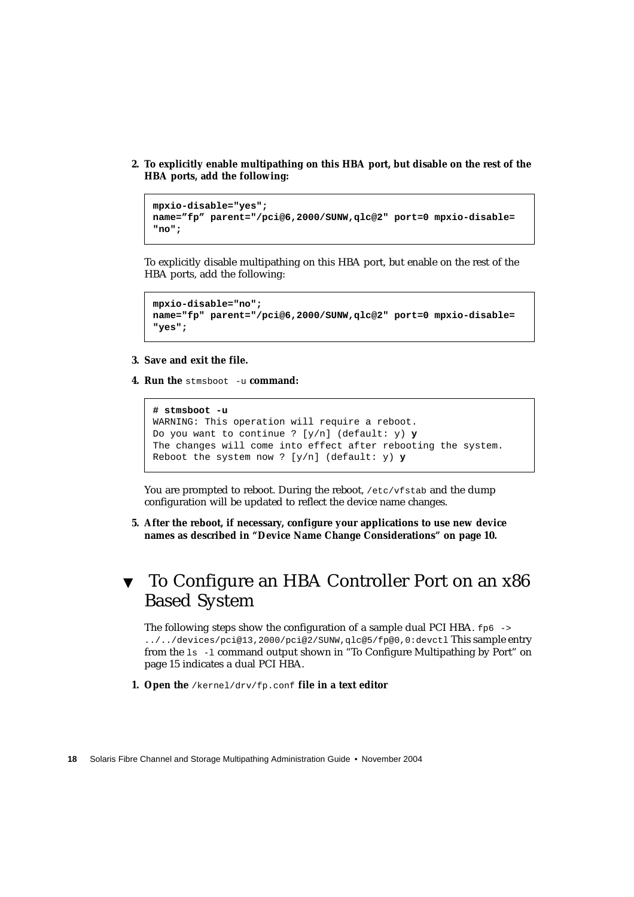2. **To explicitly enable multipathing on this HBA port, but disable on the rest of the HBA ports, add the following:**

```
mpxio-disable="yes";
name="fp" parent="/pci@6,2000/SUNW,qlc@2" port=0 mpxio-disable=
"no";
```

To explicitly disable multipathing on this HBA port, but enable on the rest of the HBA ports, add the following:

```
mpxio-disable="no";
name="fp" parent="/pci@6,2000/SUNW,qlc@2" port=0 mpxio-disable=
"yes";
```

3. **Save and exit the file.**

4. **Run the `stmsboot -u` command:**

```
# stmsboot -u
WARNING: This operation will require a reboot.
Do you want to continue ? [y/n] (default: y) y
The changes will come into effect after rebooting the system.
Reboot the system now ? [y/n] (default: y) y
```

You are prompted to reboot. During the reboot, `/etc/vfstab` and the dump configuration will be updated to reflect the device name changes.

5. **After the reboot, if necessary, configure your applications to use new device names as described in "Device Name Change Considerations" on page 10.**

## ▼ To Configure an HBA Controller Port on an x86 Based System

The following steps show the configuration of a sample dual PCI HBA. `fp6 -> ../../devices/pci@13,2000/pci@2/SUNW,qlc@5/fp@0,0:devctl` This sample entry from the `ls -l` command output shown in "To Configure Multipathing by Port" on page 15 indicates a dual PCI HBA.

1. **Open the `/kernel/drv/fp.conf` file in a text editor**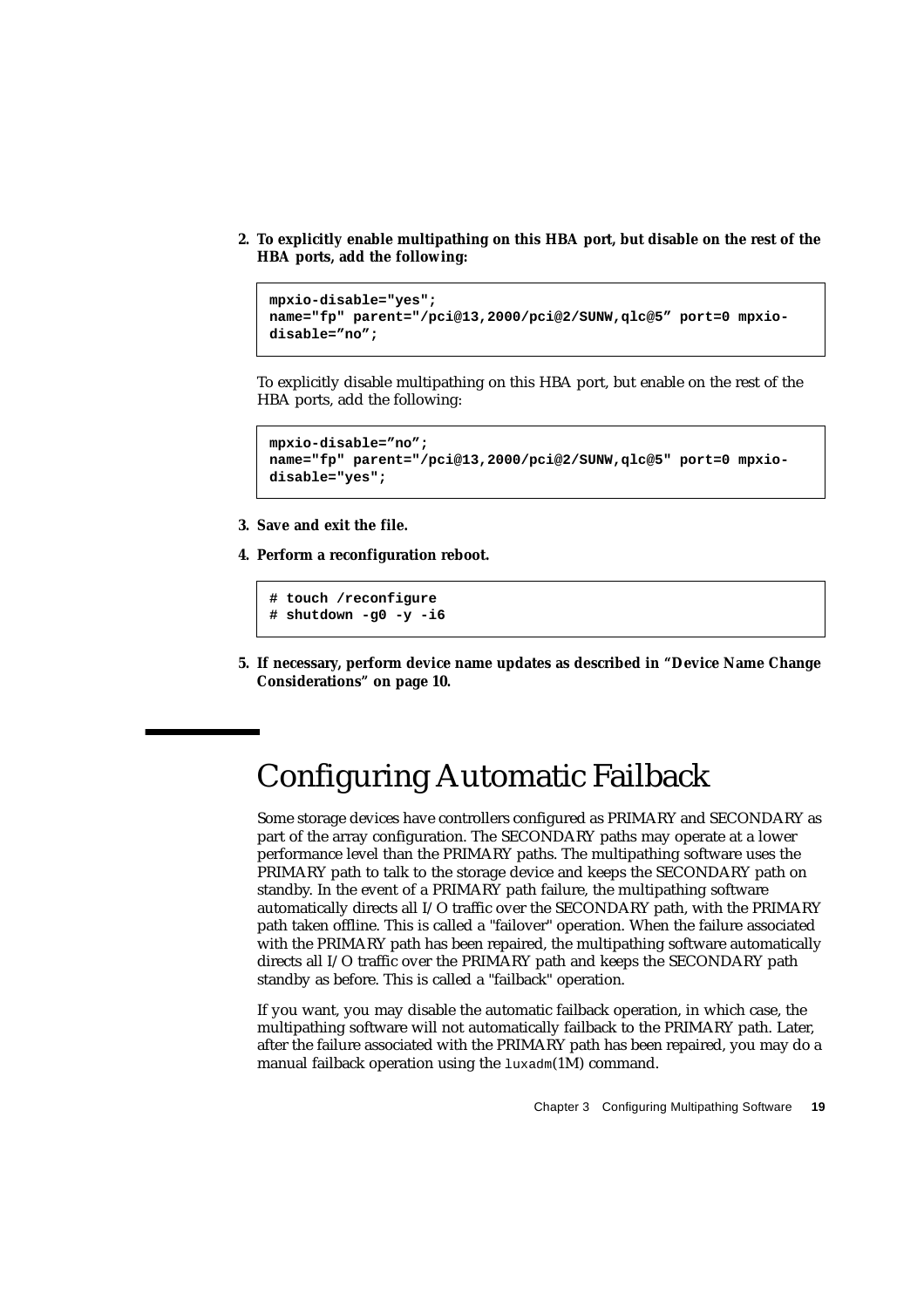2. **To explicitly enable multipathing on this HBA port, but disable on the rest of the HBA ports, add the following:**

```
mpxio-disable="yes";
name="fp" parent="/pci@13,2000/pci@2/SUNW,qlc@5” port=0 mpxio-
disable=”no”;
```

To explicitly disable multipathing on this HBA port, but enable on the rest of the HBA ports, add the following:

```
mpxio-disable=”no”;
name="fp" parent="/pci@13,2000/pci@2/SUNW,qlc@5" port=0 mpxio-
disable="yes";
```

3. **Save and exit the file.**

4. **Perform a reconfiguration reboot.**

```
# touch /reconfigure
# shutdown -g0 -y -i6
```

5. **If necessary, perform device name updates as described in “Device Name Change Considerations” on page 10.**

# Configuring Automatic Failback

Some storage devices have controllers configured as PRIMARY and SECONDARY as part of the array configuration. The SECONDARY paths may operate at a lower performance level than the PRIMARY paths. The multipathing software uses the PRIMARY path to talk to the storage device and keeps the SECONDARY path on standby. In the event of a PRIMARY path failure, the multipathing software automatically directs all I/O traffic over the SECONDARY path, with the PRIMARY path taken offline. This is called a "failover" operation. When the failure associated with the PRIMARY path has been repaired, the multipathing software automatically directs all I/O traffic over the PRIMARY path and keeps the SECONDARY path standby as before. This is called a "failback" operation.

If you want, you may disable the automatic failback operation, in which case, the multipathing software will not automatically failback to the PRIMARY path. Later, after the failure associated with the PRIMARY path has been repaired, you may do a manual failback operation using the `luxadm`(1M) command.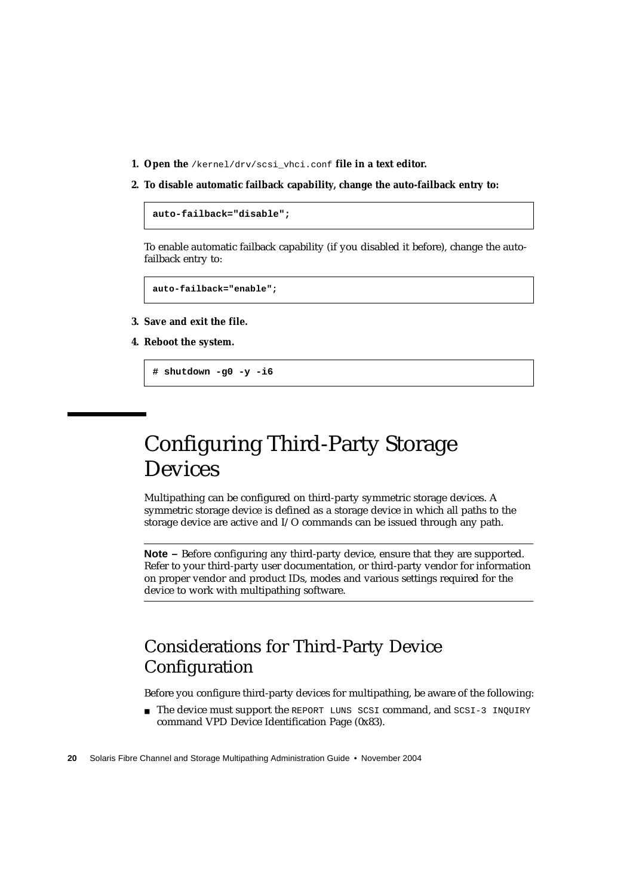1. **Open the `/kernel/drv/scsi_vhci.conf` file in a text editor.**

2. **To disable automatic failback capability, change the auto-failback entry to:**

```
auto-failback="disable";
```

To enable automatic failback capability (if you disabled it before), change the auto-failback entry to:

```
auto-failback="enable";
```

3. **Save and exit the file.**

4. **Reboot the system.**

```
# shutdown -g0 -y -i6
```

# Configuring Third-Party Storage Devices

Multipathing can be configured on third-party symmetric storage devices. A symmetric storage device is defined as a storage device in which all paths to the storage device are active and I/O commands can be issued through any path.

---

**Note –** Before configuring any third-party device, ensure that they are supported. Refer to your third-party user documentation, or third-party vendor for information on proper vendor and product IDs, modes and various settings required for the device to work with multipathing software.

---

## Considerations for Third-Party Device Configuration

Before you configure third-party devices for multipathing, be aware of the following:

- The device must support the `REPORT LUNS SCSI` command, and `SCSI-3 INQUIRY` command VPD Device Identification Page (0x83).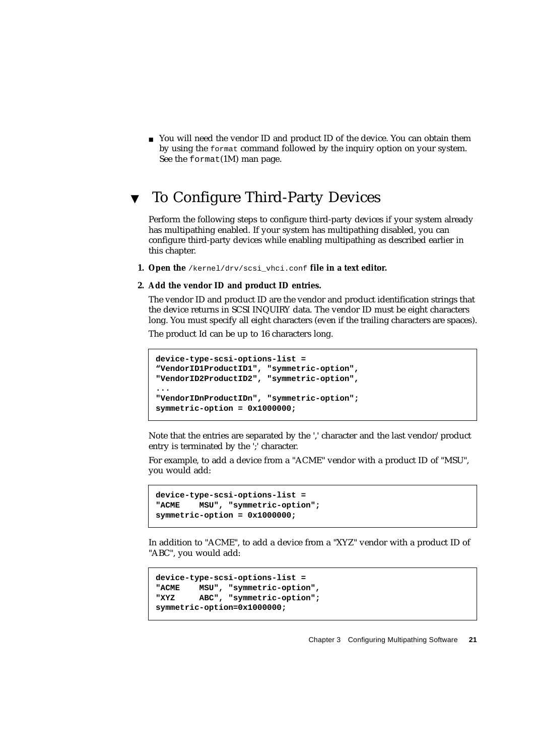- You will need the vendor ID and product ID of the device. You can obtain them by using the `format` command followed by the inquiry option on your system. See the `format`(1M) man page.

## ▼ To Configure Third-Party Devices

Perform the following steps to configure third-party devices if your system already has multipathing enabled. If your system has multipathing disabled, you can configure third-party devices while enabling multipathing as described earlier in this chapter.

1. **Open the** `/kernel/drv/scsi_vhci.conf` **file in a text editor.**

2. **Add the vendor ID and product ID entries.**

   The vendor ID and product ID are the vendor and product identification strings that the device returns in SCSI INQUIRY data. The vendor ID must be eight characters long. You must specify all eight characters (even if the trailing characters are spaces).

   The product Id can be up to 16 characters long.

```
device-type-scsi-options-list =
“VendorID1ProductID1", "symmetric-option",
"VendorID2ProductID2", "symmetric-option",
...
"VendorIDnProductIDn", "symmetric-option";
symmetric-option = 0x1000000;
```

   Note that the entries are separated by the ',' character and the last vendor/product entry is terminated by the ';' character.

   For example, to add a device from a "ACME" vendor with a product ID of "MSU", you would add:

```
device-type-scsi-options-list =
"ACME    MSU", "symmetric-option";
symmetric-option = 0x1000000;
```

   In addition to "ACME", to add a device from a "XYZ" vendor with a product ID of "ABC", you would add:

```
device-type-scsi-options-list =
"ACME    MSU", "symmetric-option",
"XYZ     ABC", "symmetric-option";
symmetric-option=0x1000000;
```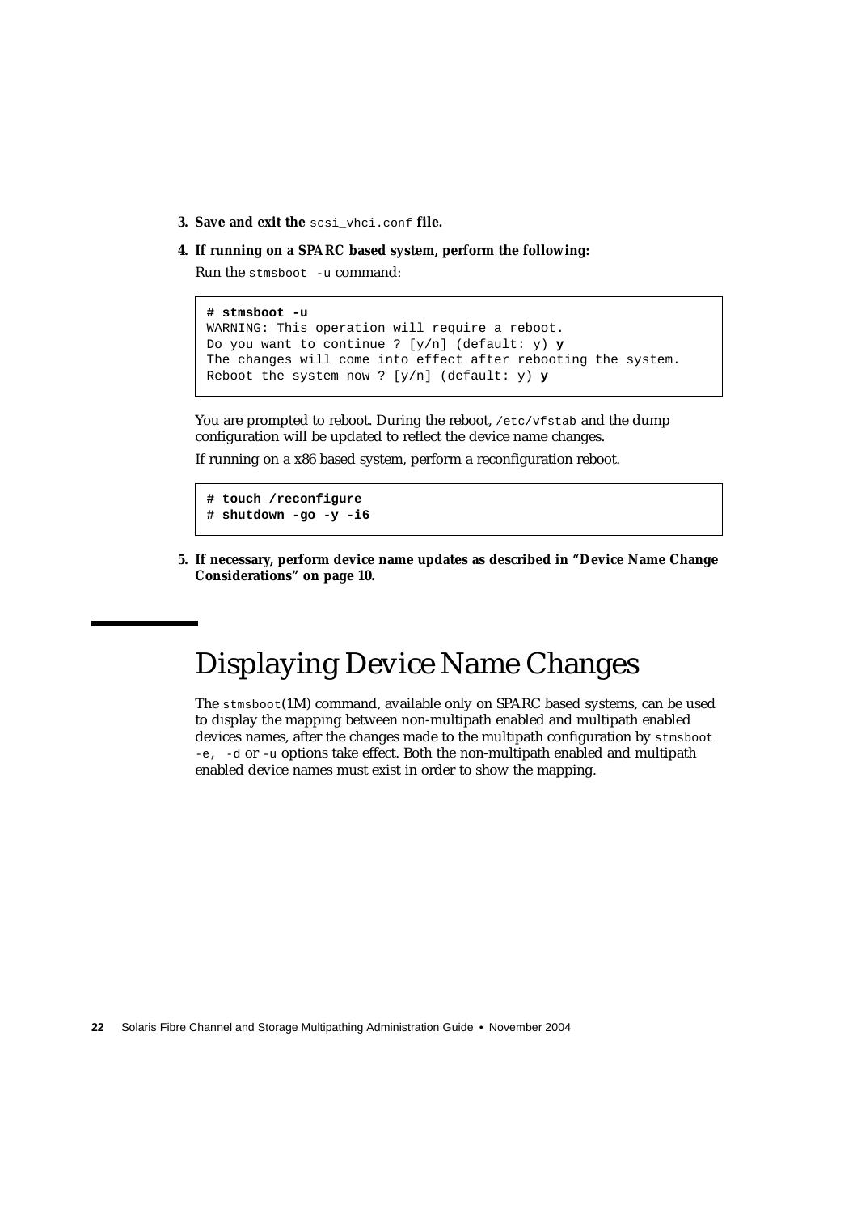3. **Save and exit the `scsi_vhci.conf` file.**

4. **If running on a SPARC based system, perform the following:**

   Run the `stmsboot -u` command:

```
# stmsboot -u
WARNING: This operation will require a reboot.
Do you want to continue ? [y/n] (default: y) y
The changes will come into effect after rebooting the system.
Reboot the system now ? [y/n] (default: y) y
```

   You are prompted to reboot. During the reboot, `/etc/vfstab` and the dump configuration will be updated to reflect the device name changes.

   If running on a x86 based system, perform a reconfiguration reboot.

```
# touch /reconfigure
# shutdown -go -y -i6
```

5. **If necessary, perform device name updates as described in "Device Name Change Considerations" on page 10.**

# Displaying Device Name Changes

The `stmsboot`(1M) command, available only on SPARC based systems, can be used to display the mapping between non-multipath enabled and multipath enabled devices names, after the changes made to the multipath configuration by `stmsboot -e, -d` or `-u` options take effect. Both the non-multipath enabled and multipath enabled device names must exist in order to show the mapping.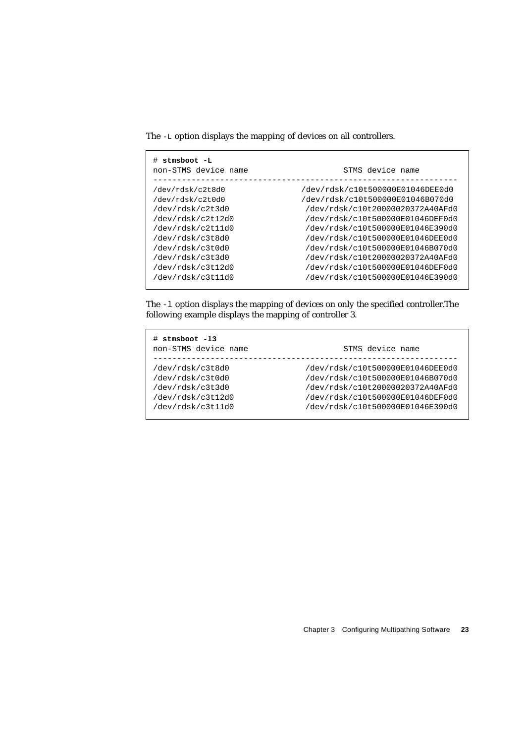The `-L` option displays the mapping of devices on all controllers.

```
# stmsboot -L
non-STMS device name                    STMS device name
------------------------------------------------------------------
/dev/rdsk/c2t8d0              /dev/rdsk/c10t500000E01046DEE0d0
/dev/rdsk/c2t0d0              /dev/rdsk/c10t500000E01046B070d0
/dev/rdsk/c2t3d0               /dev/rdsk/c10t20000020372A40AFd0
/dev/rdsk/c2t12d0              /dev/rdsk/c10t500000E01046DEF0d0
/dev/rdsk/c2t11d0              /dev/rdsk/c10t500000E01046E390d0
/dev/rdsk/c3t8d0               /dev/rdsk/c10t500000E01046DEE0d0
/dev/rdsk/c3t0d0               /dev/rdsk/c10t500000E01046B070d0
/dev/rdsk/c3t3d0               /dev/rdsk/c10t20000020372A40AFd0
/dev/rdsk/c3t12d0              /dev/rdsk/c10t500000E01046DEF0d0
/dev/rdsk/c3t11d0              /dev/rdsk/c10t500000E01046E390d0
```

The `-l` option displays the mapping of devices on only the specified controller.The following example displays the mapping of controller 3.

```
# stmsboot -l3
non-STMS device name                    STMS device name
------------------------------------------------------------------
/dev/rdsk/c3t8d0               /dev/rdsk/c10t500000E01046DEE0d0
/dev/rdsk/c3t0d0               /dev/rdsk/c10t500000E01046B070d0
/dev/rdsk/c3t3d0               /dev/rdsk/c10t20000020372A40AFd0
/dev/rdsk/c3t12d0              /dev/rdsk/c10t500000E01046DEF0d0
/dev/rdsk/c3t11d0              /dev/rdsk/c10t500000E01046E390d0
```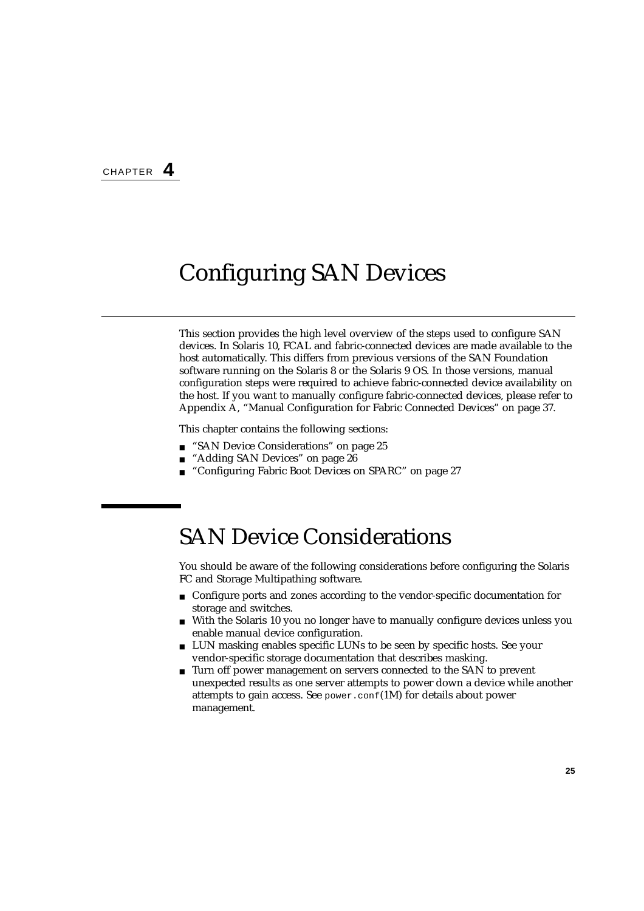CHAPTER **4**

# Configuring SAN Devices

This section provides the high level overview of the steps used to configure SAN devices. In Solaris 10, FCAL and fabric-connected devices are made available to the host automatically. This differs from previous versions of the SAN Foundation software running on the Solaris 8 or the Solaris 9 OS. In those versions, manual configuration steps were required to achieve fabric-connected device availability on the host. If you want to manually configure fabric-connected devices, please refer to Appendix A, "Manual Configuration for Fabric Connected Devices" on page 37.

This chapter contains the following sections:

- "SAN Device Considerations" on page 25
- "Adding SAN Devices" on page 26
- "Configuring Fabric Boot Devices on SPARC" on page 27

## SAN Device Considerations

You should be aware of the following considerations before configuring the Solaris FC and Storage Multipathing software.

- Configure ports and zones according to the vendor-specific documentation for storage and switches.
- With the Solaris 10 you no longer have to manually configure devices unless you enable manual device configuration.
- LUN masking enables specific LUNs to be seen by specific hosts. See your vendor-specific storage documentation that describes masking.
- Turn off power management on servers connected to the SAN to prevent unexpected results as one server attempts to power down a device while another attempts to gain access. See `power.conf`(1M) for details about power management.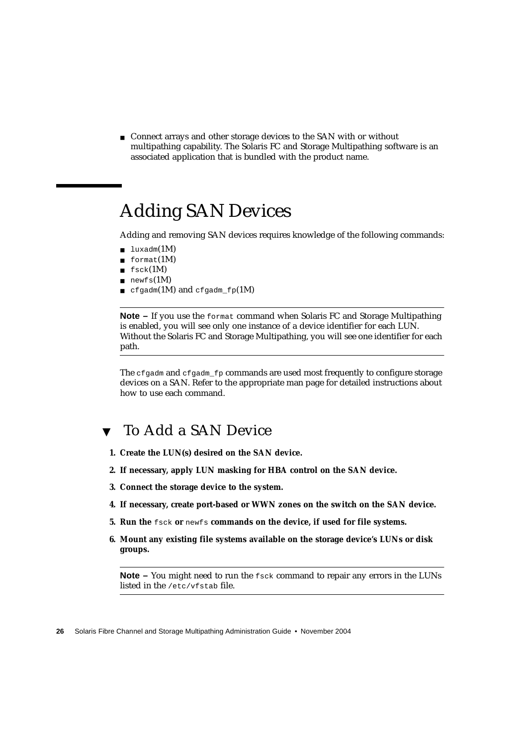- Connect arrays and other storage devices to the SAN with or without multipathing capability. The Solaris FC and Storage Multipathing software is an associated application that is bundled with the product name.

# Adding SAN Devices

Adding and removing SAN devices requires knowledge of the following commands:

- `luxadm`(1M)
- `format`(1M)
- `fsck`(1M)
- `newfs`(1M)
- `cfgadm`(1M) and `cfgadm_fp`(1M)

---

**Note –** If you use the `format` command when Solaris FC and Storage Multipathing is enabled, you will see only one instance of a device identifier for each LUN. Without the Solaris FC and Storage Multipathing, you will see one identifier for each path.

---

The `cfgadm` and `cfgadm_fp` commands are used most frequently to configure storage devices on a SAN. Refer to the appropriate man page for detailed instructions about how to use each command.

## ▼ To Add a SAN Device

1. **Create the LUN(s) desired on the SAN device.**
2. **If necessary, apply LUN masking for HBA control on the SAN device.**
3. **Connect the storage device to the system.**
4. **If necessary, create port-based or WWN zones on the switch on the SAN device.**
5. **Run the `fsck` or `newfs` commands on the device, if used for file systems.**
6. **Mount any existing file systems available on the storage device's LUNs or disk groups.**

---

**Note –** You might need to run the `fsck` command to repair any errors in the LUNs listed in the `/etc/vfstab` file.

---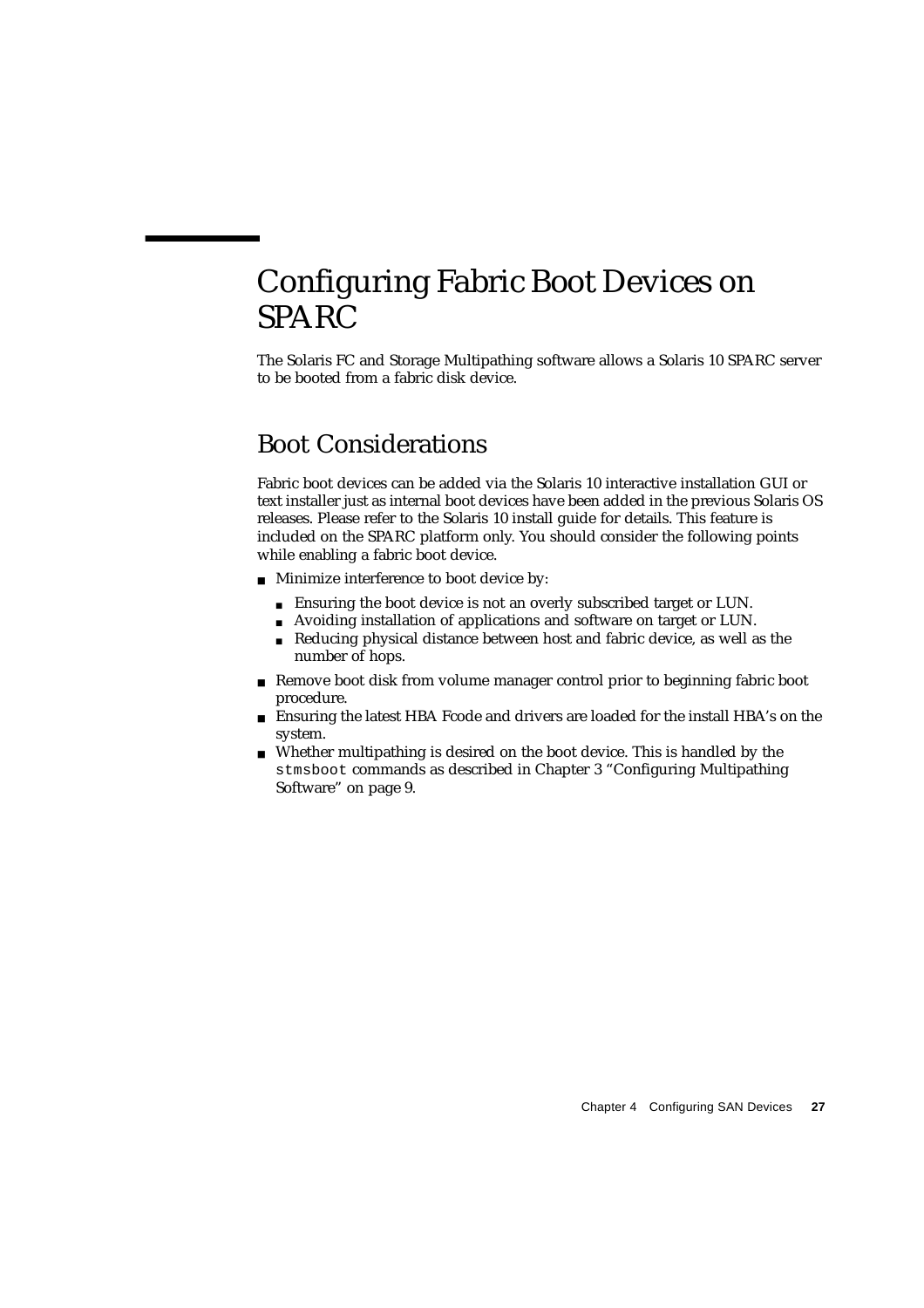# Configuring Fabric Boot Devices on SPARC

The Solaris FC and Storage Multipathing software allows a Solaris 10 SPARC server to be booted from a fabric disk device.

## Boot Considerations

Fabric boot devices can be added via the Solaris 10 interactive installation GUI or text installer just as internal boot devices have been added in the previous Solaris OS releases. Please refer to the Solaris 10 install guide for details. This feature is included on the SPARC platform only. You should consider the following points while enabling a fabric boot device.

- Minimize interference to boot device by:
  - Ensuring the boot device is not an overly subscribed target or LUN.
  - Avoiding installation of applications and software on target or LUN.
  - Reducing physical distance between host and fabric device, as well as the number of hops.
- Remove boot disk from volume manager control prior to beginning fabric boot procedure.
- Ensuring the latest HBA Fcode and drivers are loaded for the install HBA's on the system.
- Whether multipathing is desired on the boot device. This is handled by the `stmsboot` commands as described in Chapter 3 "Configuring Multipathing Software" on page 9.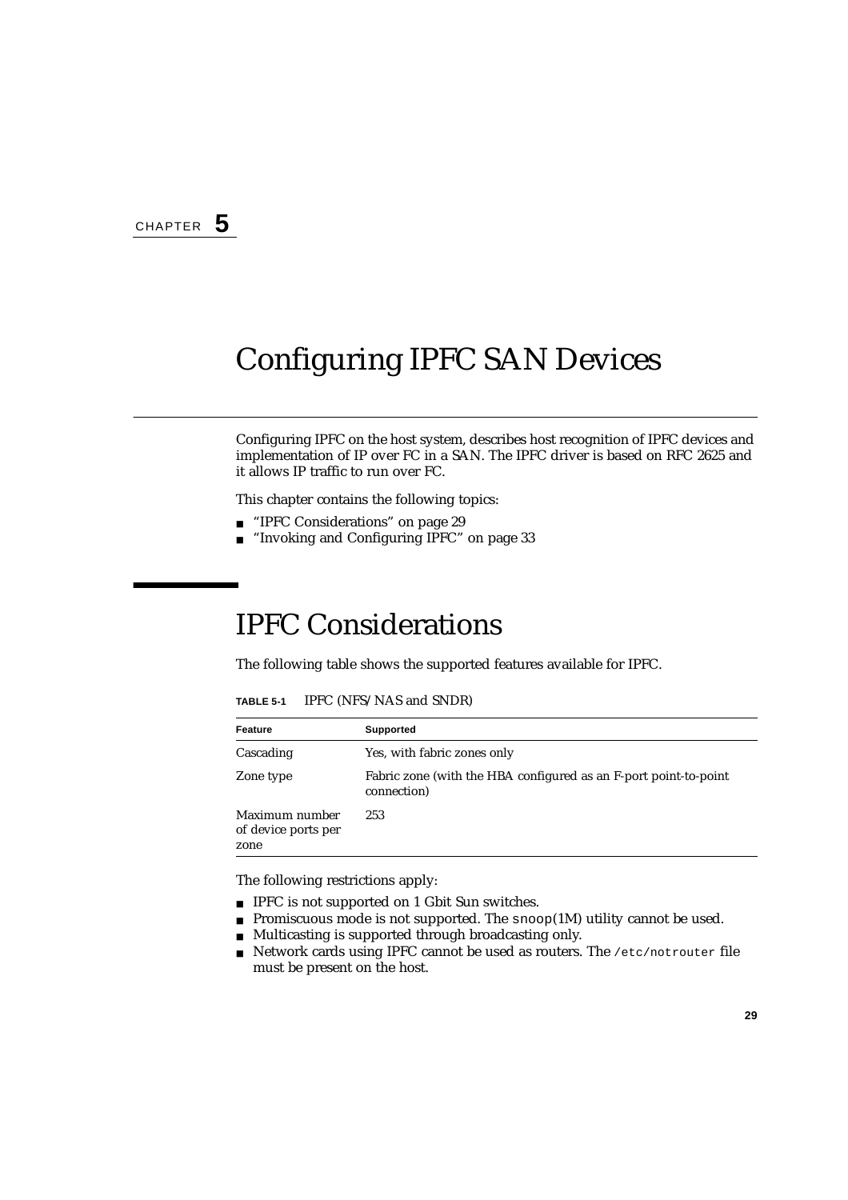CHAPTER **5**

# Configuring IPFC SAN Devices

Configuring IPFC on the host system, describes host recognition of IPFC devices and implementation of IP over FC in a SAN. The IPFC driver is based on RFC 2625 and it allows IP traffic to run over FC.

This chapter contains the following topics:

- "IPFC Considerations" on page 29
- "Invoking and Configuring IPFC" on page 33

## IPFC Considerations

The following table shows the supported features available for IPFC.

**TABLE 5-1** IPFC (NFS/NAS and SNDR)

| Feature | Supported |
|---|---|
| Cascading | Yes, with fabric zones only |
| Zone type | Fabric zone (with the HBA configured as an F-port point-to-point connection) |
| Maximum number of device ports per zone | 253 |

The following restrictions apply:

- IPFC is not supported on 1 Gbit Sun switches.
- Promiscuous mode is not supported. The `snoop`(1M) utility cannot be used.
- Multicasting is supported through broadcasting only.
- Network cards using IPFC cannot be used as routers. The `/etc/notrouter` file must be present on the host.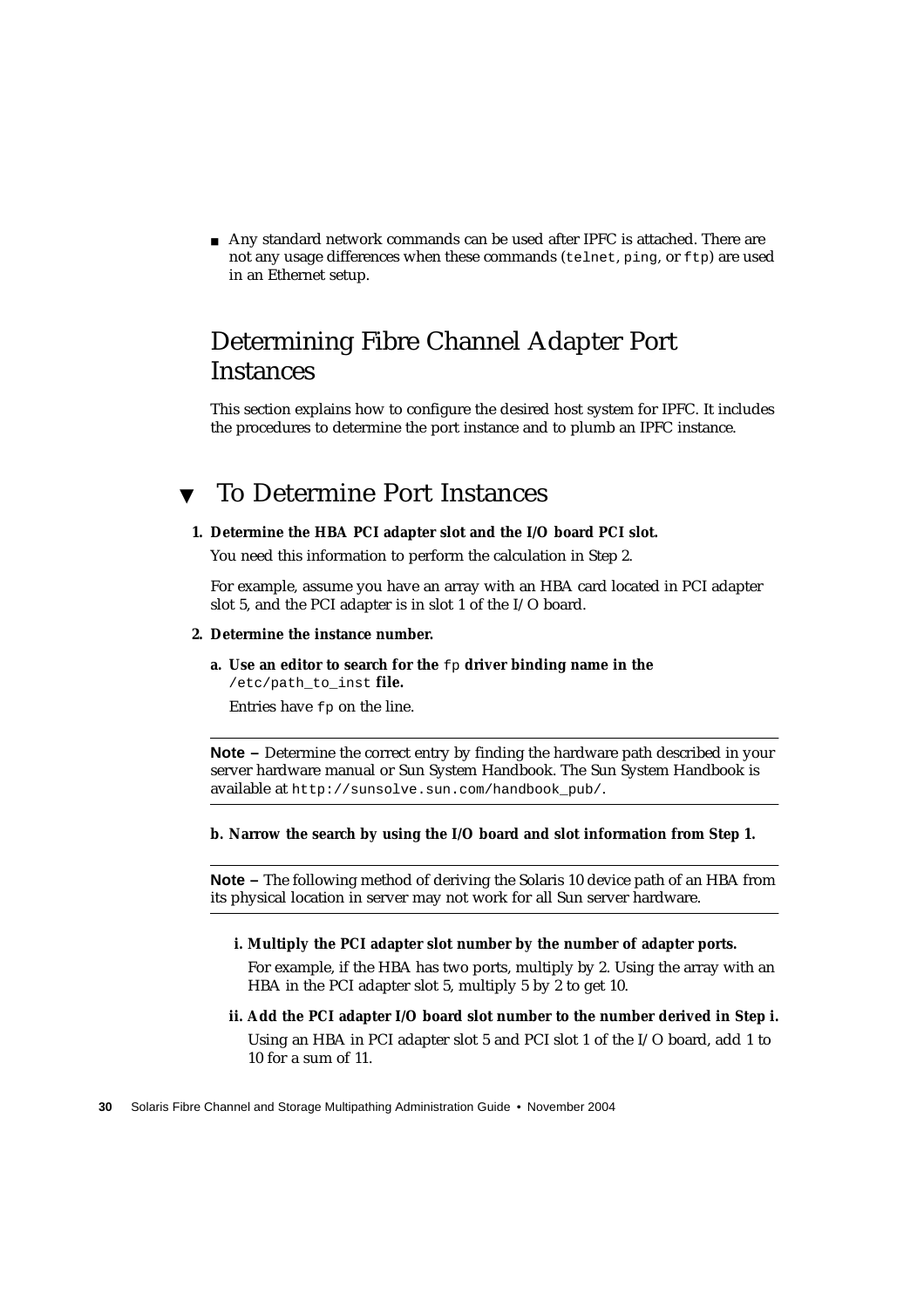- Any standard network commands can be used after IPFC is attached. There are not any usage differences when these commands (`telnet`, `ping`, or `ftp`) are used in an Ethernet setup.

## Determining Fibre Channel Adapter Port Instances

This section explains how to configure the desired host system for IPFC. It includes the procedures to determine the port instance and to plumb an IPFC instance.

### ▼ To Determine Port Instances

**1. Determine the HBA PCI adapter slot and the I/O board PCI slot.**

You need this information to perform the calculation in Step 2.

For example, assume you have an array with an HBA card located in PCI adapter slot 5, and the PCI adapter is in slot 1 of the I/O board.

**2. Determine the instance number.**

**a. Use an editor to search for the `fp` driver binding name in the `/etc/path_to_inst` file.**

Entries have `fp` on the line.

---

**Note –** Determine the correct entry by finding the hardware path described in your server hardware manual or Sun System Handbook. The Sun System Handbook is available at `http://sunsolve.sun.com/handbook_pub/`.

---

**b. Narrow the search by using the I/O board and slot information from Step 1.**

---

**Note –** The following method of deriving the Solaris 10 device path of an HBA from its physical location in server may not work for all Sun server hardware.

---

**i. Multiply the PCI adapter slot number by the number of adapter ports.**

For example, if the HBA has two ports, multiply by 2. Using the array with an HBA in the PCI adapter slot 5, multiply 5 by 2 to get 10.

**ii. Add the PCI adapter I/O board slot number to the number derived in Step i.**

Using an HBA in PCI adapter slot 5 and PCI slot 1 of the I/O board, add 1 to 10 for a sum of 11.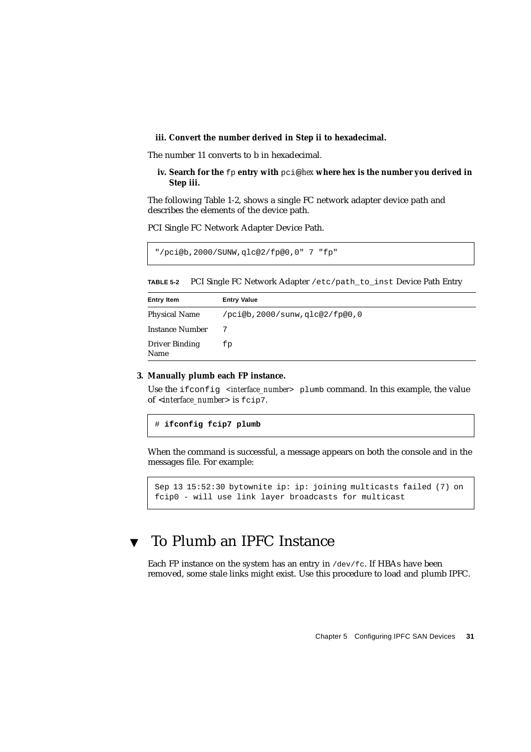**iii. Convert the number derived in Step ii to hexadecimal.**

The number 11 converts to b in hexadecimal.

**iv. Search for the** `fp` **entry with** `pci@`*hex* **where hex is the number you derived in Step iii.**

The following Table 1-2, shows a single FC network adapter device path and describes the elements of the device path.

PCI Single FC Network Adapter Device Path.

```
"/pci@b,2000/SUNW,qlc@2/fp@0,0" 7 "fp"
```

**TABLE 5-2** PCI Single FC Network Adapter `/etc/path_to_inst` Device Path Entry

| Entry Item | Entry Value |
|---|---|
| Physical Name | `/pci@b,2000/sunw,qlc@2/fp@0,0` |
| Instance Number | 7 |
| Driver Binding Name | `fp` |

**3. Manually plumb each FP instance.**

Use the `ifconfig` <*interface_number*> `plumb` command. In this example, the value of <*interface_number*> is `fcip7`.

```
# ifconfig fcip7 plumb
```

When the command is successful, a message appears on both the console and in the messages file. For example:

```
Sep 13 15:52:30 bytownite ip: ip: joining multicasts failed (7) on
fcip0 - will use link layer broadcasts for multicast
```

## ▼ To Plumb an IPFC Instance

Each FP instance on the system has an entry in `/dev/fc`. If HBAs have been removed, some stale links might exist. Use this procedure to load and plumb IPFC.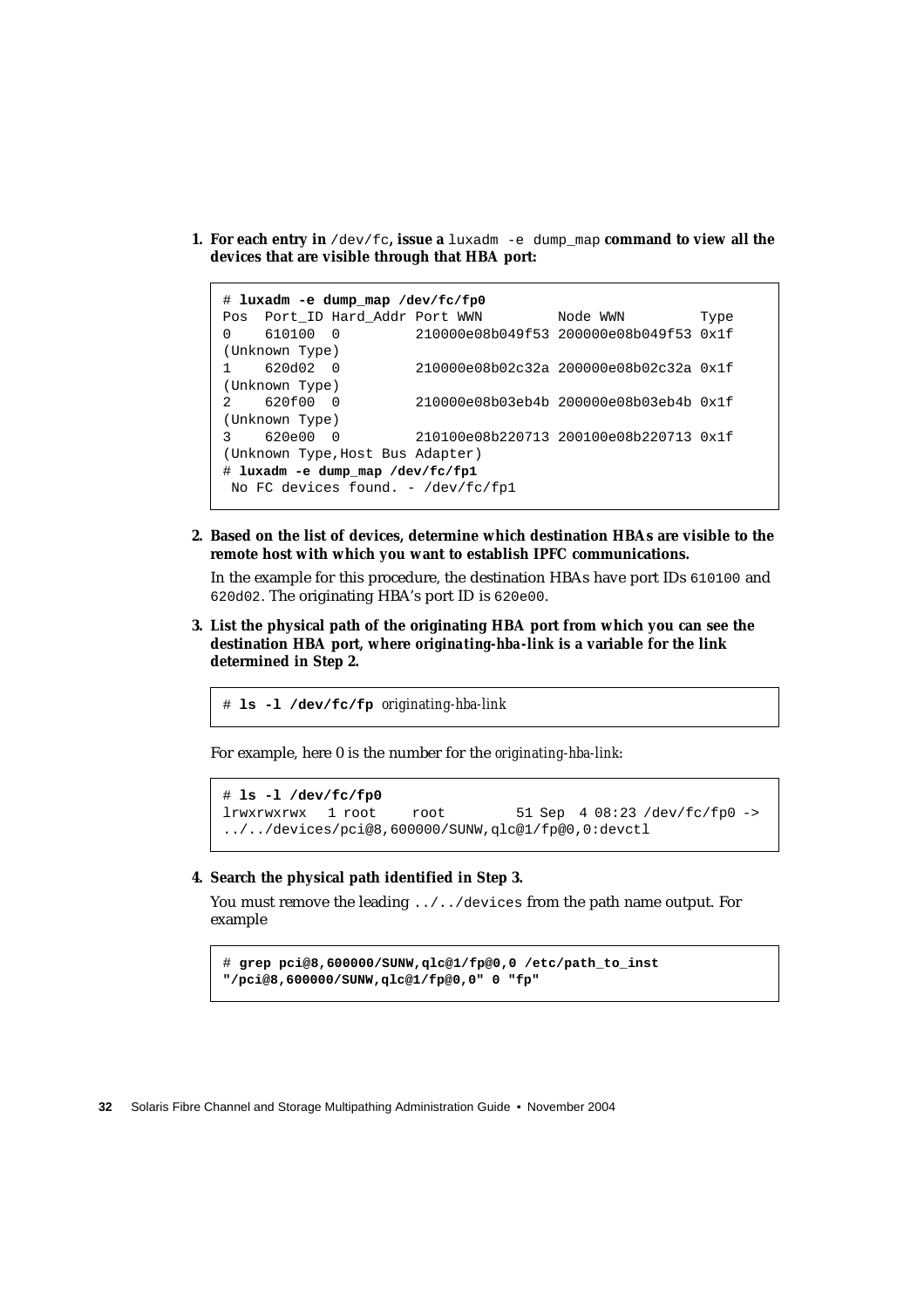1. **For each entry in** `/dev/fc`**, issue a** `luxadm -e dump_map` **command to view all the devices that are visible through that HBA port:**

```
# luxadm -e dump_map /dev/fc/fp0
Pos  Port_ID Hard_Addr Port WWN         Node WWN         Type
0    610100  0         210000e08b049f53 200000e08b049f53 0x1f
(Unknown Type)
1    620d02  0         210000e08b02c32a 200000e08b02c32a 0x1f
(Unknown Type)
2    620f00  0         210000e08b03eb4b 200000e08b03eb4b 0x1f
(Unknown Type)
3    620e00  0         210100e08b220713 200100e08b220713 0x1f
(Unknown Type,Host Bus Adapter)
# luxadm -e dump_map /dev/fc/fp1
 No FC devices found. - /dev/fc/fp1
```

2. **Based on the list of devices, determine which destination HBAs are visible to the remote host with which you want to establish IPFC communications.**

   In the example for this procedure, the destination HBAs have port IDs `610100` and `620d02`. The originating HBA's port ID is `620e00`.

3. **List the physical path of the originating HBA port from which you can see the destination HBA port, where** ***originating-hba-link*** **is a variable for the link determined in Step 2.**

```
# ls -l /dev/fc/fp originating-hba-link
```

   For example, here 0 is the number for the *originating-hba-link*:

```
# ls -l /dev/fc/fp0
lrwxrwxrwx  1 root    root        51 Sep  4 08:23 /dev/fc/fp0 ->
../../devices/pci@8,600000/SUNW,qlc@1/fp@0,0:devctl
```

4. **Search the physical path identified in Step 3.**

   You must remove the leading `../../devices` from the path name output. For example

```
# grep pci@8,600000/SUNW,qlc@1/fp@0,0 /etc/path_to_inst
"/pci@8,600000/SUNW,qlc@1/fp@0,0" 0 "fp"
```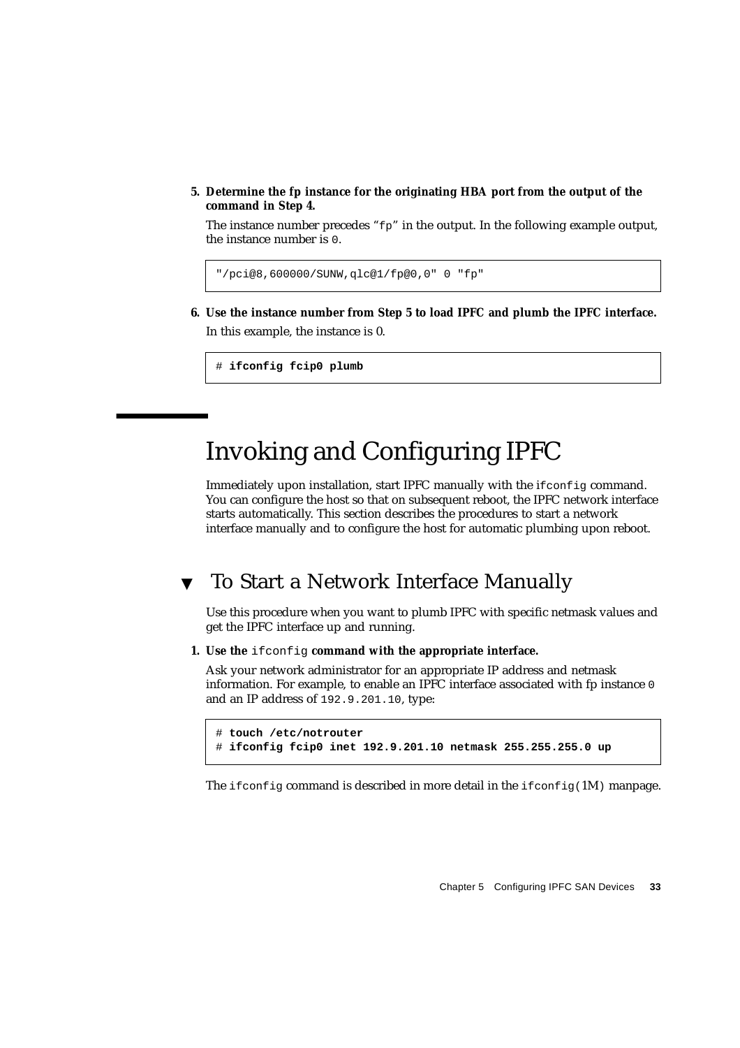5. **Determine the fp instance for the originating HBA port from the output of the command in Step 4.**

   The instance number precedes "fp" in the output. In the following example output, the instance number is 0.

```
"/pci@8,600000/SUNW,qlc@1/fp@0,0" 0 "fp"
```

6. **Use the instance number from Step 5 to load IPFC and plumb the IPFC interface.**

   In this example, the instance is 0.

```
# ifconfig fcip0 plumb
```

# Invoking and Configuring IPFC

Immediately upon installation, start IPFC manually with the `ifconfig` command. You can configure the host so that on subsequent reboot, the IPFC network interface starts automatically. This section describes the procedures to start a network interface manually and to configure the host for automatic plumbing upon reboot.

## ▼ To Start a Network Interface Manually

Use this procedure when you want to plumb IPFC with specific netmask values and get the IPFC interface up and running.

1. **Use the `ifconfig` command with the appropriate interface.**

   Ask your network administrator for an appropriate IP address and netmask information. For example, to enable an IPFC interface associated with fp instance `0` and an IP address of `192.9.201.10`, type:

```
# touch /etc/notrouter
# ifconfig fcip0 inet 192.9.201.10 netmask 255.255.255.0 up
```

The `ifconfig` command is described in more detail in the `ifconfig(1M)` manpage.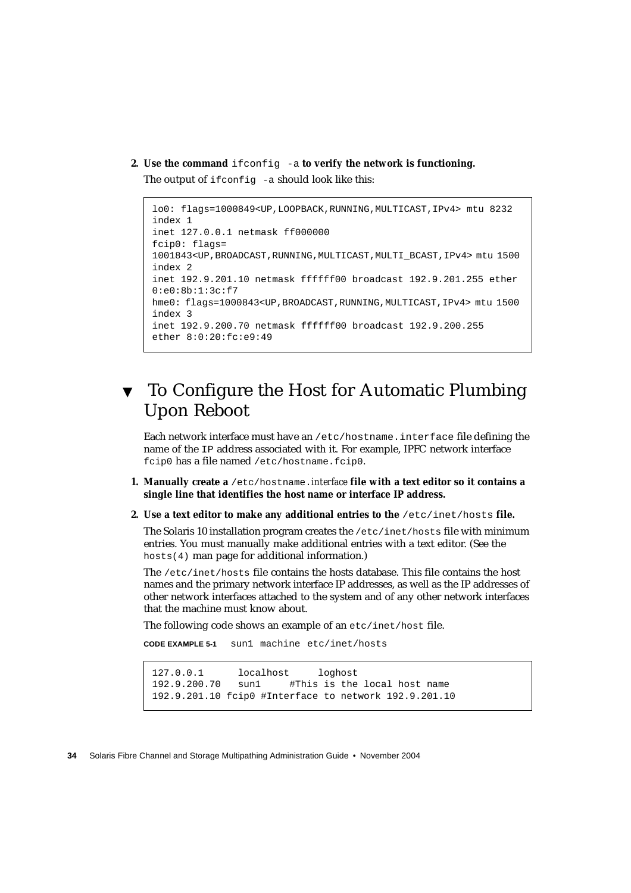2. **Use the command** `ifconfig -a` **to verify the network is functioning.**

   The output of `ifconfig -a` should look like this:

```
lo0: flags=1000849<UP,LOOPBACK,RUNNING,MULTICAST,IPv4> mtu 8232
index 1
inet 127.0.0.1 netmask ff000000
fcip0: flags=
1001843<UP,BROADCAST,RUNNING,MULTICAST,MULTI_BCAST,IPv4> mtu 1500
index 2
inet 192.9.201.10 netmask ffffff00 broadcast 192.9.201.255 ether
0:e0:8b:1:3c:f7
hme0: flags=1000843<UP,BROADCAST,RUNNING,MULTICAST,IPv4> mtu 1500
index 3
inet 192.9.200.70 netmask ffffff00 broadcast 192.9.200.255
ether 8:0:20:fc:e9:49
```

## ▼ To Configure the Host for Automatic Plumbing Upon Reboot

Each network interface must have an `/etc/hostname.interface` file defining the name of the IP address associated with it. For example, IPFC network interface `fcip0` has a file named `/etc/hostname.fcip0`.

1. **Manually create a** `/etc/hostname.`*interface* **file with a text editor so it contains a single line that identifies the host name or interface IP address.**

2. **Use a text editor to make any additional entries to the** `/etc/inet/hosts` **file.**

   The Solaris 10 installation program creates the `/etc/inet/hosts` file with minimum entries. You must manually make additional entries with a text editor. (See the `hosts(4)` man page for additional information.)

   The `/etc/inet/hosts` file contains the hosts database. This file contains the host names and the primary network interface IP addresses, as well as the IP addresses of other network interfaces attached to the system and of any other network interfaces that the machine must know about.

   The following code shows an example of an `etc/inet/host` file.

   **CODE EXAMPLE 5-1** `sun1 machine etc/inet/hosts`

```
127.0.0.1      localhost     loghost
192.9.200.70   sun1     #This is the local host name
192.9.201.10 fcip0 #Interface to network 192.9.201.10
```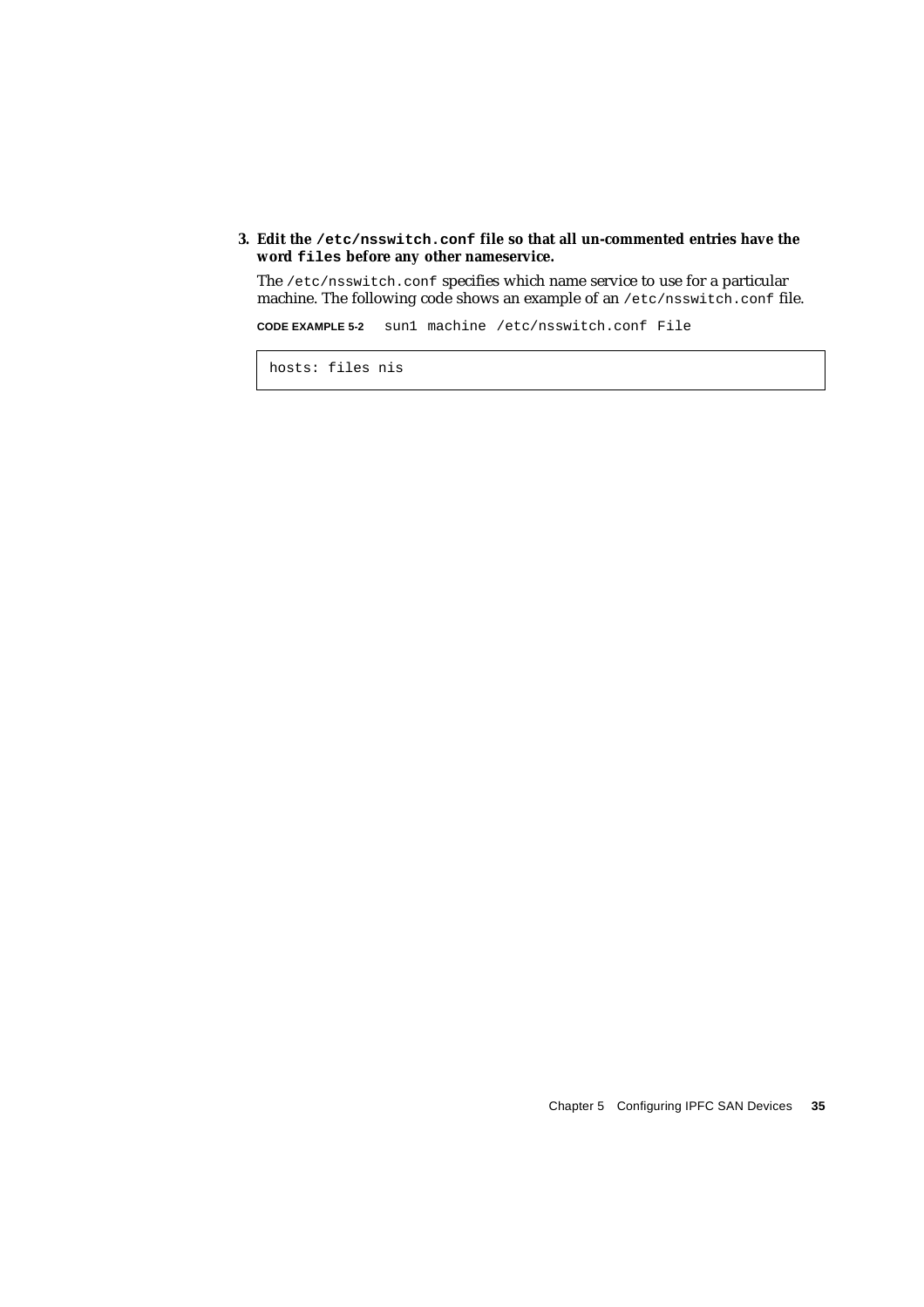3. **Edit the `/etc/nsswitch.conf` file so that all un-commented entries have the word `files` before any other nameservice.**

   The `/etc/nsswitch.conf` specifies which name service to use for a particular machine. The following code shows an example of an `/etc/nsswitch.conf` file.

   **CODE EXAMPLE 5-2** sun1 machine /etc/nsswitch.conf File

```
hosts: files nis
```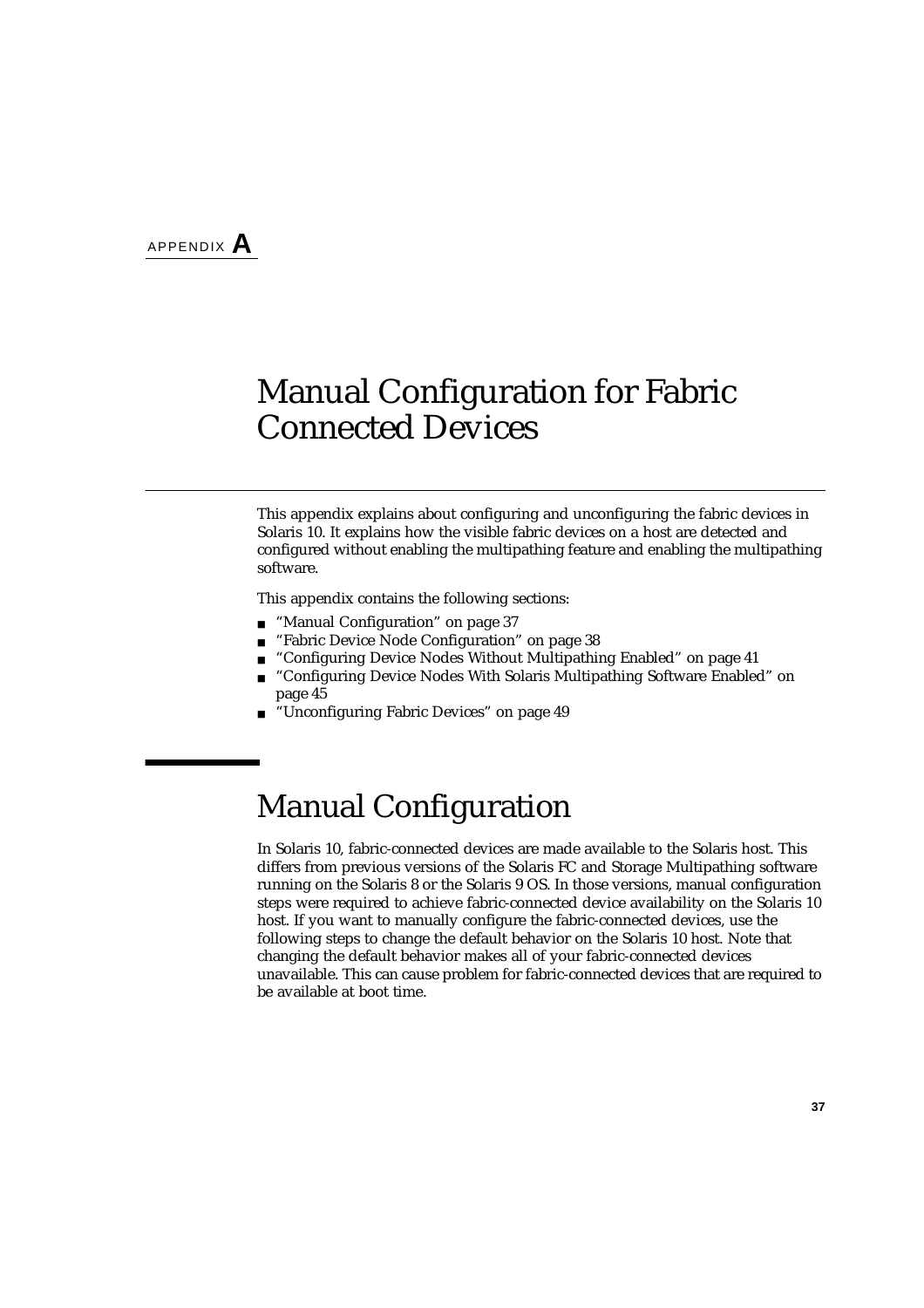APPENDIX **A**

# Manual Configuration for Fabric Connected Devices

This appendix explains about configuring and unconfiguring the fabric devices in Solaris 10. It explains how the visible fabric devices on a host are detected and configured without enabling the multipathing feature and enabling the multipathing software.

This appendix contains the following sections:

- "Manual Configuration" on page 37
- "Fabric Device Node Configuration" on page 38
- "Configuring Device Nodes Without Multipathing Enabled" on page 41
- "Configuring Device Nodes With Solaris Multipathing Software Enabled" on page 45
- "Unconfiguring Fabric Devices" on page 49

## Manual Configuration

In Solaris 10, fabric-connected devices are made available to the Solaris host. This differs from previous versions of the Solaris FC and Storage Multipathing software running on the Solaris 8 or the Solaris 9 OS. In those versions, manual configuration steps were required to achieve fabric-connected device availability on the Solaris 10 host. If you want to manually configure the fabric-connected devices, use the following steps to change the default behavior on the Solaris 10 host. Note that changing the default behavior makes all of your fabric-connected devices unavailable. This can cause problem for fabric-connected devices that are required to be available at boot time.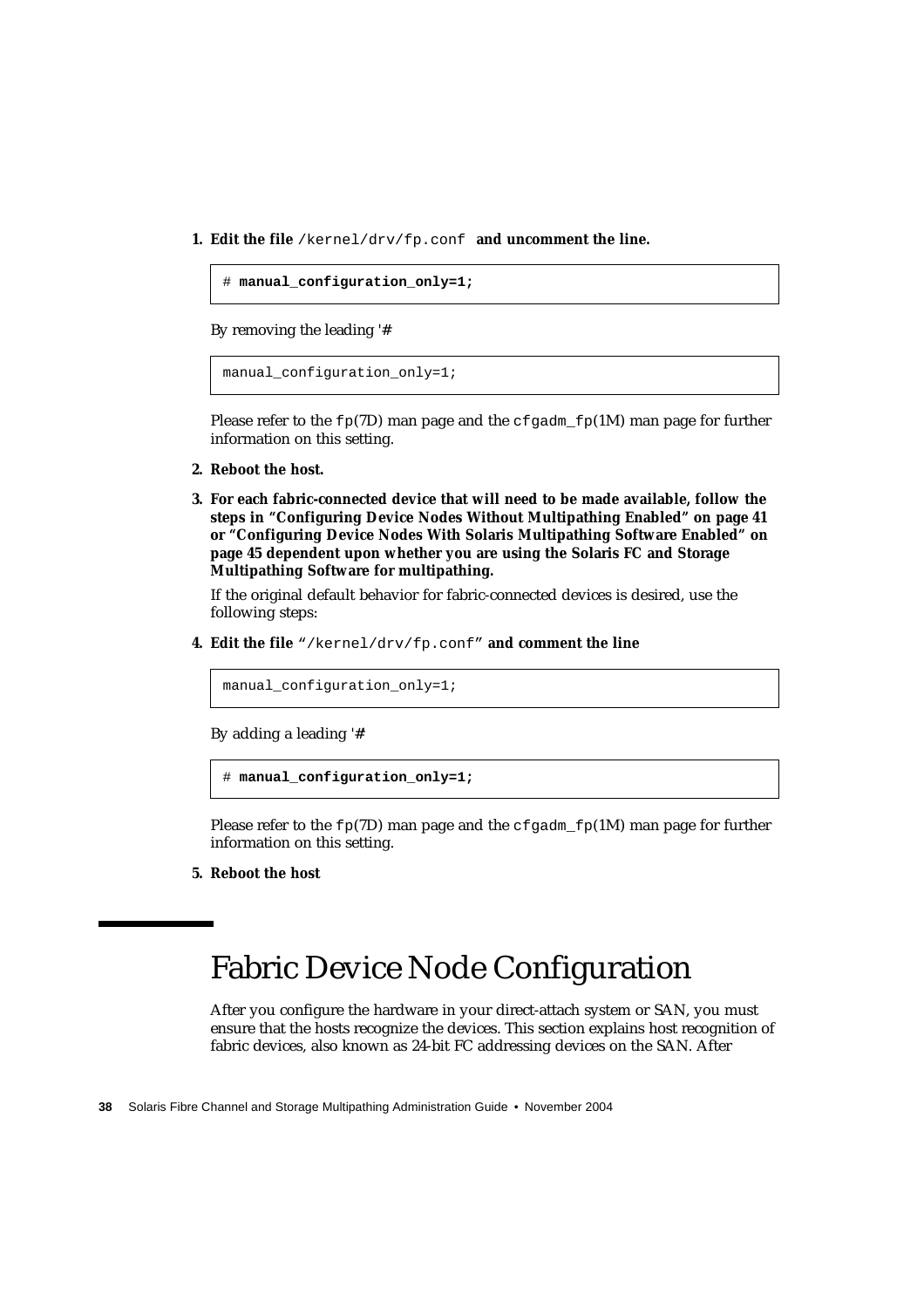1. **Edit the file** `/kernel/drv/fp.conf` **and uncomment the line.**

```
# manual_configuration_only=1;
```

By removing the leading '**#**

```
manual_configuration_only=1;
```

Please refer to the `fp`(7D) man page and the `cfgadm_fp`(1M) man page for further information on this setting.

2. **Reboot the host.**

3. **For each fabric-connected device that will need to be made available, follow the steps in "Configuring Device Nodes Without Multipathing Enabled" on page 41 or "Configuring Device Nodes With Solaris Multipathing Software Enabled" on page 45 dependent upon whether you are using the Solaris FC and Storage Multipathing Software for multipathing.**

If the original default behavior for fabric-connected devices is desired, use the following steps:

4. **Edit the file** "`/kernel/drv/fp.conf`" **and comment the line**

```
manual_configuration_only=1;
```

By adding a leading '**#**

```
# manual_configuration_only=1;
```

Please refer to the `fp`(7D) man page and the `cfgadm_fp`(1M) man page for further information on this setting.

5. **Reboot the host**

## Fabric Device Node Configuration

After you configure the hardware in your direct-attach system or SAN, you must ensure that the hosts recognize the devices. This section explains host recognition of fabric devices, also known as 24-bit FC addressing devices on the SAN. After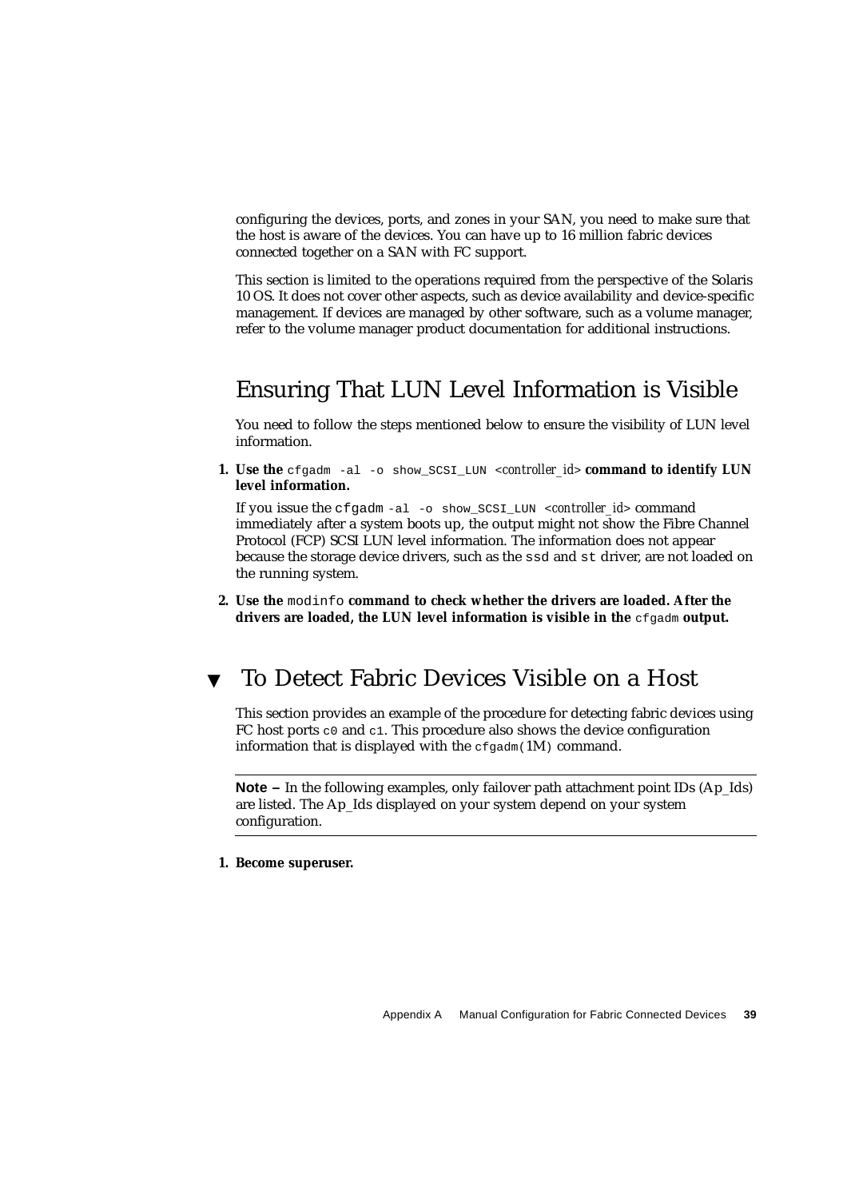configuring the devices, ports, and zones in your SAN, you need to make sure that the host is aware of the devices. You can have up to 16 million fabric devices connected together on a SAN with FC support.

This section is limited to the operations required from the perspective of the Solaris 10 OS. It does not cover other aspects, such as device availability and device-specific management. If devices are managed by other software, such as a volume manager, refer to the volume manager product documentation for additional instructions.

## Ensuring That LUN Level Information is Visible

You need to follow the steps mentioned below to ensure the visibility of LUN level information.

1. **Use the** `cfgadm -al -o show_SCSI_LUN` *<controller_id>* **command to identify LUN level information.**

   If you issue the `cfgadm -al -o show_SCSI_LUN` *<controller_id>* command immediately after a system boots up, the output might not show the Fibre Channel Protocol (FCP) SCSI LUN level information. The information does not appear because the storage device drivers, such as the `ssd` and `st` driver, are not loaded on the running system.

2. **Use the** `modinfo` **command to check whether the drivers are loaded. After the drivers are loaded, the LUN level information is visible in the** `cfgadm` **output.**

## ▼ To Detect Fabric Devices Visible on a Host

This section provides an example of the procedure for detecting fabric devices using FC host ports `c0` and `c1`. This procedure also shows the device configuration information that is displayed with the `cfgadm(1M)` command.

---

**Note –** In the following examples, only failover path attachment point IDs (Ap_Ids) are listed. The Ap_Ids displayed on your system depend on your system configuration.

---

1. **Become superuser.**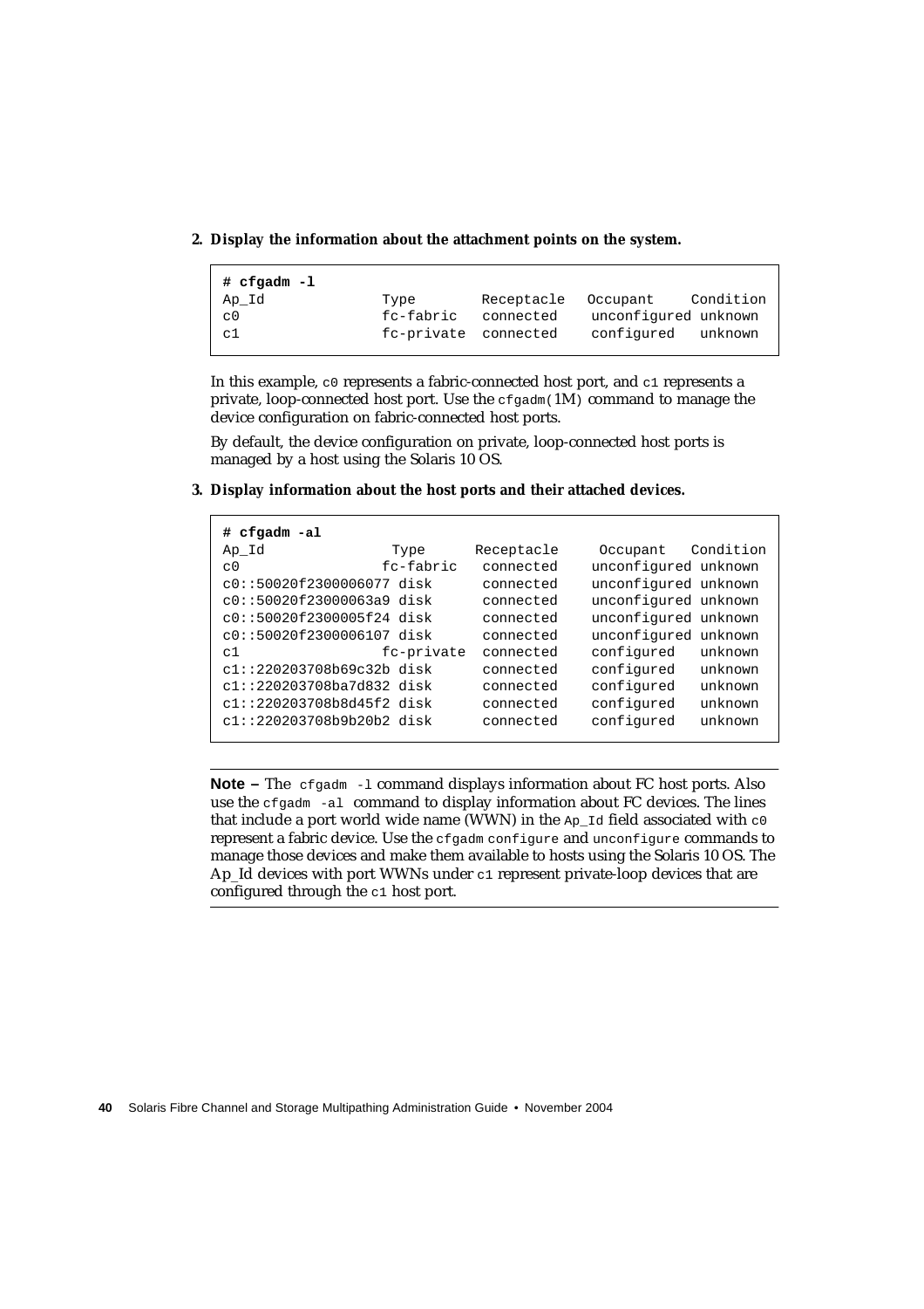2. **Display the information about the attachment points on the system.**

```
# cfgadm -l
Ap_Id            Type        Receptacle   Occupant     Condition
c0               fc-fabric   connected    unconfigured unknown
c1               fc-private  connected    configured   unknown
```

In this example, `c0` represents a fabric-connected host port, and `c1` represents a private, loop-connected host port. Use the `cfgadm(1M)` command to manage the device configuration on fabric-connected host ports.

By default, the device configuration on private, loop-connected host ports is managed by a host using the Solaris 10 OS.

3. **Display information about the host ports and their attached devices.**

```
# cfgadm -al
Ap_Id                    Type        Receptacle   Occupant     Condition
c0                       fc-fabric   connected    unconfigured unknown
c0::50020f2300006077 disk            connected    unconfigured unknown
c0::50020f23000063a9 disk            connected    unconfigured unknown
c0::50020f2300005f24 disk            connected    unconfigured unknown
c0::50020f2300006107 disk            connected    unconfigured unknown
c1                       fc-private  connected    configured   unknown
c1::220203708b69c32b disk            connected    configured   unknown
c1::220203708ba7d832 disk            connected    configured   unknown
c1::220203708b8d45f2 disk            connected    configured   unknown
c1::220203708b9b20b2 disk            connected    configured   unknown
```

---

**Note –** The `cfgadm -l` command displays information about FC host ports. Also use the `cfgadm -al` command to display information about FC devices. The lines that include a port world wide name (WWN) in the `Ap_Id` field associated with `c0` represent a fabric device. Use the `cfgadm configure` and `unconfigure` commands to manage those devices and make them available to hosts using the Solaris 10 OS. The Ap_Id devices with port WWNs under `c1` represent private-loop devices that are configured through the `c1` host port.

---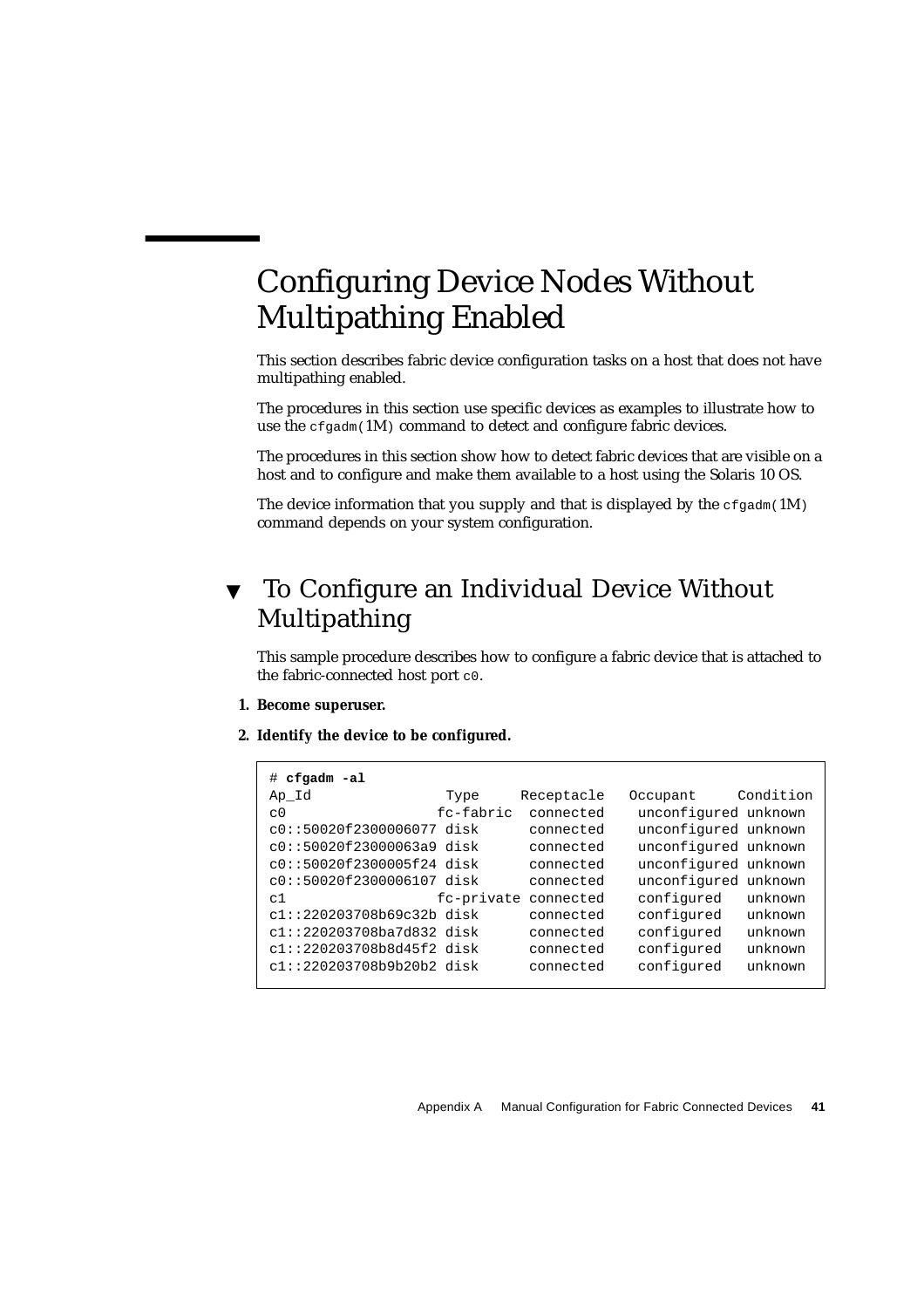# Configuring Device Nodes Without Multipathing Enabled

This section describes fabric device configuration tasks on a host that does not have multipathing enabled.

The procedures in this section use specific devices as examples to illustrate how to use the `cfgadm(1M)` command to detect and configure fabric devices.

The procedures in this section show how to detect fabric devices that are visible on a host and to configure and make them available to a host using the Solaris 10 OS.

The device information that you supply and that is displayed by the `cfgadm(1M)` command depends on your system configuration.

## ▼ To Configure an Individual Device Without Multipathing

This sample procedure describes how to configure a fabric device that is attached to the fabric-connected host port `c0`.

1. **Become superuser.**
2. **Identify the device to be configured.**

```
# cfgadm -al
Ap_Id                 Type      Receptacle   Occupant     Condition
c0                   fc-fabric  connected    unconfigured unknown
c0::50020f2300006077 disk       connected    unconfigured unknown
c0::50020f23000063a9 disk       connected    unconfigured unknown
c0::50020f2300005f24 disk       connected    unconfigured unknown
c0::50020f2300006107 disk       connected    unconfigured unknown
c1                   fc-private connected    configured   unknown
c1::220203708b69c32b disk       connected    configured   unknown
c1::220203708ba7d832 disk       connected    configured   unknown
c1::220203708b8d45f2 disk       connected    configured   unknown
c1::220203708b9b20b2 disk       connected    configured   unknown
```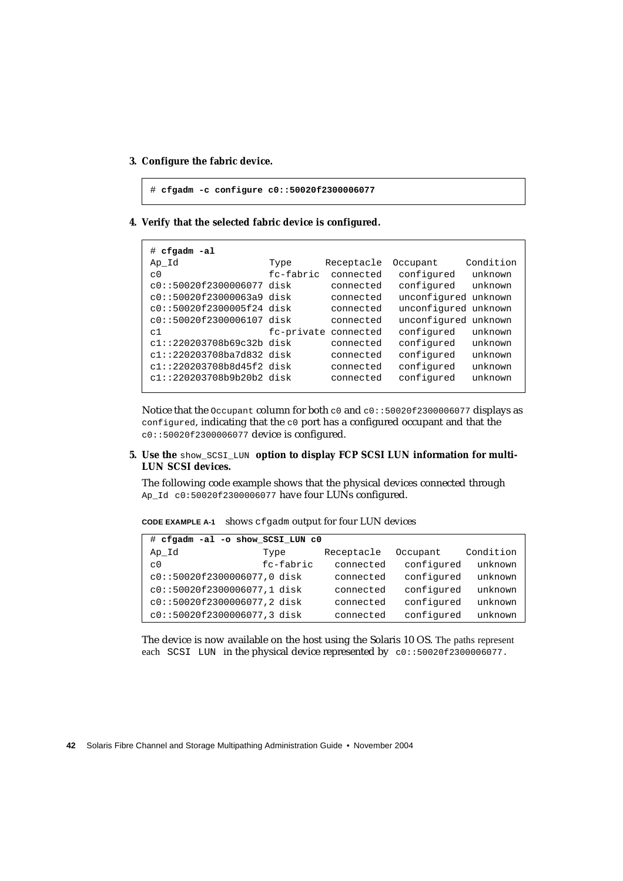3. **Configure the fabric device.**

```
# cfgadm -c configure c0::50020f2300006077
```

4. **Verify that the selected fabric device is configured.**

```
# cfgadm -al
Ap_Id                 Type       Receptacle  Occupant     Condition
c0                    fc-fabric  connected   configured   unknown
c0::50020f2300006077  disk       connected   configured   unknown
c0::50020f23000063a9  disk       connected   unconfigured unknown
c0::50020f2300005f24  disk       connected   unconfigured unknown
c0::50020f2300006107  disk       connected   unconfigured unknown
c1                    fc-private connected   configured   unknown
c1::220203708b69c32b  disk       connected   configured   unknown
c1::220203708ba7d832  disk       connected   configured   unknown
c1::220203708b8d45f2  disk       connected   configured   unknown
c1::220203708b9b20b2  disk       connected   configured   unknown
```

Notice that the `Occupant` column for both `c0` and `c0::50020f2300006077` displays as `configured`, indicating that the `c0` port has a configured occupant and that the `c0::50020f2300006077` device is configured.

5. **Use the** `show_SCSI_LUN` **option to display FCP SCSI LUN information for multi-LUN SCSI devices.**

The following code example shows that the physical devices connected through `Ap_Id c0:50020f2300006077` have four LUNs configured.

**CODE EXAMPLE A-1** shows `cfgadm` output for four LUN devices

```
# cfgadm -al -o show_SCSI_LUN c0
Ap_Id                    Type       Receptacle  Occupant    Condition
c0                       fc-fabric  connected   configured  unknown
c0::50020f2300006077,0  disk       connected   configured  unknown
c0::50020f2300006077,1  disk       connected   configured  unknown
c0::50020f2300006077,2  disk       connected   configured  unknown
c0::50020f2300006077,3  disk       connected   configured  unknown
```

The device is now available on the host using the Solaris 10 OS. The paths represent each `SCSI LUN` in the physical device represented by `c0::50020f2300006077`.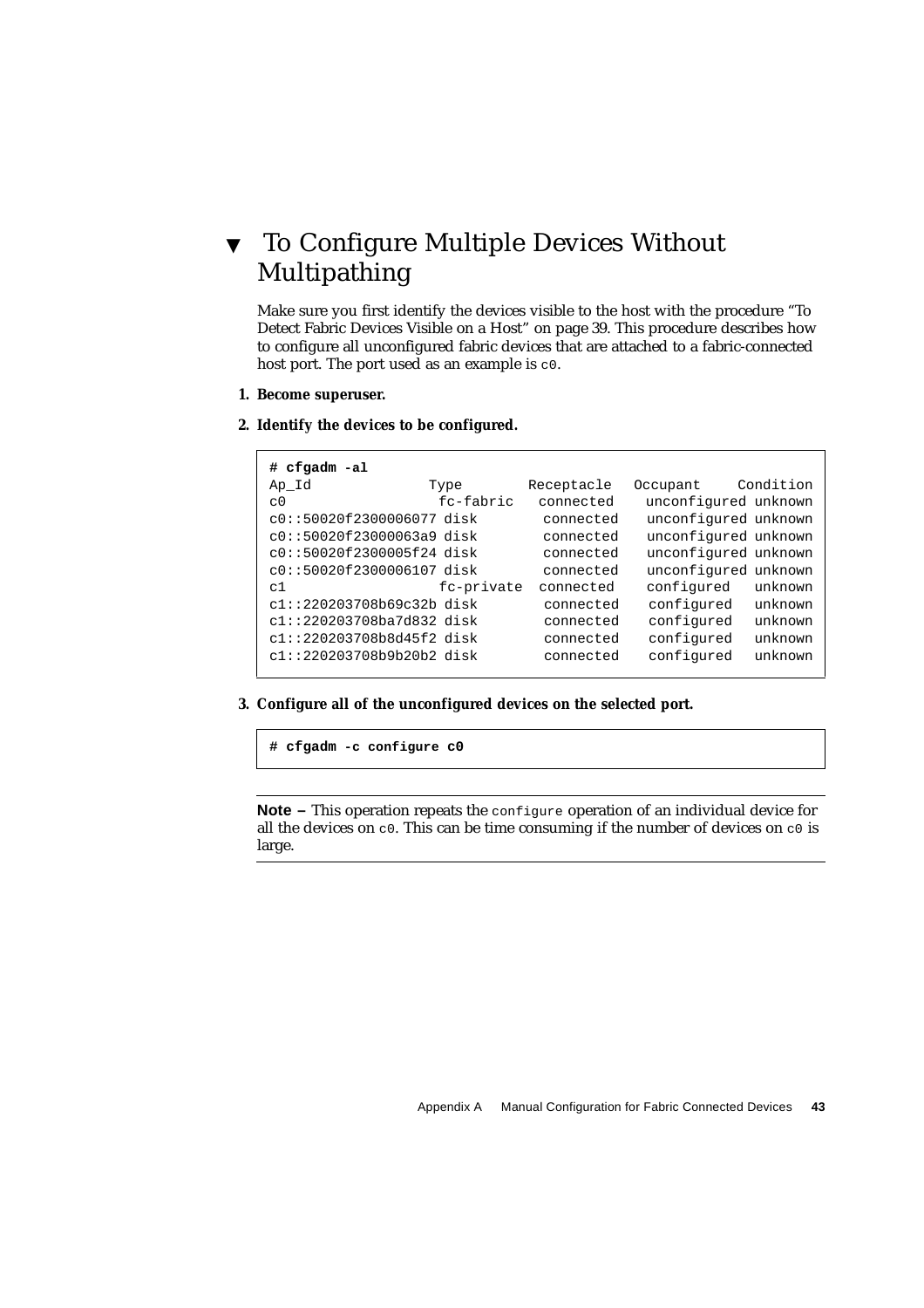## ▼ To Configure Multiple Devices Without Multipathing

Make sure you first identify the devices visible to the host with the procedure "To Detect Fabric Devices Visible on a Host" on page 39. This procedure describes how to configure all unconfigured fabric devices that are attached to a fabric-connected host port. The port used as an example is `c0`.

1. **Become superuser.**

2. **Identify the devices to be configured.**

```
# cfgadm -al
Ap_Id              Type        Receptacle   Occupant     Condition
c0                  fc-fabric   connected    unconfigured unknown
c0::50020f2300006077 disk        connected    unconfigured unknown
c0::50020f23000063a9 disk        connected    unconfigured unknown
c0::50020f2300005f24 disk        connected    unconfigured unknown
c0::50020f2300006107 disk        connected    unconfigured unknown
c1                  fc-private  connected    configured   unknown
c1::220203708b69c32b disk        connected    configured   unknown
c1::220203708ba7d832 disk        connected    configured   unknown
c1::220203708b8d45f2 disk        connected    configured   unknown
c1::220203708b9b20b2 disk        connected    configured   unknown
```

3. **Configure all of the unconfigured devices on the selected port.**

```
# cfgadm -c configure c0
```

---

**Note –** This operation repeats the `configure` operation of an individual device for all the devices on `c0`. This can be time consuming if the number of devices on `c0` is large.

---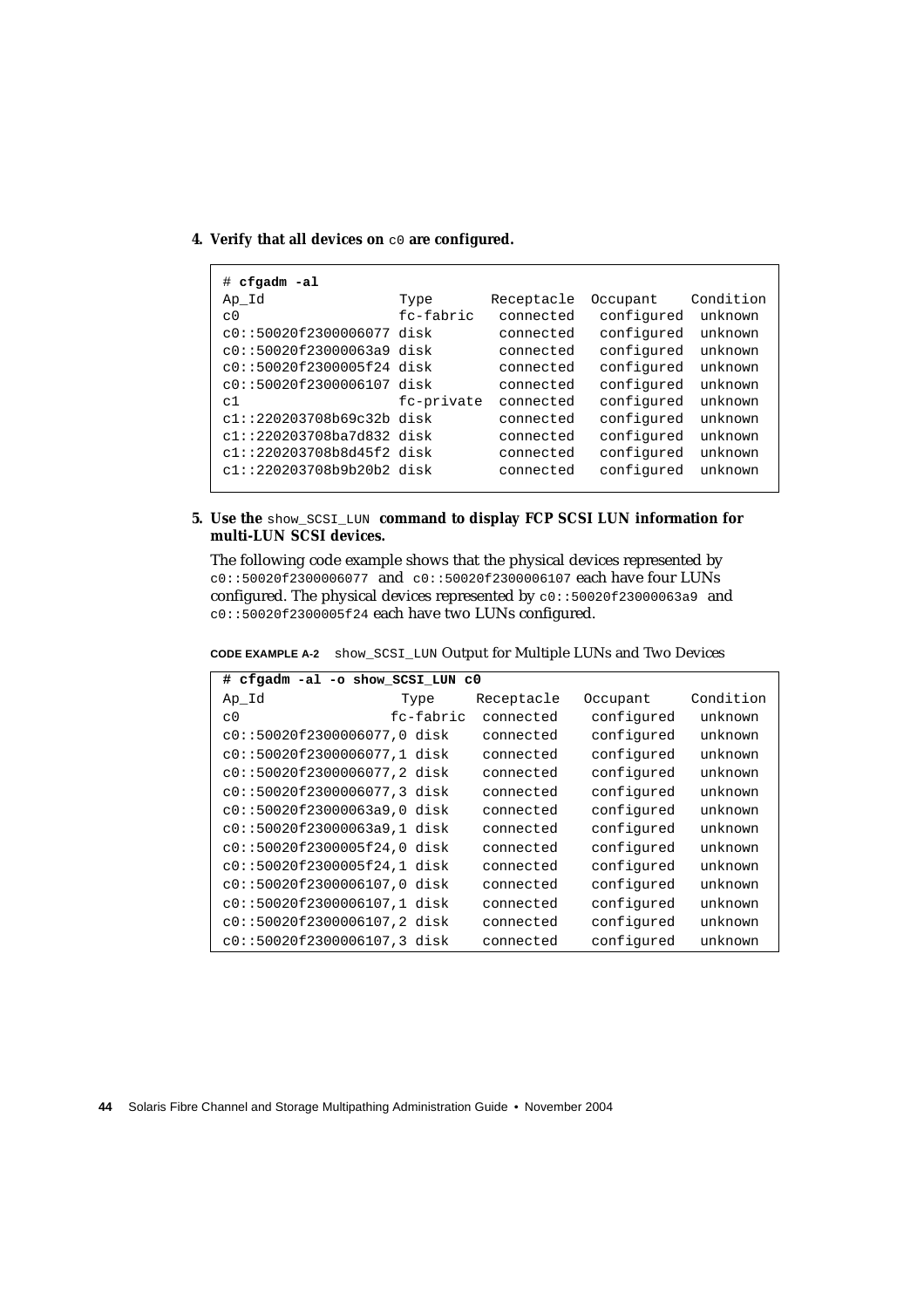4. **Verify that all devices on `c0` are configured.**

```
# cfgadm -al
Ap_Id                  Type        Receptacle  Occupant    Condition
c0                     fc-fabric   connected   configured  unknown
c0::50020f2300006077   disk        connected   configured  unknown
c0::50020f23000063a9   disk        connected   configured  unknown
c0::50020f2300005f24   disk        connected   configured  unknown
c0::50020f2300006107   disk        connected   configured  unknown
c1                     fc-private  connected   configured  unknown
c1::220203708b69c32b   disk        connected   configured  unknown
c1::220203708ba7d832   disk        connected   configured  unknown
c1::220203708b8d45f2   disk        connected   configured  unknown
c1::220203708b9b20b2   disk        connected   configured  unknown
```

5. **Use the `show_SCSI_LUN` command to display FCP SCSI LUN information for multi-LUN SCSI devices.**

   The following code example shows that the physical devices represented by `c0::50020f2300006077` and `c0::50020f2300006107` each have four LUNs configured. The physical devices represented by `c0::50020f23000063a9` and `c0::50020f2300005f24` each have two LUNs configured.

**CODE EXAMPLE A-2** `show_SCSI_LUN` Output for Multiple LUNs and Two Devices

```
# cfgadm -al -o show_SCSI_LUN c0
Ap_Id                    Type       Receptacle  Occupant    Condition
c0                       fc-fabric  connected   configured  unknown
c0::50020f2300006077,0   disk       connected   configured  unknown
c0::50020f2300006077,1   disk       connected   configured  unknown
c0::50020f2300006077,2   disk       connected   configured  unknown
c0::50020f2300006077,3   disk       connected   configured  unknown
c0::50020f23000063a9,0   disk       connected   configured  unknown
c0::50020f23000063a9,1   disk       connected   configured  unknown
c0::50020f2300005f24,0   disk       connected   configured  unknown
c0::50020f2300005f24,1   disk       connected   configured  unknown
c0::50020f2300006107,0   disk       connected   configured  unknown
c0::50020f2300006107,1   disk       connected   configured  unknown
c0::50020f2300006107,2   disk       connected   configured  unknown
c0::50020f2300006107,3   disk       connected   configured  unknown
```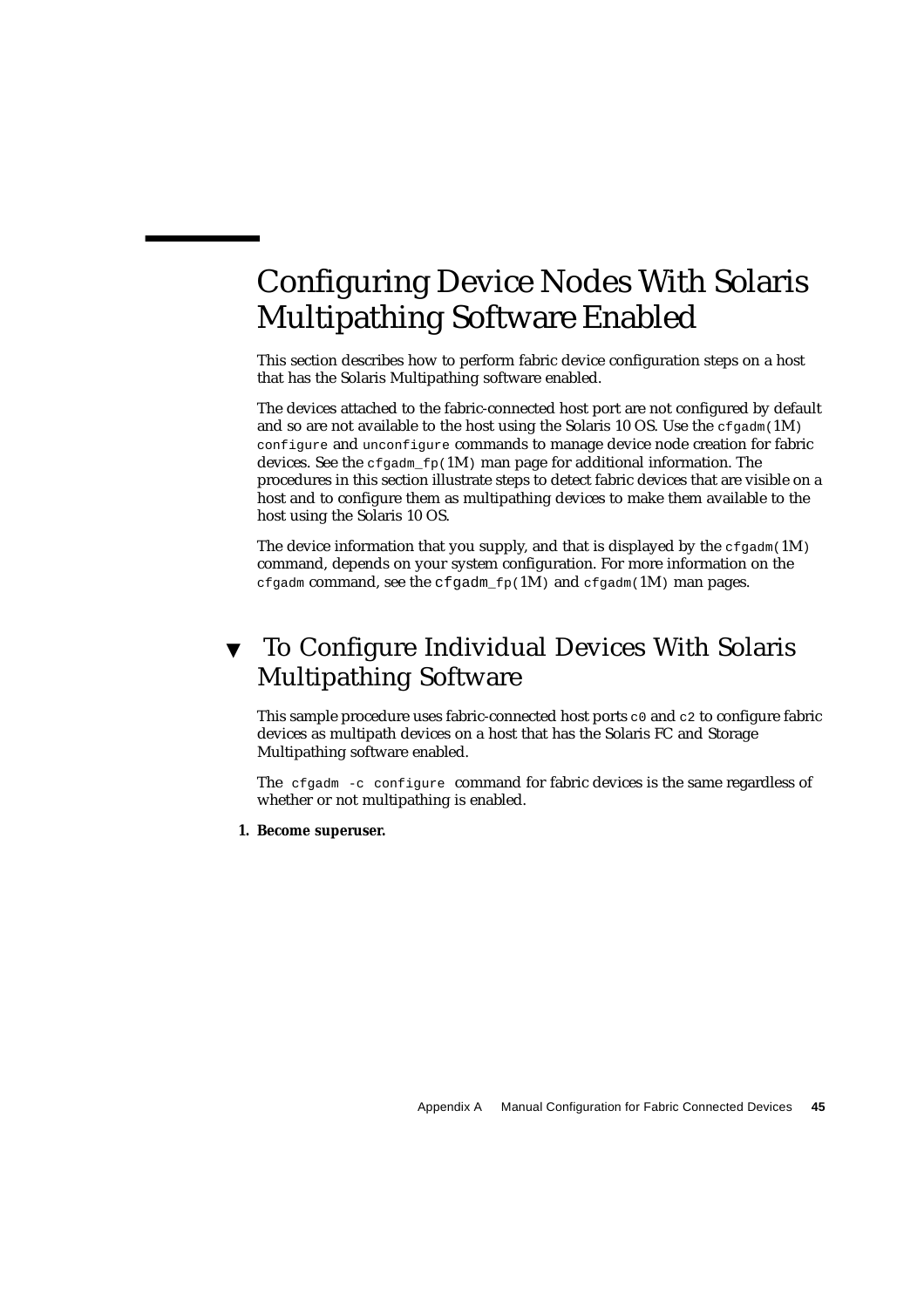# Configuring Device Nodes With Solaris Multipathing Software Enabled

This section describes how to perform fabric device configuration steps on a host that has the Solaris Multipathing software enabled.

The devices attached to the fabric-connected host port are not configured by default and so are not available to the host using the Solaris 10 OS. Use the `cfgadm(1M)` `configure` and `unconfigure` commands to manage device node creation for fabric devices. See the `cfgadm_fp(1M)` man page for additional information. The procedures in this section illustrate steps to detect fabric devices that are visible on a host and to configure them as multipathing devices to make them available to the host using the Solaris 10 OS.

The device information that you supply, and that is displayed by the `cfgadm(1M)` command, depends on your system configuration. For more information on the `cfgadm` command, see the `cfgadm_fp(1M)` and `cfgadm(1M)` man pages.

## ▼ To Configure Individual Devices With Solaris Multipathing Software

This sample procedure uses fabric-connected host ports `c0` and `c2` to configure fabric devices as multipath devices on a host that has the Solaris FC and Storage Multipathing software enabled.

The `cfgadm -c configure` command for fabric devices is the same regardless of whether or not multipathing is enabled.

1. **Become superuser.**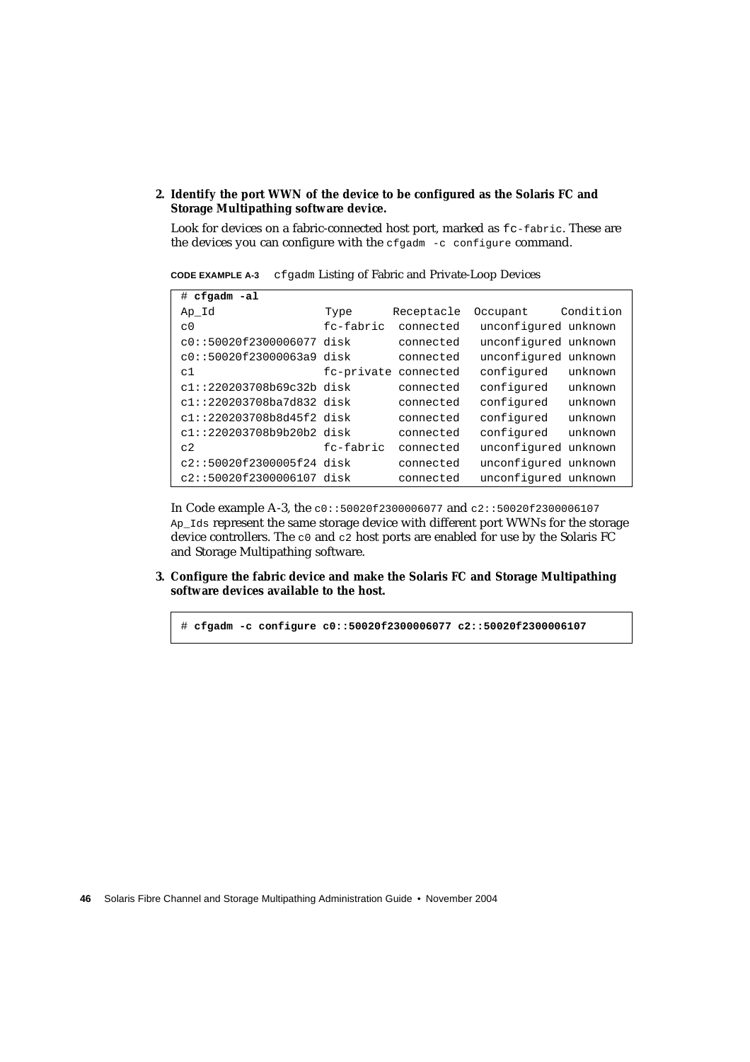2. **Identify the port WWN of the device to be configured as the Solaris FC and Storage Multipathing software device.**

   Look for devices on a fabric-connected host port, marked as `fc-fabric`. These are the devices you can configure with the `cfgadm -c configure` command.

**CODE EXAMPLE A-3** `cfgadm` Listing of Fabric and Private-Loop Devices

```
# cfgadm -al
Ap_Id                  Type       Receptacle  Occupant     Condition
c0                     fc-fabric  connected   unconfigured unknown
c0::50020f2300006077   disk       connected   unconfigured unknown
c0::50020f23000063a9   disk       connected   unconfigured unknown
c1                     fc-private connected   configured   unknown
c1::220203708b69c32b   disk       connected   configured   unknown
c1::220203708ba7d832   disk       connected   configured   unknown
c1::220203708b8d45f2   disk       connected   configured   unknown
c1::220203708b9b20b2   disk       connected   configured   unknown
c2                     fc-fabric  connected   unconfigured unknown
c2::50020f2300005f24   disk       connected   unconfigured unknown
c2::50020f2300006107   disk       connected   unconfigured unknown
```

   In Code example A-3, the `c0::50020f2300006077` and `c2::50020f2300006107` `Ap_Ids` represent the same storage device with different port WWNs for the storage device controllers. The `c0` and `c2` host ports are enabled for use by the Solaris FC and Storage Multipathing software.

3. **Configure the fabric device and make the Solaris FC and Storage Multipathing software devices available to the host.**

```
# cfgadm -c configure c0::50020f2300006077 c2::50020f2300006107
```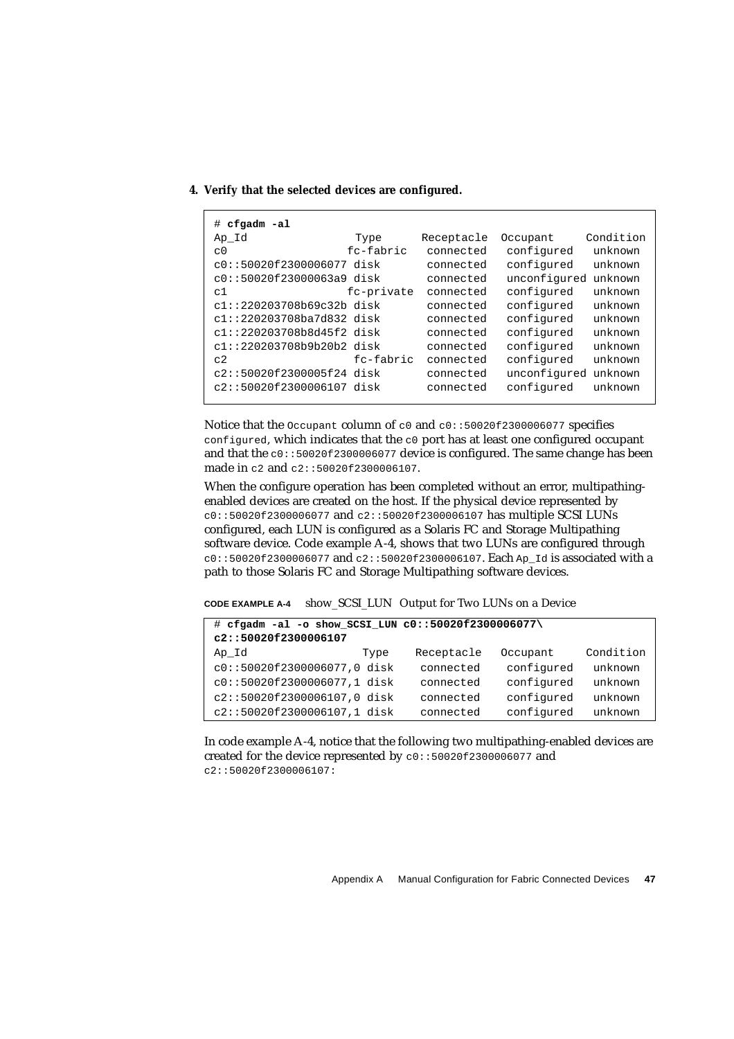**4. Verify that the selected devices are configured.**

```
# cfgadm -al
Ap_Id                  Type       Receptacle  Occupant     Condition
c0                    fc-fabric   connected   configured   unknown
c0::50020f2300006077 disk         connected   configured   unknown
c0::50020f23000063a9 disk         connected   unconfigured unknown
c1                    fc-private  connected   configured   unknown
c1::220203708b69c32b disk         connected   configured   unknown
c1::220203708ba7d832 disk         connected   configured   unknown
c1::220203708b8d45f2 disk         connected   configured   unknown
c1::220203708b9b20b2 disk         connected   configured   unknown
c2                     fc-fabric  connected   configured   unknown
c2::50020f2300005f24 disk         connected   unconfigured unknown
c2::50020f2300006107 disk         connected   configured   unknown
```

Notice that the `Occupant` column of `c0` and `c0::50020f2300006077` specifies `configured`, which indicates that the `c0` port has at least one configured occupant and that the `c0::50020f2300006077` device is configured. The same change has been made in `c2` and `c2::50020f2300006107`.

When the configure operation has been completed without an error, multipathing-enabled devices are created on the host. If the physical device represented by `c0::50020f2300006077` and `c2::50020f2300006107` has multiple SCSI LUNs configured, each LUN is configured as a Solaris FC and Storage Multipathing software device. Code example A-4, shows that two LUNs are configured through `c0::50020f2300006077` and `c2::50020f2300006107`. Each `Ap_Id` is associated with a path to those Solaris FC and Storage Multipathing software devices.

**CODE EXAMPLE A-4** show_SCSI_LUN Output for Two LUNs on a Device

```
# cfgadm -al -o show_SCSI_LUN c0::50020f2300006077\
c2::50020f2300006107
Ap_Id                    Type    Receptacle   Occupant     Condition
c0::50020f2300006077,0 disk      connected    configured   unknown
c0::50020f2300006077,1 disk      connected    configured   unknown
c2::50020f2300006107,0 disk      connected    configured   unknown
c2::50020f2300006107,1 disk      connected    configured   unknown
```

In code example A-4, notice that the following two multipathing-enabled devices are created for the device represented by `c0::50020f2300006077` and `c2::50020f2300006107`: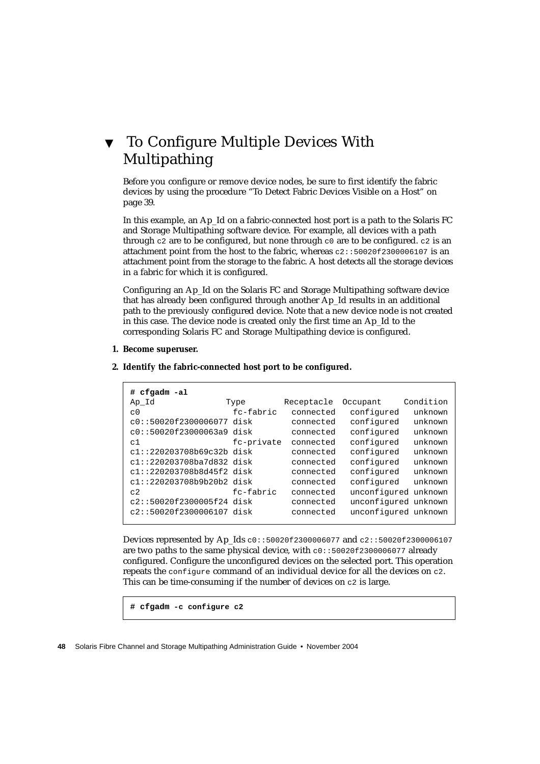## ▼ To Configure Multiple Devices With Multipathing

Before you configure or remove device nodes, be sure to first identify the fabric devices by using the procedure "To Detect Fabric Devices Visible on a Host" on page 39.

In this example, an Ap_Id on a fabric-connected host port is a path to the Solaris FC and Storage Multipathing software device. For example, all devices with a path through `c2` are to be configured, but none through `c0` are to be configured. `c2` is an attachment point from the host to the fabric, whereas `c2::50020f2300006107` is an attachment point from the storage to the fabric. A host detects all the storage devices in a fabric for which it is configured.

Configuring an Ap_Id on the Solaris FC and Storage Multipathing software device that has already been configured through another Ap_Id results in an additional path to the previously configured device. Note that a new device node is not created in this case. The device node is created only the first time an Ap_Id to the corresponding Solaris FC and Storage Multipathing device is configured.

1. **Become superuser.**
2. **Identify the fabric-connected host port to be configured.**

```
# cfgadm -al
Ap_Id              Type        Receptacle  Occupant     Condition
c0                  fc-fabric   connected   configured   unknown
c0::50020f2300006077 disk       connected   configured   unknown
c0::50020f23000063a9 disk       connected   configured   unknown
c1                  fc-private  connected   configured   unknown
c1::220203708b69c32b disk       connected   configured   unknown
c1::220203708ba7d832 disk       connected   configured   unknown
c1::220203708b8d45f2 disk       connected   configured   unknown
c1::220203708b9b20b2 disk       connected   configured   unknown
c2                  fc-fabric   connected   unconfigured unknown
c2::50020f2300005f24 disk       connected   unconfigured unknown
c2::50020f2300006107 disk       connected   unconfigured unknown
```

Devices represented by Ap_Ids `c0::50020f2300006077` and `c2::50020f2300006107` are two paths to the same physical device, with `c0::50020f2300006077` already configured. Configure the unconfigured devices on the selected port. This operation repeats the `configure` command of an individual device for all the devices on `c2`. This can be time-consuming if the number of devices on `c2` is large.

```
# cfgadm -c configure c2
```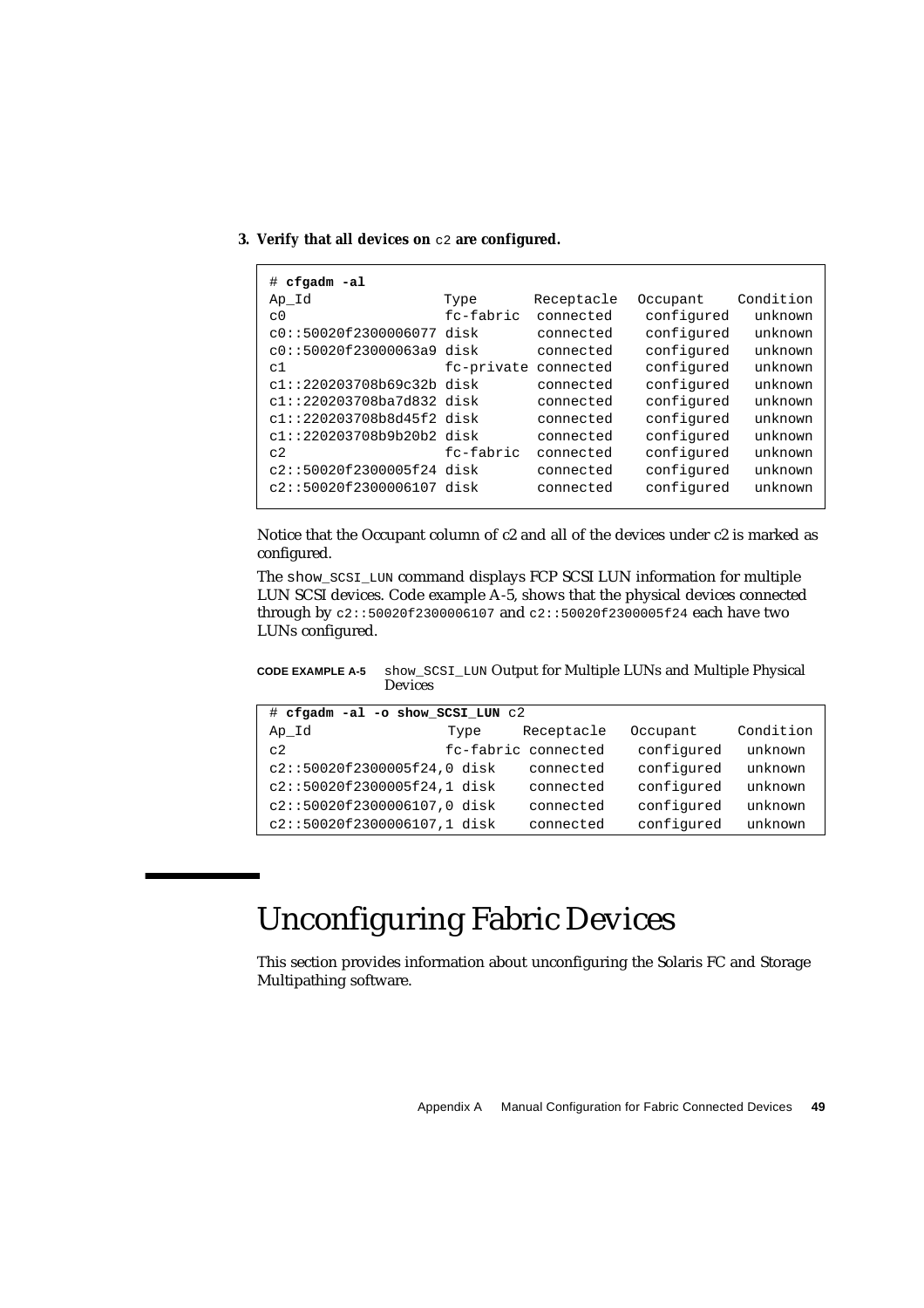**3. Verify that all devices on `c2` are configured.**

```
# cfgadm -al
Ap_Id                   Type       Receptacle   Occupant     Condition
c0                      fc-fabric  connected    configured   unknown
c0::50020f2300006077 disk       connected    configured   unknown
c0::50020f23000063a9 disk       connected    configured   unknown
c1                      fc-private connected    configured   unknown
c1::220203708b69c32b disk       connected    configured   unknown
c1::220203708ba7d832 disk       connected    configured   unknown
c1::220203708b8d45f2 disk       connected    configured   unknown
c1::220203708b9b20b2 disk       connected    configured   unknown
c2                      fc-fabric  connected    configured   unknown
c2::50020f2300005f24 disk       connected    configured   unknown
c2::50020f2300006107 disk       connected    configured   unknown
```

Notice that the Occupant column of c2 and all of the devices under c2 is marked as configured.

The `show_SCSI_LUN` command displays FCP SCSI LUN information for multiple LUN SCSI devices. Code example A-5, shows that the physical devices connected through by `c2::50020f2300006107` and `c2::50020f2300005f24` each have two LUNs configured.

**CODE EXAMPLE A-5** `show_SCSI_LUN` Output for Multiple LUNs and Multiple Physical Devices

```
# cfgadm -al -o show_SCSI_LUN c2
Ap_Id                      Type      Receptacle   Occupant     Condition
c2                         fc-fabric connected    configured   unknown
c2::50020f2300005f24,0 disk      connected    configured   unknown
c2::50020f2300005f24,1 disk      connected    configured   unknown
c2::50020f2300006107,0 disk      connected    configured   unknown
c2::50020f2300006107,1 disk      connected    configured   unknown
```

# Unconfiguring Fabric Devices

This section provides information about unconfiguring the Solaris FC and Storage Multipathing software.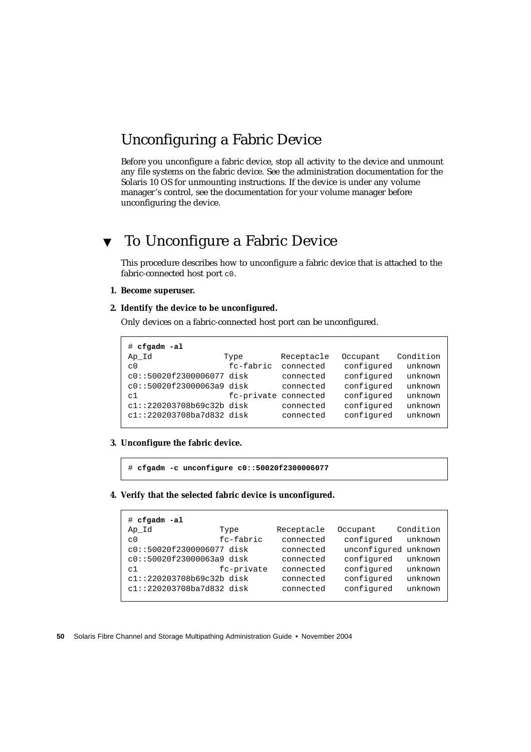## Unconfiguring a Fabric Device

Before you unconfigure a fabric device, stop all activity to the device and unmount any file systems on the fabric device. See the administration documentation for the Solaris 10 OS for unmounting instructions. If the device is under any volume manager's control, see the documentation for your volume manager before unconfiguring the device.

### ▼ To Unconfigure a Fabric Device

This procedure describes how to unconfigure a fabric device that is attached to the fabric-connected host port `c0`.

1. **Become superuser.**

2. **Identify the device to be unconfigured.**

   Only devices on a fabric-connected host port can be unconfigured.

```
# cfgadm -al
Ap_Id              Type        Receptacle   Occupant    Condition
c0                  fc-fabric  connected    configured   unknown
c0::50020f2300006077 disk       connected    configured   unknown
c0::50020f23000063a9 disk       connected    configured   unknown
c1                  fc-private connected    configured   unknown
c1::220203708b69c32b disk       connected    configured   unknown
c1::220203708ba7d832 disk       connected    configured   unknown
```

3. **Unconfigure the fabric device.**

```
# cfgadm -c unconfigure c0::50020f2300006077
```

4. **Verify that the selected fabric device is unconfigured.**

```
# cfgadm -al
Ap_Id              Type        Receptacle   Occupant     Condition
c0                 fc-fabric    connected    configured   unknown
c0::50020f2300006077 disk       connected    unconfigured unknown
c0::50020f23000063a9 disk       connected    configured   unknown
c1                 fc-private   connected    configured   unknown
c1::220203708b69c32b disk       connected    configured   unknown
c1::220203708ba7d832 disk       connected    configured   unknown
```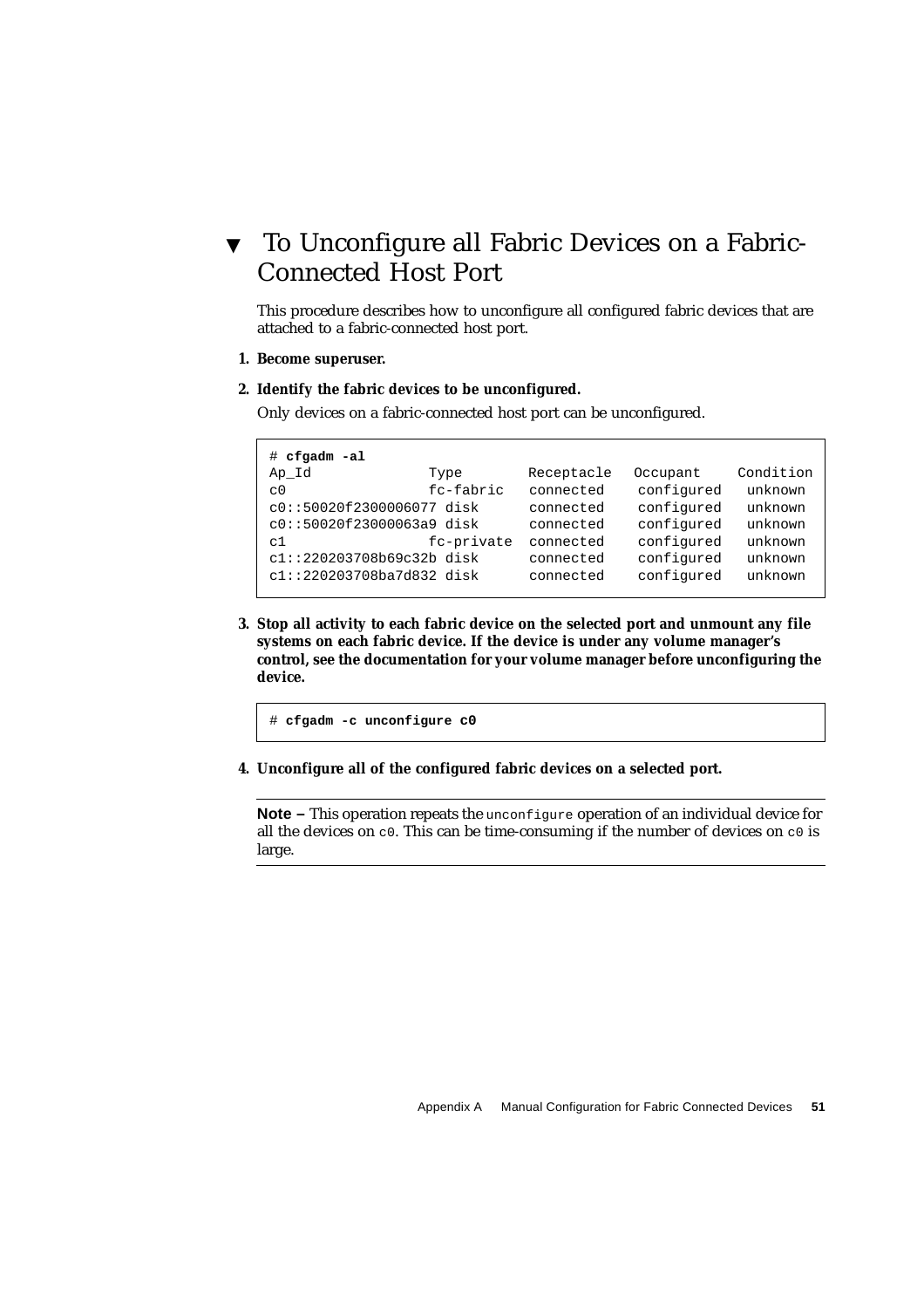## ▼ To Unconfigure all Fabric Devices on a Fabric-Connected Host Port

This procedure describes how to unconfigure all configured fabric devices that are attached to a fabric-connected host port.

1. **Become superuser.**
2. **Identify the fabric devices to be unconfigured.**

   Only devices on a fabric-connected host port can be unconfigured.

```
# cfgadm -al
Ap_Id                    Type        Receptacle   Occupant     Condition
c0                       fc-fabric   connected    configured   unknown
c0::50020f2300006077 disk            connected    configured   unknown
c0::50020f23000063a9 disk            connected    configured   unknown
c1                       fc-private  connected    configured   unknown
c1::220203708b69c32b disk            connected    configured   unknown
c1::220203708ba7d832 disk            connected    configured   unknown
```

3. **Stop all activity to each fabric device on the selected port and unmount any file systems on each fabric device. If the device is under any volume manager's control, see the documentation for your volume manager before unconfiguring the device.**

```
# cfgadm -c unconfigure c0
```

4. **Unconfigure all of the configured fabric devices on a selected port.**

---

**Note –** This operation repeats the `unconfigure` operation of an individual device for all the devices on `c0`. This can be time-consuming if the number of devices on `c0` is large.

---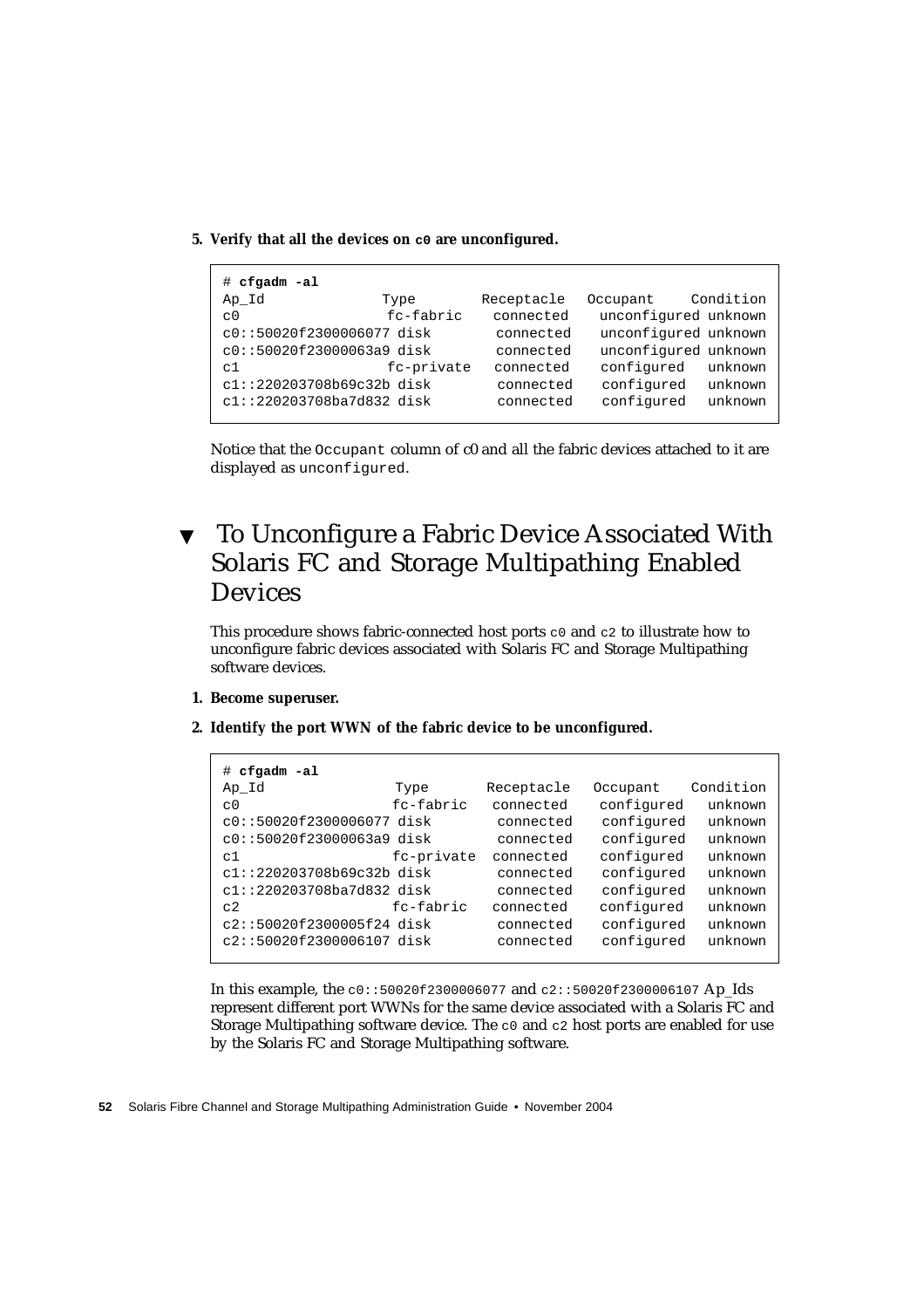5. **Verify that all the devices on `c0` are unconfigured.**

```
# cfgadm -al
Ap_Id              Type        Receptacle   Occupant     Condition
c0                  fc-fabric    connected    unconfigured unknown
c0::50020f2300006077 disk        connected    unconfigured unknown
c0::50020f23000063a9 disk        connected    unconfigured unknown
c1                  fc-private   connected    configured   unknown
c1::220203708b69c32b disk        connected    configured   unknown
c1::220203708ba7d832 disk        connected    configured   unknown
```

Notice that the `Occupant` column of c0 and all the fabric devices attached to it are displayed as `unconfigured`.

## ▼ To Unconfigure a Fabric Device Associated With Solaris FC and Storage Multipathing Enabled Devices

This procedure shows fabric-connected host ports `c0` and `c2` to illustrate how to unconfigure fabric devices associated with Solaris FC and Storage Multipathing software devices.

1. **Become superuser.**

2. **Identify the port WWN of the fabric device to be unconfigured.**

```
# cfgadm -al
Ap_Id                Type       Receptacle   Occupant    Condition
c0                   fc-fabric   connected    configured   unknown
c0::50020f2300006077 disk        connected    configured   unknown
c0::50020f23000063a9 disk        connected    configured   unknown
c1                   fc-private  connected    configured   unknown
c1::220203708b69c32b disk        connected    configured   unknown
c1::220203708ba7d832 disk        connected    configured   unknown
c2                   fc-fabric   connected    configured   unknown
c2::50020f2300005f24 disk        connected    configured   unknown
c2::50020f2300006107 disk        connected    configured   unknown
```

In this example, the `c0::50020f2300006077` and `c2::50020f2300006107` Ap_Ids represent different port WWNs for the same device associated with a Solaris FC and Storage Multipathing software device. The `c0` and `c2` host ports are enabled for use by the Solaris FC and Storage Multipathing software.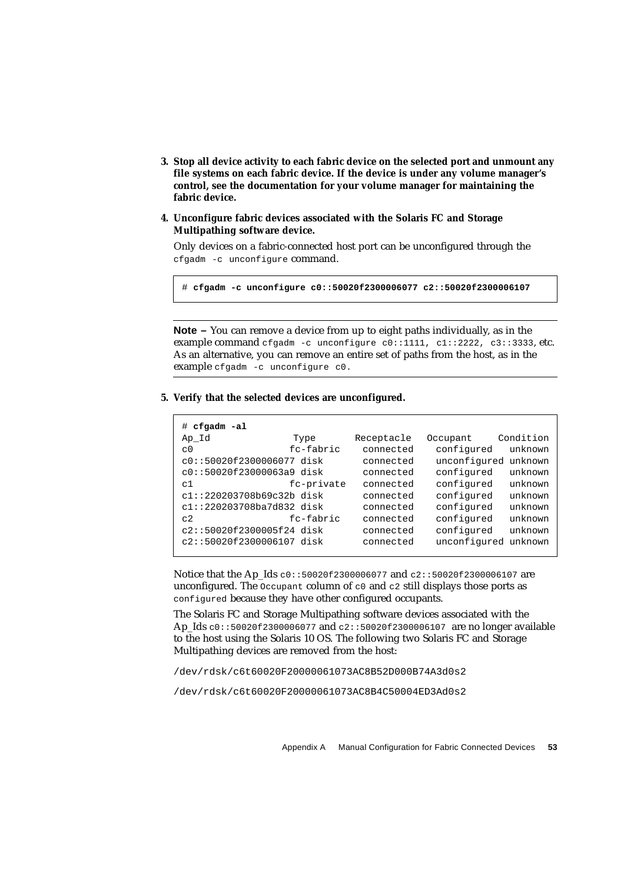3. **Stop all device activity to each fabric device on the selected port and unmount any file systems on each fabric device. If the device is under any volume manager's control, see the documentation for your volume manager for maintaining the fabric device.**

4. **Unconfigure fabric devices associated with the Solaris FC and Storage Multipathing software device.**

   Only devices on a fabric-connected host port can be unconfigured through the `cfgadm -c unconfigure` command.

   ```
   # cfgadm -c unconfigure c0::50020f2300006077 c2::50020f2300006107
   ```

   ---

   **Note –** You can remove a device from up to eight paths individually, as in the example command `cfgadm -c unconfigure c0::1111, c1::2222, c3::3333`, etc. As an alternative, you can remove an entire set of paths from the host, as in the example `cfgadm -c unconfigure c0`.

   ---

5. **Verify that the selected devices are unconfigured.**

   ```
   # cfgadm -al
   Ap_Id               Type       Receptacle   Occupant     Condition
   c0                 fc-fabric    connected    configured   unknown
   c0::50020f2300006077 disk       connected    unconfigured unknown
   c0::50020f23000063a9 disk       connected    configured   unknown
   c1                 fc-private   connected    configured   unknown
   c1::220203708b69c32b disk       connected    configured   unknown
   c1::220203708ba7d832 disk       connected    configured   unknown
   c2                 fc-fabric    connected    configured   unknown
   c2::50020f2300005f24 disk       connected    configured   unknown
   c2::50020f2300006107 disk       connected    unconfigured unknown
   ```

   Notice that the Ap_Ids `c0::50020f2300006077` and `c2::50020f2300006107` are unconfigured. The `Occupant` column of `c0` and `c2` still displays those ports as `configured` because they have other configured occupants.

   The Solaris FC and Storage Multipathing software devices associated with the Ap_Ids `c0::50020f2300006077` and `c2::50020f2300006107` are no longer available to the host using the Solaris 10 OS. The following two Solaris FC and Storage Multipathing devices are removed from the host:

   `/dev/rdsk/c6t60020F20000061073AC8B52D000B74A3d0s2`

   `/dev/rdsk/c6t60020F20000061073AC8B4C50004ED3Ad0s2`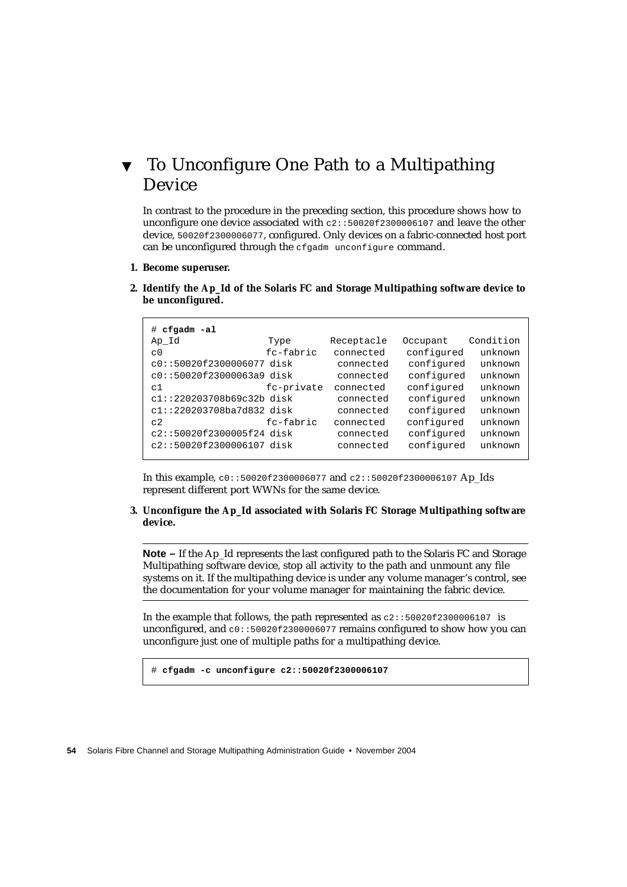## ▼ To Unconfigure One Path to a Multipathing Device

In contrast to the procedure in the preceding section, this procedure shows how to unconfigure one device associated with `c2::50020f2300006107` and leave the other device, `50020f2300006077`, configured. Only devices on a fabric-connected host port can be unconfigured through the `cfgadm unconfigure` command.

1. **Become superuser.**

2. **Identify the Ap_Id of the Solaris FC and Storage Multipathing software device to be unconfigured.**

```
# cfgadm -al
Ap_Id                Type       Receptacle   Occupant    Condition
c0                   fc-fabric   connected    configured   unknown
c0::50020f2300006077 disk        connected    configured   unknown
c0::50020f23000063a9 disk        connected    configured   unknown
c1                   fc-private  connected    configured   unknown
c1::220203708b69c32b disk        connected    configured   unknown
c1::220203708ba7d832 disk        connected    configured   unknown
c2                   fc-fabric   connected    configured   unknown
c2::50020f2300005f24 disk        connected    configured   unknown
c2::50020f2300006107 disk        connected    configured   unknown
```

In this example, `c0::50020f2300006077` and `c2::50020f2300006107` Ap_Ids represent different port WWNs for the same device.

3. **Unconfigure the Ap_Id associated with Solaris FC Storage Multipathing software device.**

---

**Note –** If the Ap_Id represents the last configured path to the Solaris FC and Storage Multipathing software device, stop all activity to the path and unmount any file systems on it. If the multipathing device is under any volume manager's control, see the documentation for your volume manager for maintaining the fabric device.

---

In the example that follows, the path represented as `c2::50020f2300006107` is unconfigured, and `c0::50020f2300006077` remains configured to show how you can unconfigure just one of multiple paths for a multipathing device.

```
# cfgadm -c unconfigure c2::50020f2300006107
```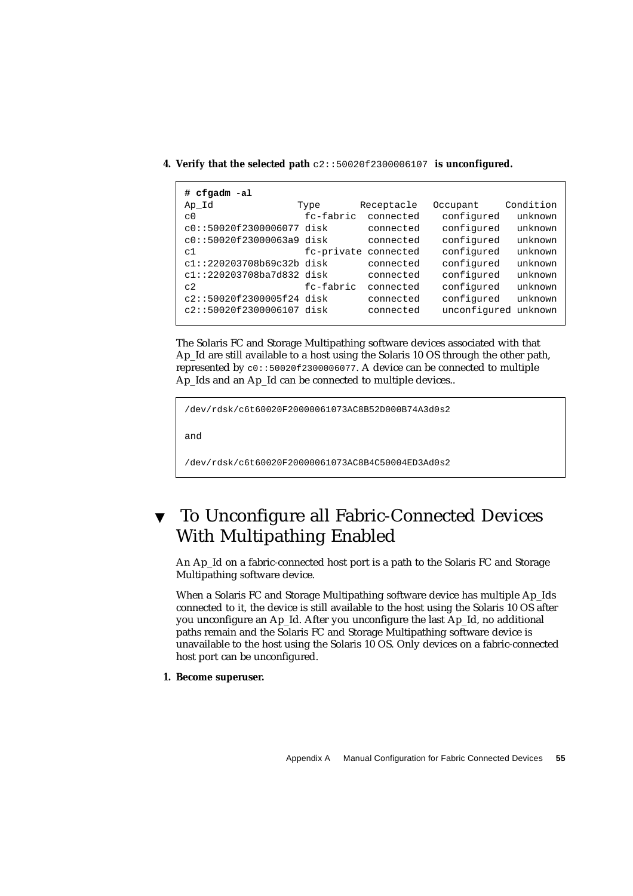**4. Verify that the selected path** `c2::50020f2300006107` **is unconfigured.**

```
# cfgadm -al
Ap_Id                Type        Receptacle   Occupant     Condition
c0                   fc-fabric   connected    configured   unknown
c0::50020f2300006077 disk        connected    configured   unknown
c0::50020f23000063a9 disk        connected    configured   unknown
c1                   fc-private  connected    configured   unknown
c1::220203708b69c32b disk        connected    configured   unknown
c1::220203708ba7d832 disk        connected    configured   unknown
c2                   fc-fabric   connected    configured   unknown
c2::50020f2300005f24 disk        connected    configured   unknown
c2::50020f2300006107 disk        connected    unconfigured unknown
```

The Solaris FC and Storage Multipathing software devices associated with that Ap_Id are still available to a host using the Solaris 10 OS through the other path, represented by `c0::50020f2300006077`. A device can be connected to multiple Ap_Ids and an Ap_Id can be connected to multiple devices..

```
/dev/rdsk/c6t60020F20000061073AC8B52D000B74A3d0s2

and

/dev/rdsk/c6t60020F20000061073AC8B4C50004ED3Ad0s2
```

## ▼ To Unconfigure all Fabric-Connected Devices With Multipathing Enabled

An Ap_Id on a fabric-connected host port is a path to the Solaris FC and Storage Multipathing software device.

When a Solaris FC and Storage Multipathing software device has multiple Ap_Ids connected to it, the device is still available to the host using the Solaris 10 OS after you unconfigure an Ap_Id. After you unconfigure the last Ap_Id, no additional paths remain and the Solaris FC and Storage Multipathing software device is unavailable to the host using the Solaris 10 OS. Only devices on a fabric-connected host port can be unconfigured.

**1. Become superuser.**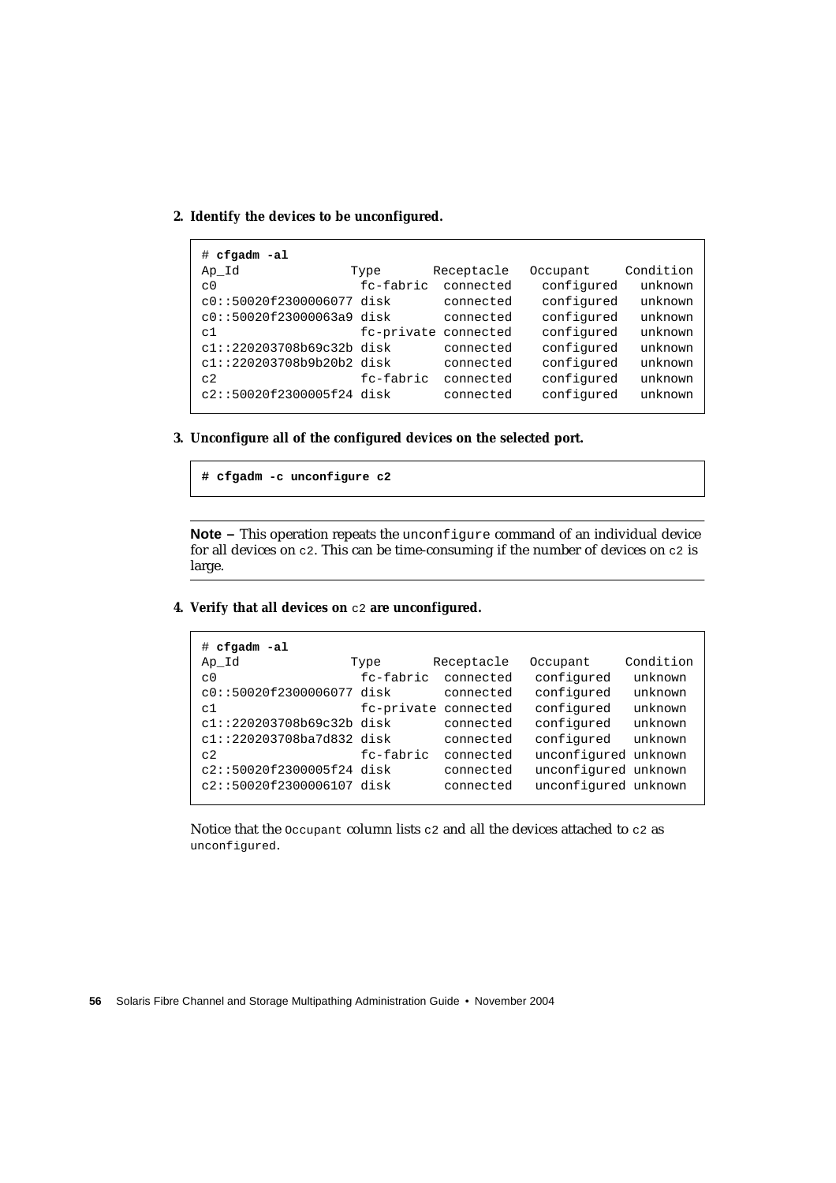**2. Identify the devices to be unconfigured.**

```
# cfgadm -al
Ap_Id                Type       Receptacle   Occupant     Condition
c0                    fc-fabric  connected    configured   unknown
c0::50020f2300006077 disk       connected    configured   unknown
c0::50020f23000063a9 disk       connected    configured   unknown
c1                    fc-private connected    configured   unknown
c1::220203708b69c32b disk       connected    configured   unknown
c1::220203708b9b20b2 disk       connected    configured   unknown
c2                    fc-fabric  connected    configured   unknown
c2::50020f2300005f24 disk       connected    configured   unknown
```

**3. Unconfigure all of the configured devices on the selected port.**

```
# cfgadm -c unconfigure c2
```

---

**Note –** This operation repeats the `unconfigure` command of an individual device for all devices on `c2`. This can be time-consuming if the number of devices on `c2` is large.

---

**4. Verify that all devices on `c2` are unconfigured.**

```
# cfgadm -al
Ap_Id                Type       Receptacle   Occupant     Condition
c0                    fc-fabric  connected   configured    unknown
c0::50020f2300006077 disk       connected   configured    unknown
c1                    fc-private connected   configured    unknown
c1::220203708b69c32b disk       connected   configured    unknown
c1::220203708ba7d832 disk       connected   configured    unknown
c2                    fc-fabric  connected   unconfigured unknown
c2::50020f2300005f24 disk       connected   unconfigured unknown
c2::50020f2300006107 disk       connected   unconfigured unknown
```

Notice that the `Occupant` column lists `c2` and all the devices attached to `c2` as `unconfigured`.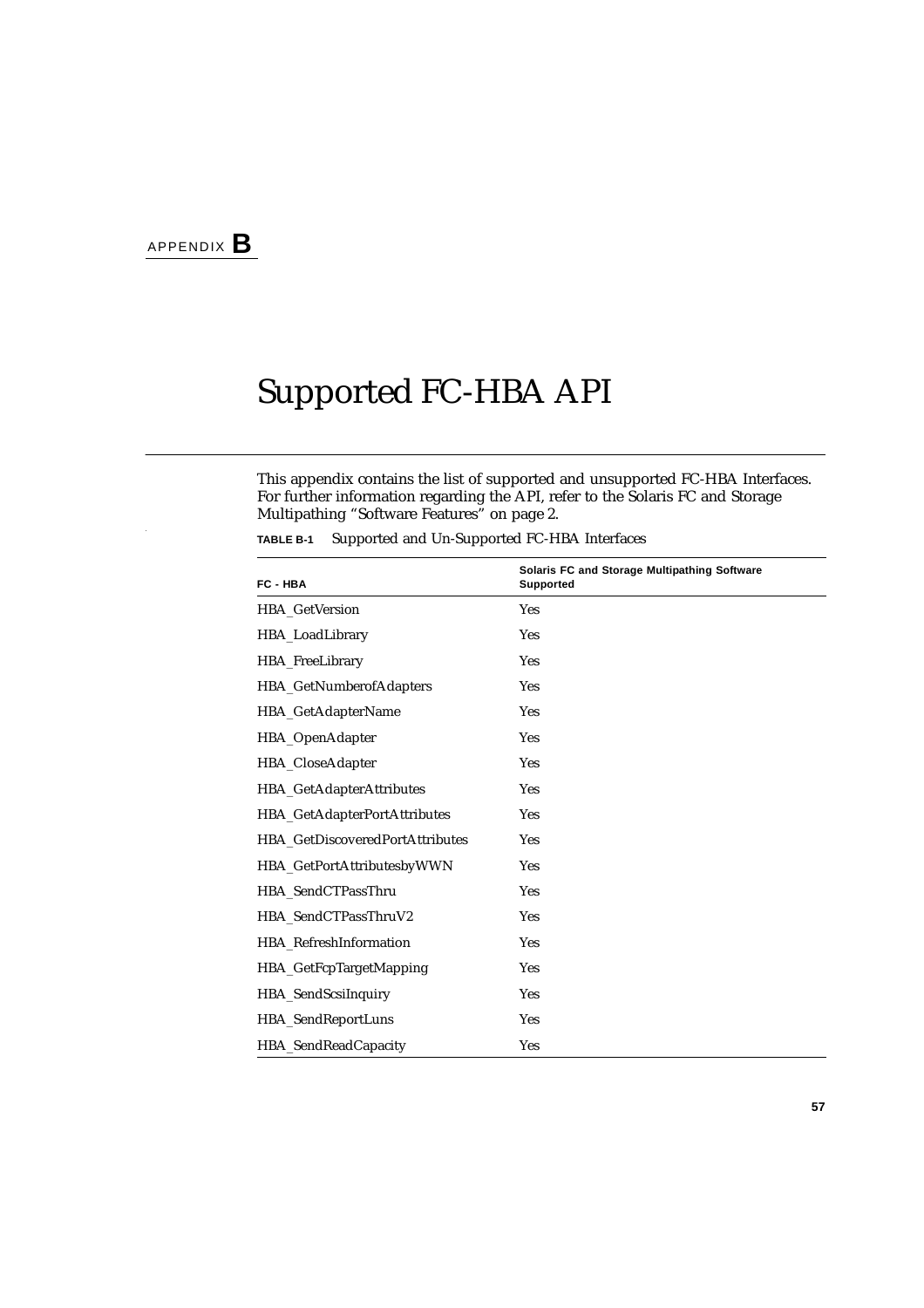APPENDIX **B**

# Supported FC-HBA API

This appendix contains the list of supported and unsupported FC-HBA Interfaces. For further information regarding the API, refer to the Solaris FC and Storage Multipathing "Software Features" on page 2.

**TABLE B-1** Supported and Un-Supported FC-HBA Interfaces

| FC - HBA | Solaris FC and Storage Multipathing Software Supported |
|---|---|
| HBA_GetVersion | Yes |
| HBA_LoadLibrary | Yes |
| HBA_FreeLibrary | Yes |
| HBA_GetNumberofAdapters | Yes |
| HBA_GetAdapterName | Yes |
| HBA_OpenAdapter | Yes |
| HBA_CloseAdapter | Yes |
| HBA_GetAdapterAttributes | Yes |
| HBA_GetAdapterPortAttributes | Yes |
| HBA_GetDiscoveredPortAttributes | Yes |
| HBA_GetPortAttributesbyWWN | Yes |
| HBA_SendCTPassThru | Yes |
| HBA_SendCTPassThruV2 | Yes |
| HBA_RefreshInformation | Yes |
| HBA_GetFcpTargetMapping | Yes |
| HBA_SendScsiInquiry | Yes |
| HBA_SendReportLuns | Yes |
| HBA_SendReadCapacity | Yes |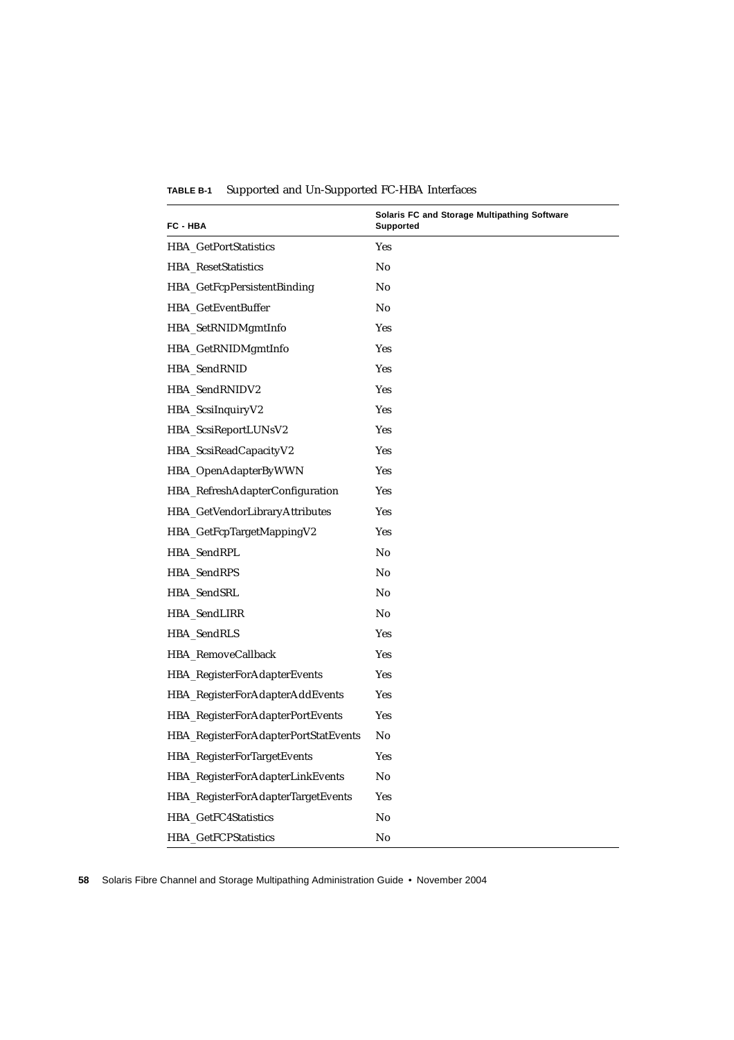**TABLE B-1** Supported and Un-Supported FC-HBA Interfaces

| FC - HBA | Solaris FC and Storage Multipathing Software Supported |
|---|---|
| HBA_GetPortStatistics | Yes |
| HBA_ResetStatistics | No |
| HBA_GetFcpPersistentBinding | No |
| HBA_GetEventBuffer | No |
| HBA_SetRNIDMgmtInfo | Yes |
| HBA_GetRNIDMgmtInfo | Yes |
| HBA_SendRNID | Yes |
| HBA_SendRNIDV2 | Yes |
| HBA_ScsiInquiryV2 | Yes |
| HBA_ScsiReportLUNsV2 | Yes |
| HBA_ScsiReadCapacityV2 | Yes |
| HBA_OpenAdapterByWWN | Yes |
| HBA_RefreshAdapterConfiguration | Yes |
| HBA_GetVendorLibraryAttributes | Yes |
| HBA_GetFcpTargetMappingV2 | Yes |
| HBA_SendRPL | No |
| HBA_SendRPS | No |
| HBA_SendSRL | No |
| HBA_SendLIRR | No |
| HBA_SendRLS | Yes |
| HBA_RemoveCallback | Yes |
| HBA_RegisterForAdapterEvents | Yes |
| HBA_RegisterForAdapterAddEvents | Yes |
| HBA_RegisterForAdapterPortEvents | Yes |
| HBA_RegisterForAdapterPortStatEvents | No |
| HBA_RegisterForTargetEvents | Yes |
| HBA_RegisterForAdapterLinkEvents | No |
| HBA_RegisterForAdapterTargetEvents | Yes |
| HBA_GetFC4Statistics | No |
| HBA_GetFCPStatistics | No |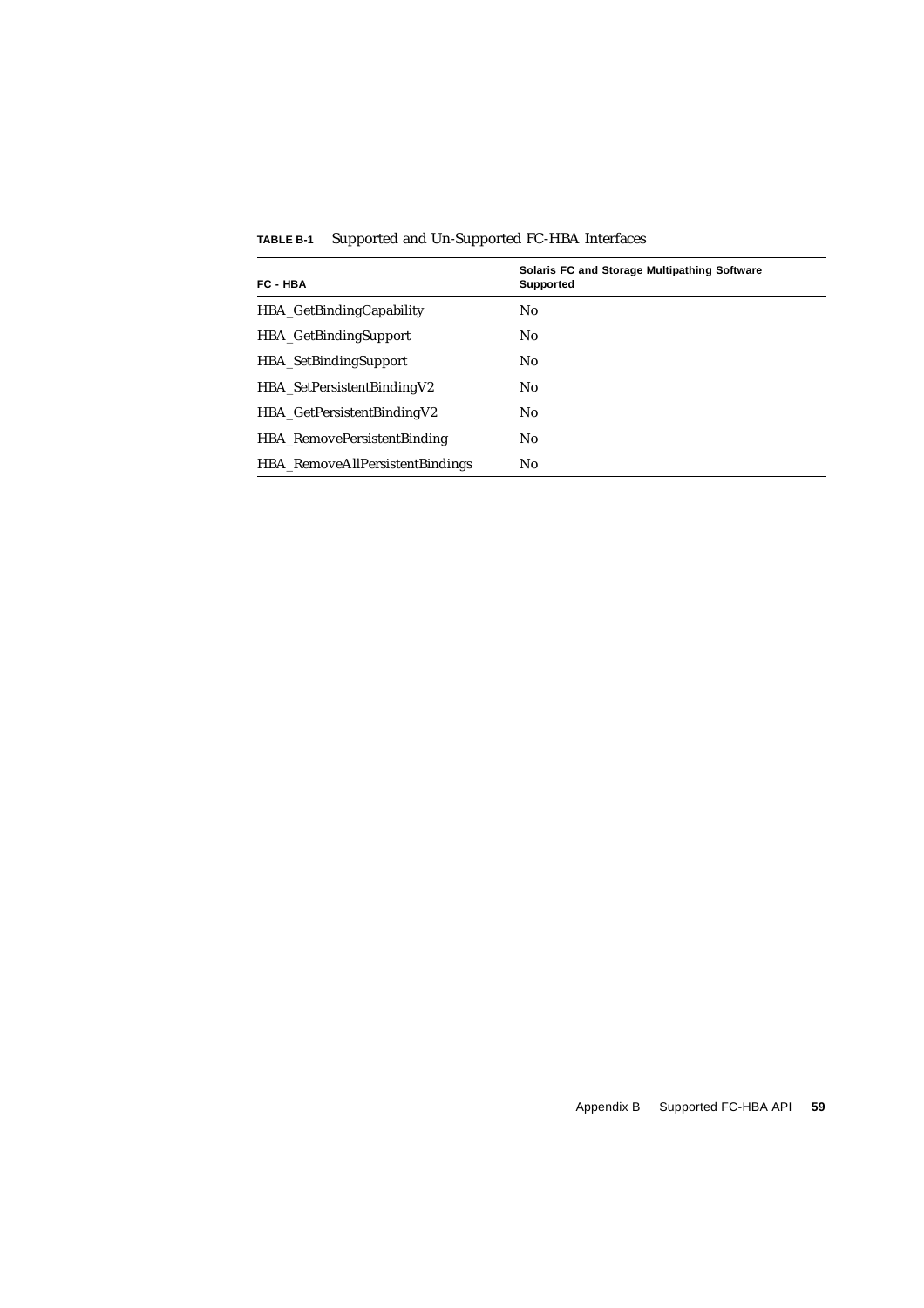**TABLE B-1** Supported and Un-Supported FC-HBA Interfaces

| FC - HBA | Solaris FC and Storage Multipathing Software Supported |
|---|---|
| HBA_GetBindingCapability | No |
| HBA_GetBindingSupport | No |
| HBA_SetBindingSupport | No |
| HBA_SetPersistentBindingV2 | No |
| HBA_GetPersistentBindingV2 | No |
| HBA_RemovePersistentBinding | No |
| HBA_RemoveAllPersistentBindings | No |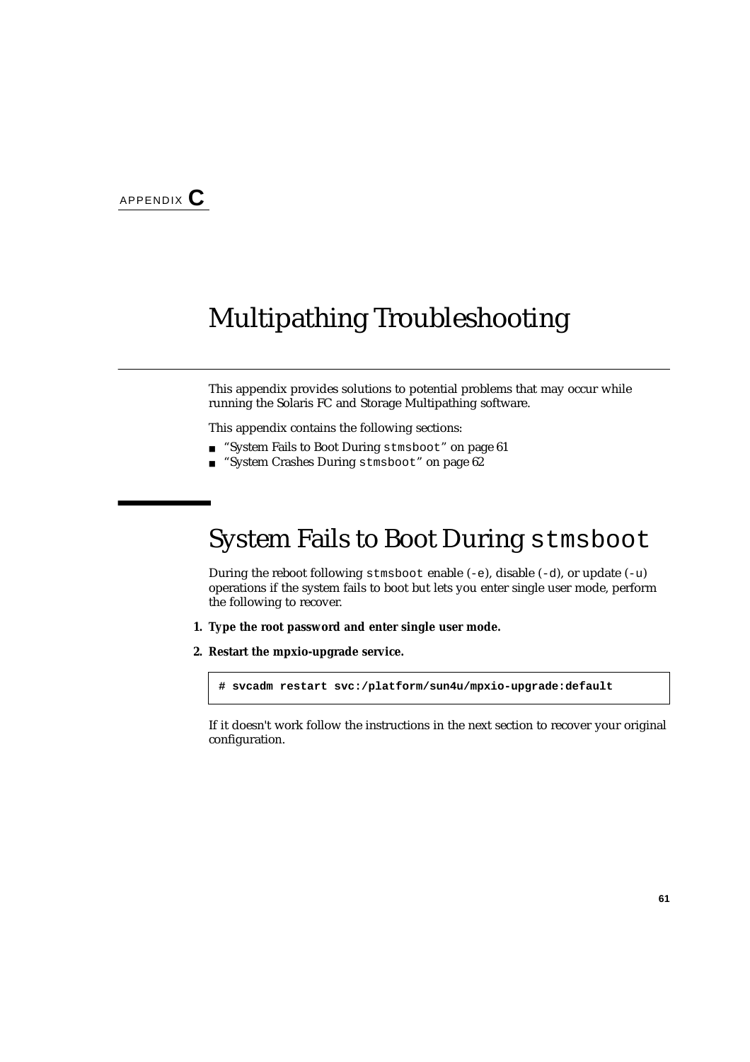APPENDIX **C**

# Multipathing Troubleshooting

This appendix provides solutions to potential problems that may occur while running the Solaris FC and Storage Multipathing software.

This appendix contains the following sections:

- "System Fails to Boot During `stmsboot`" on page 61
- "System Crashes During `stmsboot`" on page 62

## System Fails to Boot During `stmsboot`

During the reboot following `stmsboot` enable (`-e`), disable (`-d`), or update (`-u`) operations if the system fails to boot but lets you enter single user mode, perform the following to recover.

1. **Type the root password and enter single user mode.**
2. **Restart the mpxio-upgrade service.**

```
# svcadm restart svc:/platform/sun4u/mpxio-upgrade:default
```

If it doesn't work follow the instructions in the next section to recover your original configuration.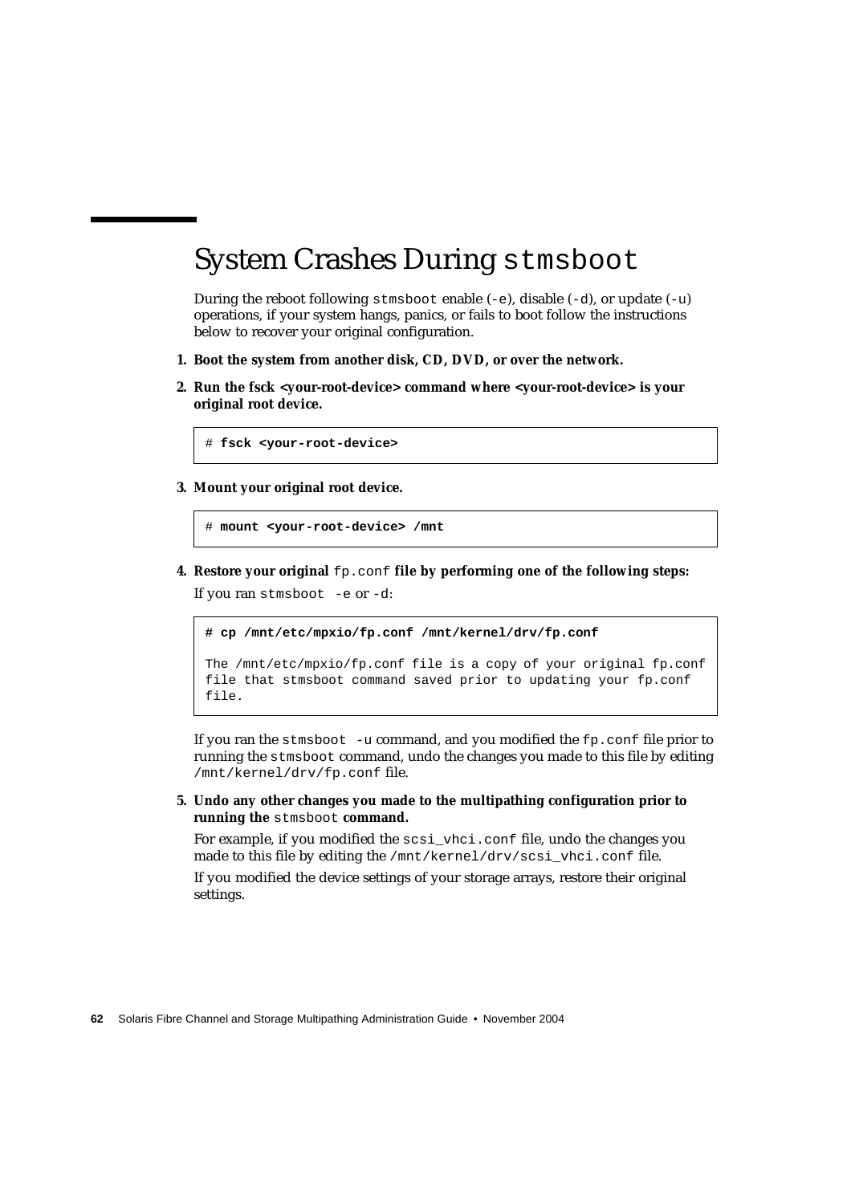# System Crashes During `stmsboot`

During the reboot following `stmsboot` enable (`-e`), disable (`-d`), or update (`-u`) operations, if your system hangs, panics, or fails to boot follow the instructions below to recover your original configuration.

1. **Boot the system from another disk, CD, DVD, or over the network.**

2. **Run the fsck <your-root-device> command where <your-root-device> is your original root device.**

```
# fsck <your-root-device>
```

3. **Mount your original root device.**

```
# mount <your-root-device> /mnt
```

4. **Restore your original `fp.conf` file by performing one of the following steps:**

   If you ran `stmsboot -e` or `-d`:

```
# cp /mnt/etc/mpxio/fp.conf /mnt/kernel/drv/fp.conf

The /mnt/etc/mpxio/fp.conf file is a copy of your original fp.conf
file that stmsboot command saved prior to updating your fp.conf
file.
```

   If you ran the `stmsboot -u` command, and you modified the `fp.conf` file prior to running the `stmsboot` command, undo the changes you made to this file by editing `/mnt/kernel/drv/fp.conf` file.

5. **Undo any other changes you made to the multipathing configuration prior to running the `stmsboot` command.**

   For example, if you modified the `scsi_vhci.conf` file, undo the changes you made to this file by editing the `/mnt/kernel/drv/scsi_vhci.conf` file.

   If you modified the device settings of your storage arrays, restore their original settings.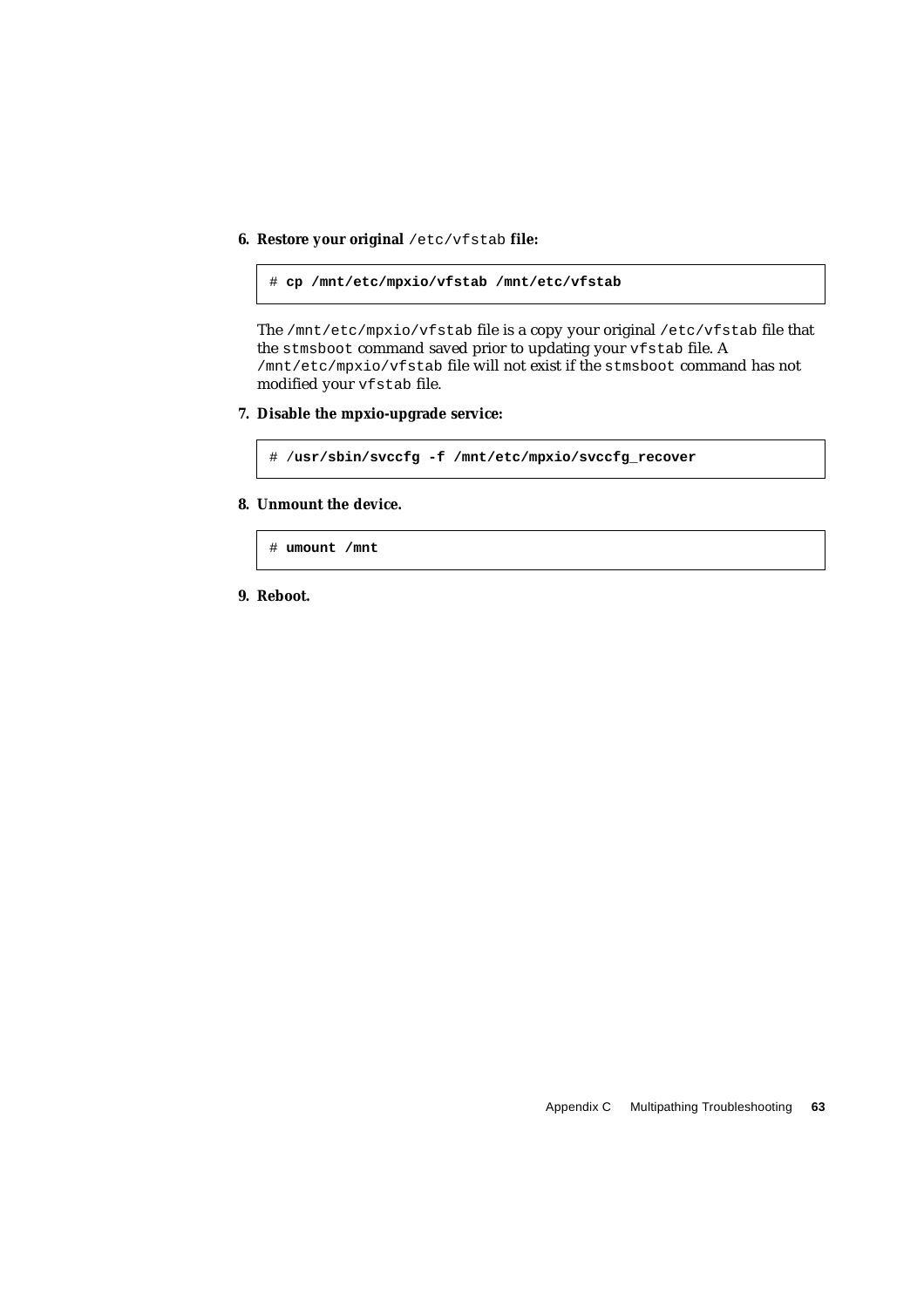6. **Restore your original `/etc/vfstab` file:**

```
# cp /mnt/etc/mpxio/vfstab /mnt/etc/vfstab
```

The `/mnt/etc/mpxio/vfstab` file is a copy your original `/etc/vfstab` file that the `stmsboot` command saved prior to updating your `vfstab` file. A `/mnt/etc/mpxio/vfstab` file will not exist if the `stmsboot` command has not modified your `vfstab` file.

7. **Disable the mpxio-upgrade service:**

```
# /usr/sbin/svccfg -f /mnt/etc/mpxio/svccfg_recover
```

8. **Unmount the device.**

```
# umount /mnt
```

9. **Reboot.**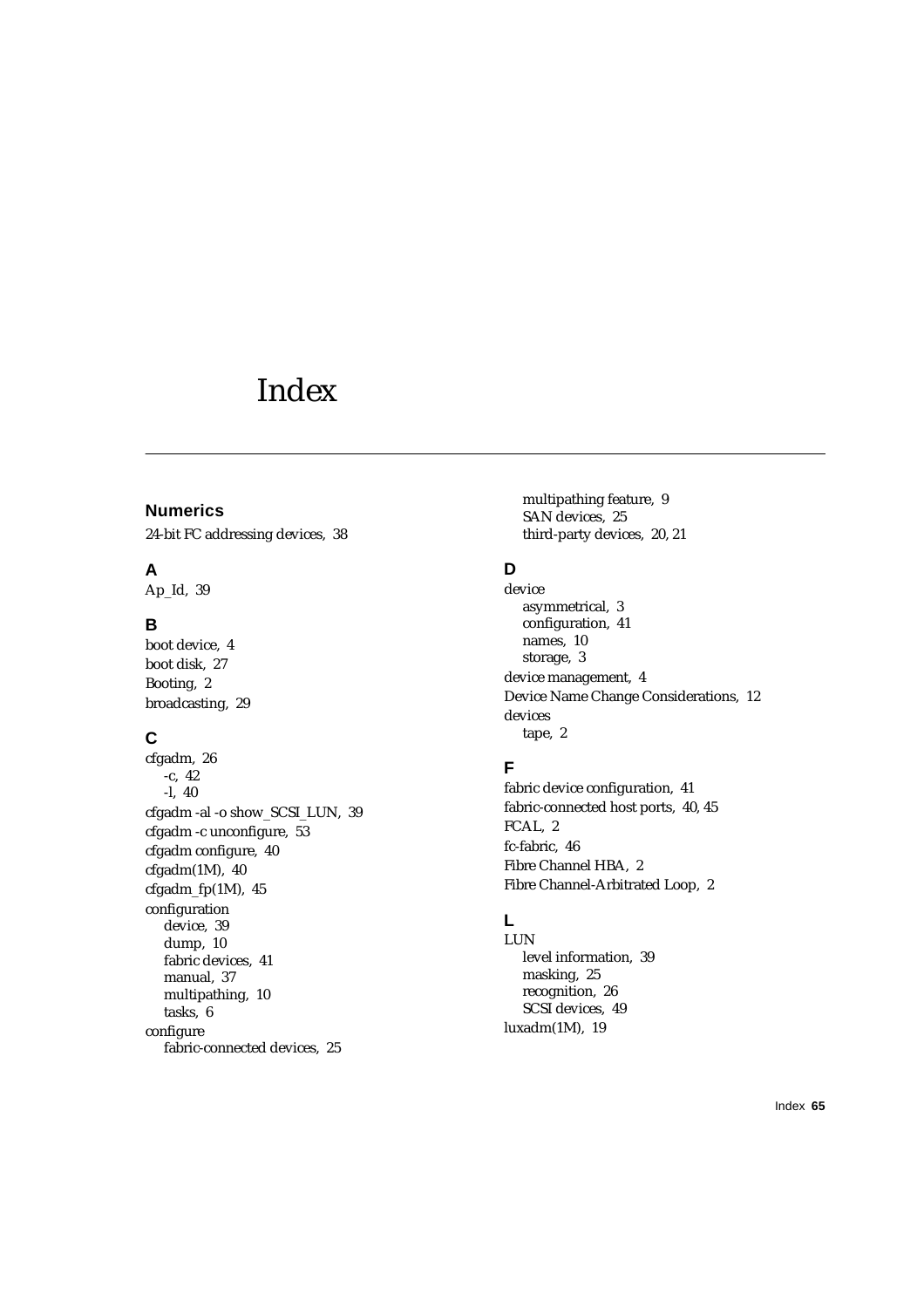# Index

## Numerics

24-bit FC addressing devices, 38

## A

Ap_Id, 39

## B

boot device, 4
boot disk, 27
Booting, 2
broadcasting, 29

## C

cfgadm, 26
- -c, 42
- -l, 40

cfgadm -al -o show_SCSI_LUN, 39
cfgadm -c unconfigure, 53
cfgadm configure, 40
cfgadm(1M), 40
cfgadm_fp(1M), 45
configuration
- device, 39
- dump, 10
- fabric devices, 41
- manual, 37
- multipathing, 10
- tasks, 6

configure
- fabric-connected devices, 25
- multipathing feature, 9
- SAN devices, 25
- third-party devices, 20, 21

## D

device
- asymmetrical, 3
- configuration, 41
- names, 10
- storage, 3

device management, 4
Device Name Change Considerations, 12
devices
- tape, 2

## F

fabric device configuration, 41
fabric-connected host ports, 40, 45
FCAL, 2
fc-fabric, 46
Fibre Channel HBA, 2
Fibre Channel-Arbitrated Loop, 2

## L

LUN
- level information, 39
- masking, 25
- recognition, 26
- SCSI devices, 49

luxadm(1M), 19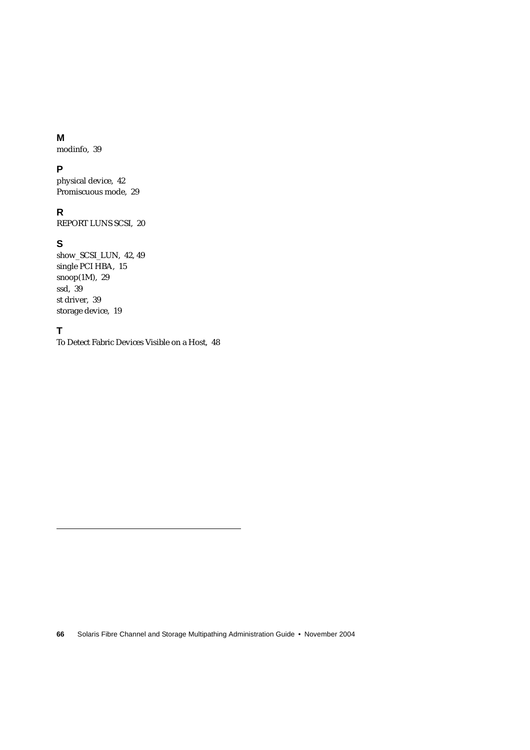**M**

modinfo, 39

**P**

physical device, 42
Promiscuous mode, 29

**R**

REPORT LUNS SCSI, 20

**S**

show_SCSI_LUN, 42, 49
single PCI HBA, 15
snoop(1M), 29
ssd, 39
st driver, 39
storage device, 19

**T**

To Detect Fabric Devices Visible on a Host, 48